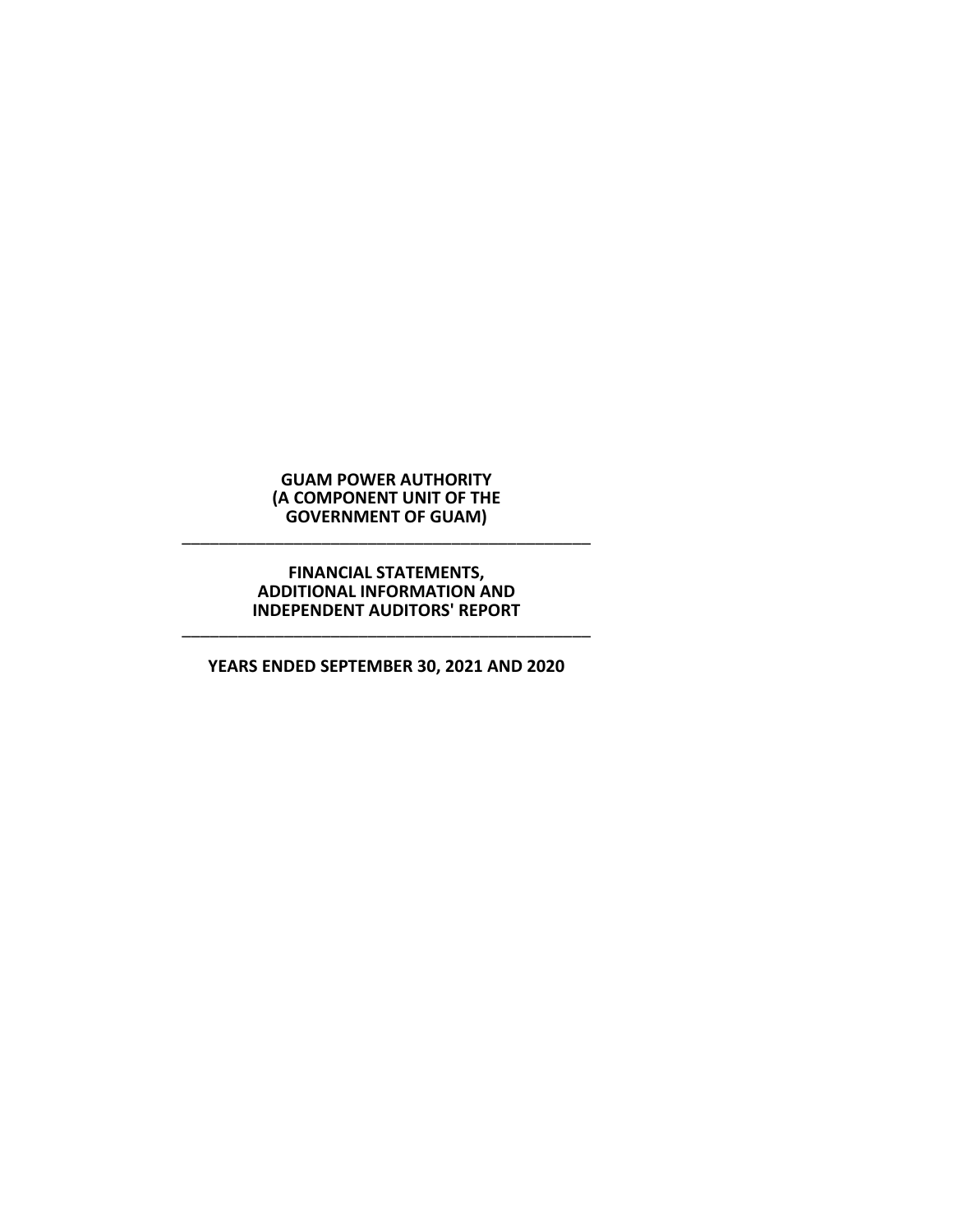# GUAM POWER AUTHORITY
## (A COMPONENT UNIT OF THE GOVERNMENT OF GUAM)

---

## FINANCIAL STATEMENTS, ADDITIONAL INFORMATION AND INDEPENDENT AUDITORS' REPORT

---

**YEARS ENDED SEPTEMBER 30, 2021 AND 2020**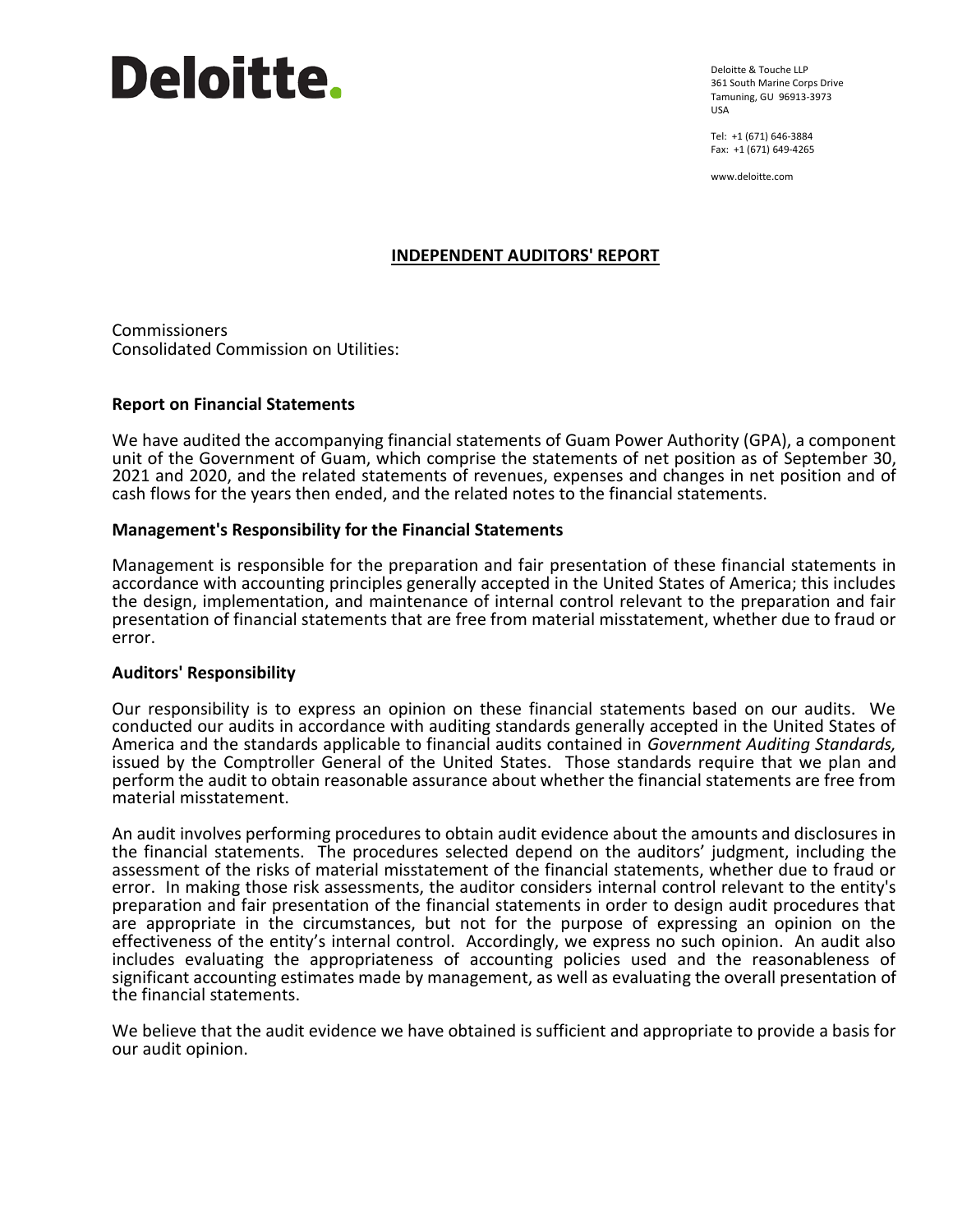Deloitte.

Deloitte & Touche LLP
361 South Marine Corps Drive
Tamuning, GU 96913-3973
USA

Tel: +1 (671) 646-3884
Fax: +1 (671) 649-4265

www.deloitte.com

# INDEPENDENT AUDITORS' REPORT

Commissioners
Consolidated Commission on Utilities:

## Report on Financial Statements

We have audited the accompanying financial statements of Guam Power Authority (GPA), a component unit of the Government of Guam, which comprise the statements of net position as of September 30, 2021 and 2020, and the related statements of revenues, expenses and changes in net position and of cash flows for the years then ended, and the related notes to the financial statements.

## Management's Responsibility for the Financial Statements

Management is responsible for the preparation and fair presentation of these financial statements in accordance with accounting principles generally accepted in the United States of America; this includes the design, implementation, and maintenance of internal control relevant to the preparation and fair presentation of financial statements that are free from material misstatement, whether due to fraud or error.

## Auditors' Responsibility

Our responsibility is to express an opinion on these financial statements based on our audits. We conducted our audits in accordance with auditing standards generally accepted in the United States of America and the standards applicable to financial audits contained in *Government Auditing Standards,* issued by the Comptroller General of the United States. Those standards require that we plan and perform the audit to obtain reasonable assurance about whether the financial statements are free from material misstatement.

An audit involves performing procedures to obtain audit evidence about the amounts and disclosures in the financial statements. The procedures selected depend on the auditors' judgment, including the assessment of the risks of material misstatement of the financial statements, whether due to fraud or error. In making those risk assessments, the auditor considers internal control relevant to the entity's preparation and fair presentation of the financial statements in order to design audit procedures that are appropriate in the circumstances, but not for the purpose of expressing an opinion on the effectiveness of the entity's internal control. Accordingly, we express no such opinion. An audit also includes evaluating the appropriateness of accounting policies used and the reasonableness of significant accounting estimates made by management, as well as evaluating the overall presentation of the financial statements.

We believe that the audit evidence we have obtained is sufficient and appropriate to provide a basis for our audit opinion.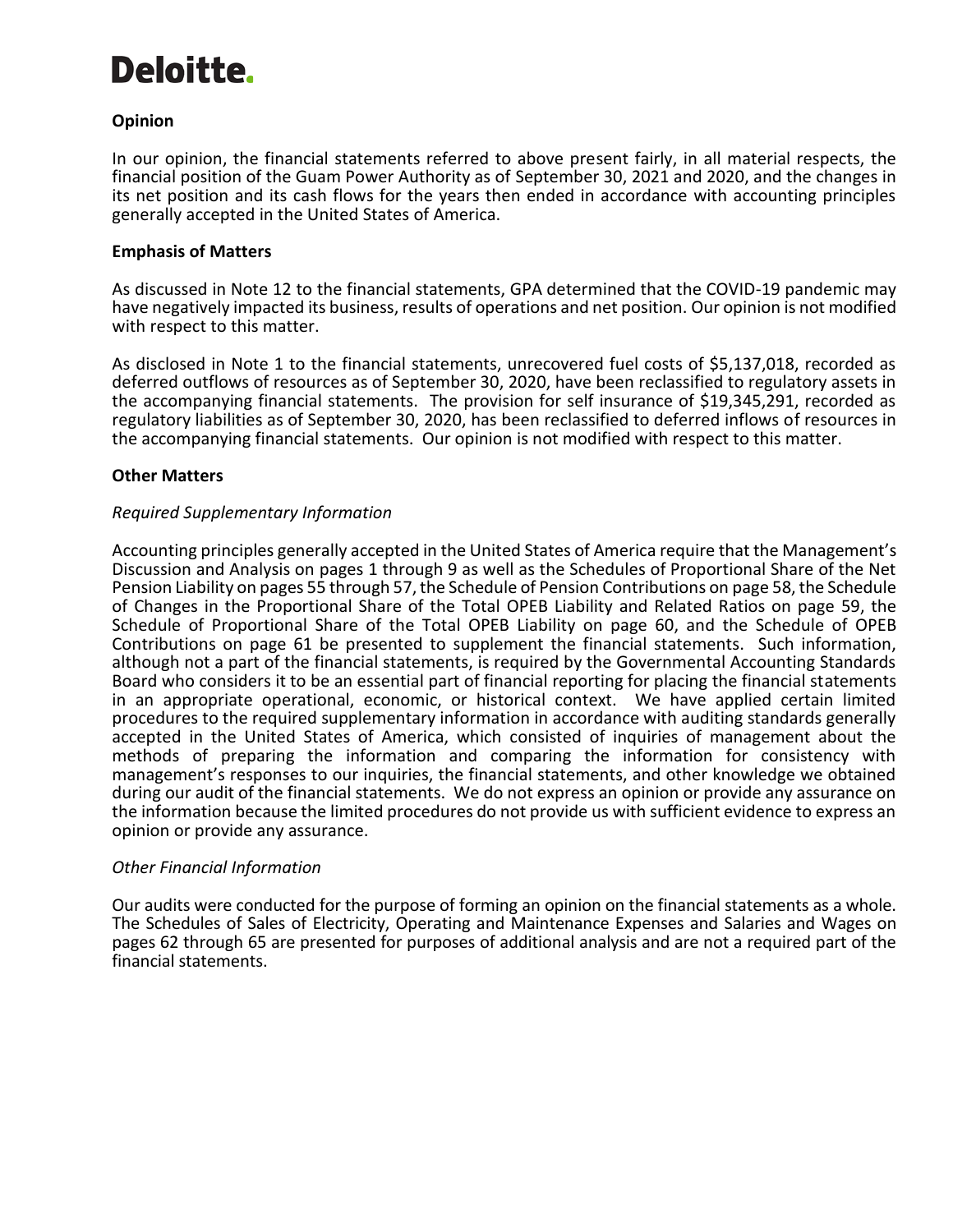**Deloitte.**

**Opinion**

In our opinion, the financial statements referred to above present fairly, in all material respects, the financial position of the Guam Power Authority as of September 30, 2021 and 2020, and the changes in its net position and its cash flows for the years then ended in accordance with accounting principles generally accepted in the United States of America.

**Emphasis of Matters**

As discussed in Note 12 to the financial statements, GPA determined that the COVID-19 pandemic may have negatively impacted its business, results of operations and net position. Our opinion is not modified with respect to this matter.

As disclosed in Note 1 to the financial statements, unrecovered fuel costs of $5,137,018, recorded as deferred outflows of resources as of September 30, 2020, have been reclassified to regulatory assets in the accompanying financial statements. The provision for self insurance of $19,345,291, recorded as regulatory liabilities as of September 30, 2020, has been reclassified to deferred inflows of resources in the accompanying financial statements. Our opinion is not modified with respect to this matter.

**Other Matters**

*Required Supplementary Information*

Accounting principles generally accepted in the United States of America require that the Management's Discussion and Analysis on pages 1 through 9 as well as the Schedules of Proportional Share of the Net Pension Liability on pages 55 through 57, the Schedule of Pension Contributions on page 58, the Schedule of Changes in the Proportional Share of the Total OPEB Liability and Related Ratios on page 59, the Schedule of Proportional Share of the Total OPEB Liability on page 60, and the Schedule of OPEB Contributions on page 61 be presented to supplement the financial statements. Such information, although not a part of the financial statements, is required by the Governmental Accounting Standards Board who considers it to be an essential part of financial reporting for placing the financial statements in an appropriate operational, economic, or historical context. We have applied certain limited procedures to the required supplementary information in accordance with auditing standards generally accepted in the United States of America, which consisted of inquiries of management about the methods of preparing the information and comparing the information for consistency with management's responses to our inquiries, the financial statements, and other knowledge we obtained during our audit of the financial statements. We do not express an opinion or provide any assurance on the information because the limited procedures do not provide us with sufficient evidence to express an opinion or provide any assurance.

*Other Financial Information*

Our audits were conducted for the purpose of forming an opinion on the financial statements as a whole. The Schedules of Sales of Electricity, Operating and Maintenance Expenses and Salaries and Wages on pages 62 through 65 are presented for purposes of additional analysis and are not a required part of the financial statements.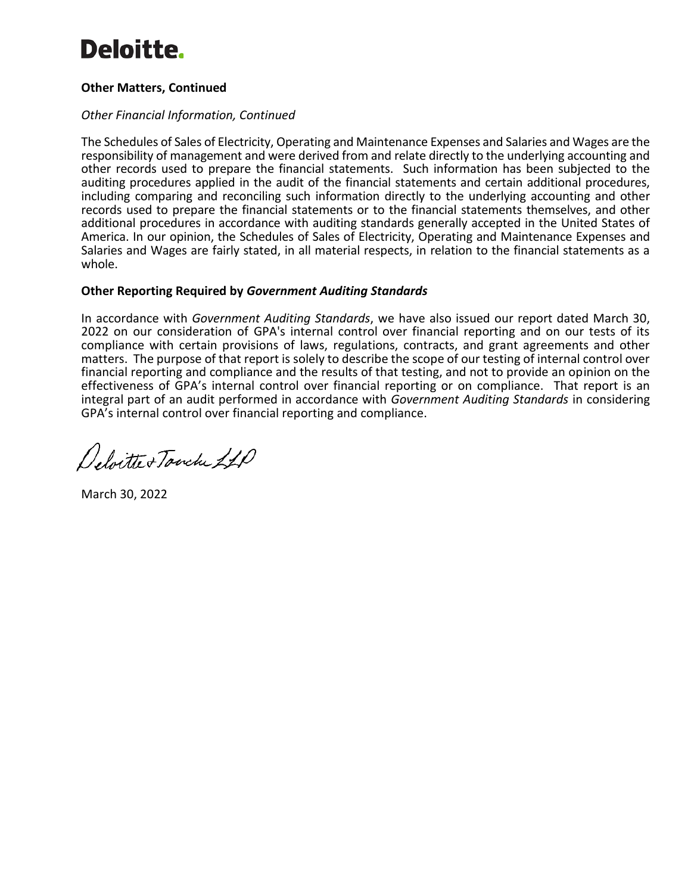**Other Matters, Continued**

*Other Financial Information, Continued*

The Schedules of Sales of Electricity, Operating and Maintenance Expenses and Salaries and Wages are the responsibility of management and were derived from and relate directly to the underlying accounting and other records used to prepare the financial statements. Such information has been subjected to the auditing procedures applied in the audit of the financial statements and certain additional procedures, including comparing and reconciling such information directly to the underlying accounting and other records used to prepare the financial statements or to the financial statements themselves, and other additional procedures in accordance with auditing standards generally accepted in the United States of America. In our opinion, the Schedules of Sales of Electricity, Operating and Maintenance Expenses and Salaries and Wages are fairly stated, in all material respects, in relation to the financial statements as a whole.

**Other Reporting Required by *Government Auditing Standards***

In accordance with *Government Auditing Standards*, we have also issued our report dated March 30, 2022 on our consideration of GPA's internal control over financial reporting and on our tests of its compliance with certain provisions of laws, regulations, contracts, and grant agreements and other matters. The purpose of that report is solely to describe the scope of our testing of internal control over financial reporting and compliance and the results of that testing, and not to provide an opinion on the effectiveness of GPA's internal control over financial reporting or on compliance. That report is an integral part of an audit performed in accordance with *Government Auditing Standards* in considering GPA's internal control over financial reporting and compliance.

Deloitte & Touche LLP

March 30, 2022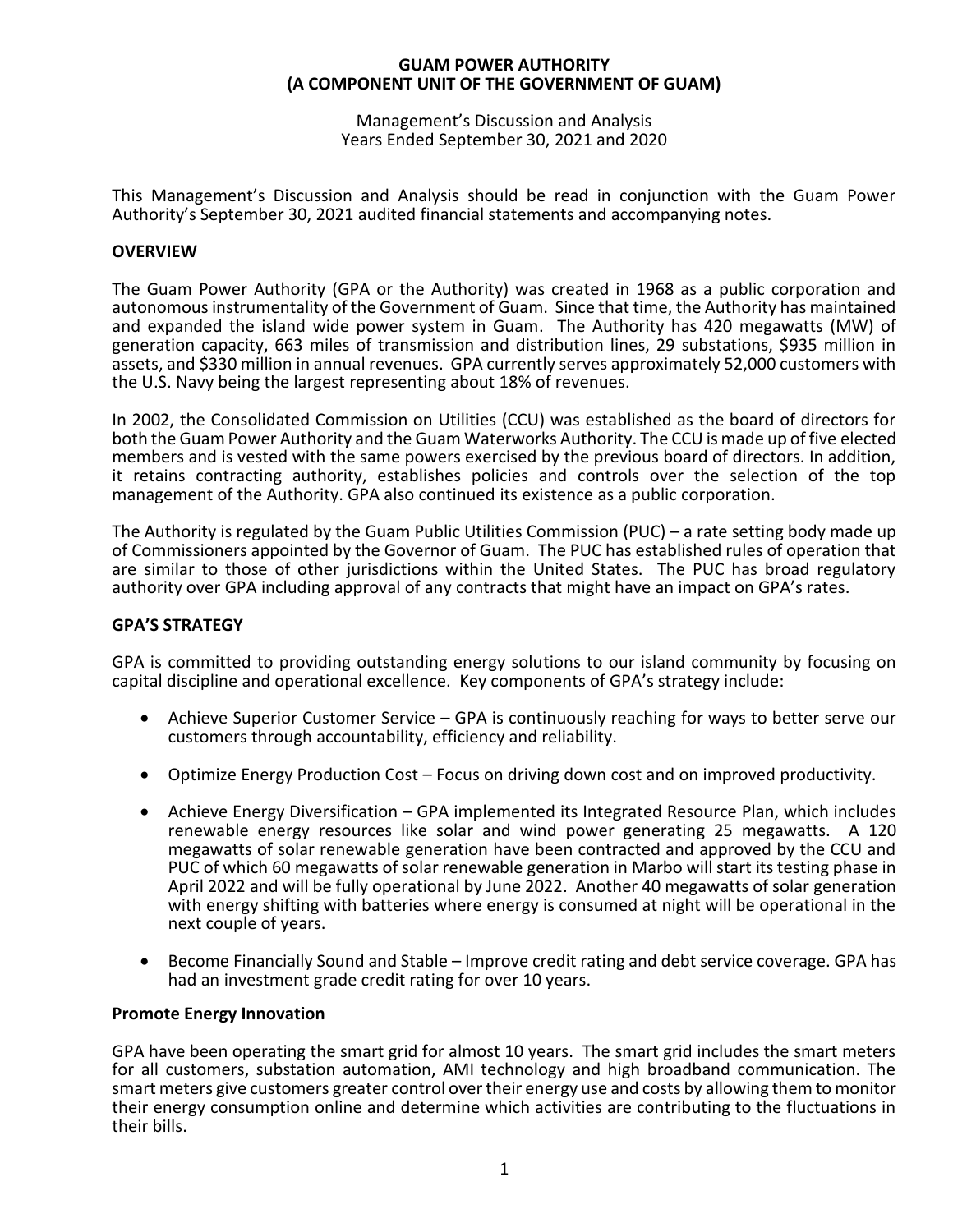**GUAM POWER AUTHORITY**
**(A COMPONENT UNIT OF THE GOVERNMENT OF GUAM)**

Management's Discussion and Analysis
Years Ended September 30, 2021 and 2020

This Management's Discussion and Analysis should be read in conjunction with the Guam Power Authority's September 30, 2021 audited financial statements and accompanying notes.

## OVERVIEW

The Guam Power Authority (GPA or the Authority) was created in 1968 as a public corporation and autonomous instrumentality of the Government of Guam. Since that time, the Authority has maintained and expanded the island wide power system in Guam. The Authority has 420 megawatts (MW) of generation capacity, 663 miles of transmission and distribution lines, 29 substations, $935 million in assets, and $330 million in annual revenues. GPA currently serves approximately 52,000 customers with the U.S. Navy being the largest representing about 18% of revenues.

In 2002, the Consolidated Commission on Utilities (CCU) was established as the board of directors for both the Guam Power Authority and the Guam Waterworks Authority. The CCU is made up of five elected members and is vested with the same powers exercised by the previous board of directors. In addition, it retains contracting authority, establishes policies and controls over the selection of the top management of the Authority. GPA also continued its existence as a public corporation.

The Authority is regulated by the Guam Public Utilities Commission (PUC) – a rate setting body made up of Commissioners appointed by the Governor of Guam. The PUC has established rules of operation that are similar to those of other jurisdictions within the United States. The PUC has broad regulatory authority over GPA including approval of any contracts that might have an impact on GPA's rates.

## GPA'S STRATEGY

GPA is committed to providing outstanding energy solutions to our island community by focusing on capital discipline and operational excellence. Key components of GPA's strategy include:

- Achieve Superior Customer Service – GPA is continuously reaching for ways to better serve our customers through accountability, efficiency and reliability.
- Optimize Energy Production Cost – Focus on driving down cost and on improved productivity.
- Achieve Energy Diversification – GPA implemented its Integrated Resource Plan, which includes renewable energy resources like solar and wind power generating 25 megawatts. A 120 megawatts of solar renewable generation have been contracted and approved by the CCU and PUC of which 60 megawatts of solar renewable generation in Marbo will start its testing phase in April 2022 and will be fully operational by June 2022. Another 40 megawatts of solar generation with energy shifting with batteries where energy is consumed at night will be operational in the next couple of years.
- Become Financially Sound and Stable – Improve credit rating and debt service coverage. GPA has had an investment grade credit rating for over 10 years.

### Promote Energy Innovation

GPA have been operating the smart grid for almost 10 years. The smart grid includes the smart meters for all customers, substation automation, AMI technology and high broadband communication. The smart meters give customers greater control over their energy use and costs by allowing them to monitor their energy consumption online and determine which activities are contributing to the fluctuations in their bills.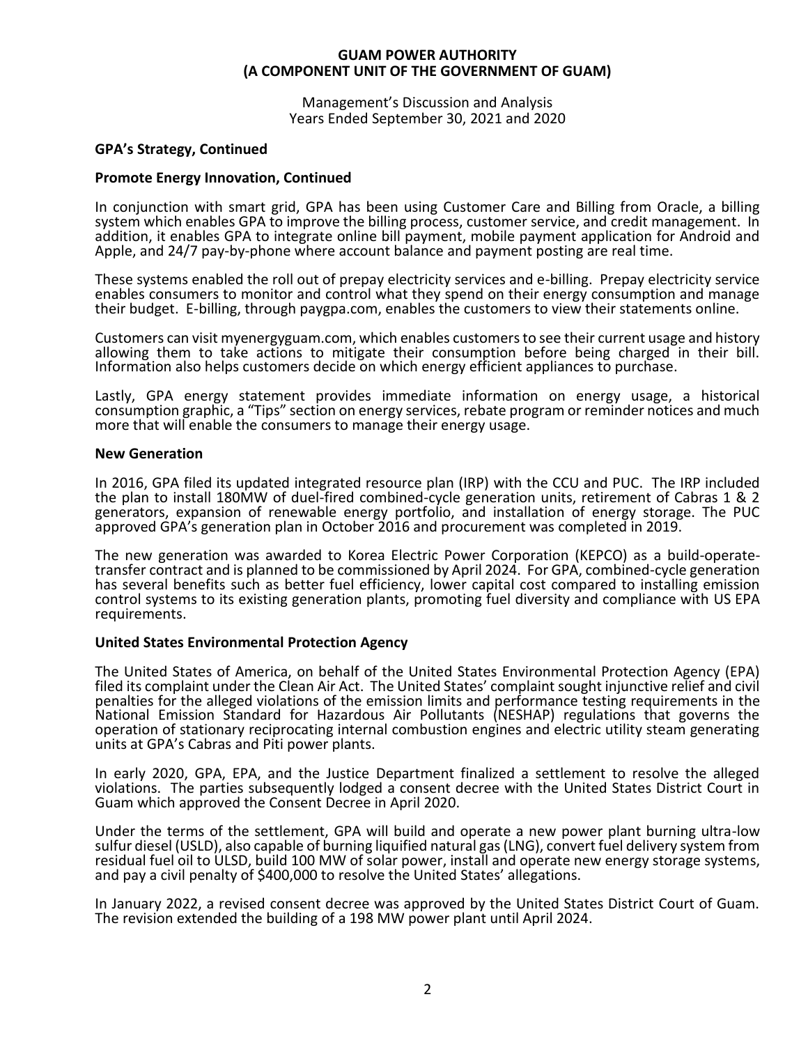**GUAM POWER AUTHORITY**
**(A COMPONENT UNIT OF THE GOVERNMENT OF GUAM)**

Management's Discussion and Analysis
Years Ended September 30, 2021 and 2020

### GPA's Strategy, Continued

#### Promote Energy Innovation, Continued

In conjunction with smart grid, GPA has been using Customer Care and Billing from Oracle, a billing system which enables GPA to improve the billing process, customer service, and credit management. In addition, it enables GPA to integrate online bill payment, mobile payment application for Android and Apple, and 24/7 pay-by-phone where account balance and payment posting are real time.

These systems enabled the roll out of prepay electricity services and e-billing. Prepay electricity service enables consumers to monitor and control what they spend on their energy consumption and manage their budget. E-billing, through paygpa.com, enables the customers to view their statements online.

Customers can visit myenergyguam.com, which enables customers to see their current usage and history allowing them to take actions to mitigate their consumption before being charged in their bill. Information also helps customers decide on which energy efficient appliances to purchase.

Lastly, GPA energy statement provides immediate information on energy usage, a historical consumption graphic, a "Tips" section on energy services, rebate program or reminder notices and much more that will enable the consumers to manage their energy usage.

#### New Generation

In 2016, GPA filed its updated integrated resource plan (IRP) with the CCU and PUC. The IRP included the plan to install 180MW of duel-fired combined-cycle generation units, retirement of Cabras 1 & 2 generators, expansion of renewable energy portfolio, and installation of energy storage. The PUC approved GPA's generation plan in October 2016 and procurement was completed in 2019.

The new generation was awarded to Korea Electric Power Corporation (KEPCO) as a build-operate-transfer contract and is planned to be commissioned by April 2024. For GPA, combined-cycle generation has several benefits such as better fuel efficiency, lower capital cost compared to installing emission control systems to its existing generation plants, promoting fuel diversity and compliance with US EPA requirements.

#### United States Environmental Protection Agency

The United States of America, on behalf of the United States Environmental Protection Agency (EPA) filed its complaint under the Clean Air Act. The United States' complaint sought injunctive relief and civil penalties for the alleged violations of the emission limits and performance testing requirements in the National Emission Standard for Hazardous Air Pollutants (NESHAP) regulations that governs the operation of stationary reciprocating internal combustion engines and electric utility steam generating units at GPA's Cabras and Piti power plants.

In early 2020, GPA, EPA, and the Justice Department finalized a settlement to resolve the alleged violations. The parties subsequently lodged a consent decree with the United States District Court in Guam which approved the Consent Decree in April 2020.

Under the terms of the settlement, GPA will build and operate a new power plant burning ultra-low sulfur diesel (USLD), also capable of burning liquified natural gas (LNG), convert fuel delivery system from residual fuel oil to ULSD, build 100 MW of solar power, install and operate new energy storage systems, and pay a civil penalty of $400,000 to resolve the United States' allegations.

In January 2022, a revised consent decree was approved by the United States District Court of Guam. The revision extended the building of a 198 MW power plant until April 2024.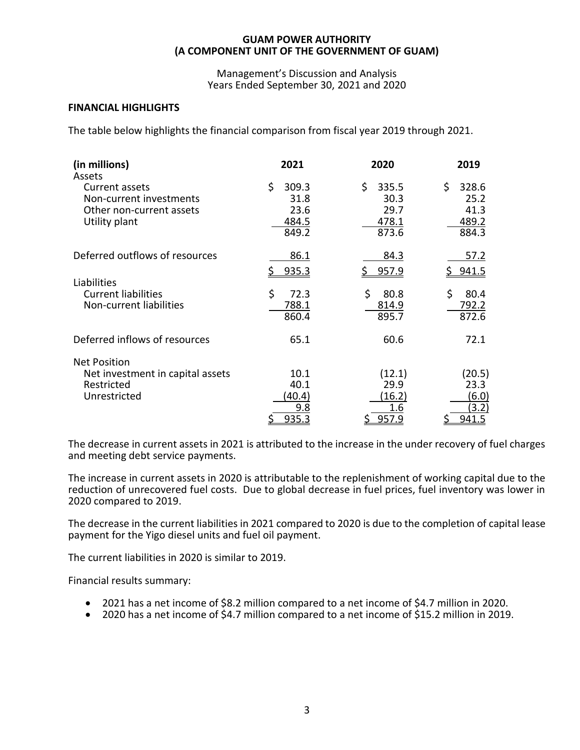**GUAM POWER AUTHORITY**
**(A COMPONENT UNIT OF THE GOVERNMENT OF GUAM)**

Management's Discussion and Analysis
Years Ended September 30, 2021 and 2020

## FINANCIAL HIGHLIGHTS

The table below highlights the financial comparison from fiscal year 2019 through 2021.

| (in millions) | 2021 | 2020 | 2019 |
|---|---|---|---|
| Assets | | | |
| Current assets | $ 309.3 | $ 335.5 | $ 328.6 |
| Non-current investments | 31.8 | 30.3 | 25.2 |
| Other non-current assets | 23.6 | 29.7 | 41.3 |
| Utility plant | 484.5 | 478.1 | 489.2 |
| | 849.2 | 873.6 | 884.3 |
| Deferred outflows of resources | 86.1 | 84.3 | 57.2 |
| | $ 935.3 | $ 957.9 | $ 941.5 |
| Liabilities | | | |
| Current liabilities | $ 72.3 | $ 80.8 | $ 80.4 |
| Non-current liabilities | 788.1 | 814.9 | 792.2 |
| | 860.4 | 895.7 | 872.6 |
| Deferred inflows of resources | 65.1 | 60.6 | 72.1 |
| Net Position | | | |
| Net investment in capital assets | 10.1 | (12.1) | (20.5) |
| Restricted | 40.1 | 29.9 | 23.3 |
| Unrestricted | (40.4) | (16.2) | (6.0) |
| | 9.8 | 1.6 | (3.2) |
| | $ 935.3 | $ 957.9 | $ 941.5 |

The decrease in current assets in 2021 is attributed to the increase in the under recovery of fuel charges and meeting debt service payments.

The increase in current assets in 2020 is attributable to the replenishment of working capital due to the reduction of unrecovered fuel costs. Due to global decrease in fuel prices, fuel inventory was lower in 2020 compared to 2019.

The decrease in the current liabilities in 2021 compared to 2020 is due to the completion of capital lease payment for the Yigo diesel units and fuel oil payment.

The current liabilities in 2020 is similar to 2019.

Financial results summary:

- 2021 has a net income of $8.2 million compared to a net income of $4.7 million in 2020.
- 2020 has a net income of $4.7 million compared to a net income of $15.2 million in 2019.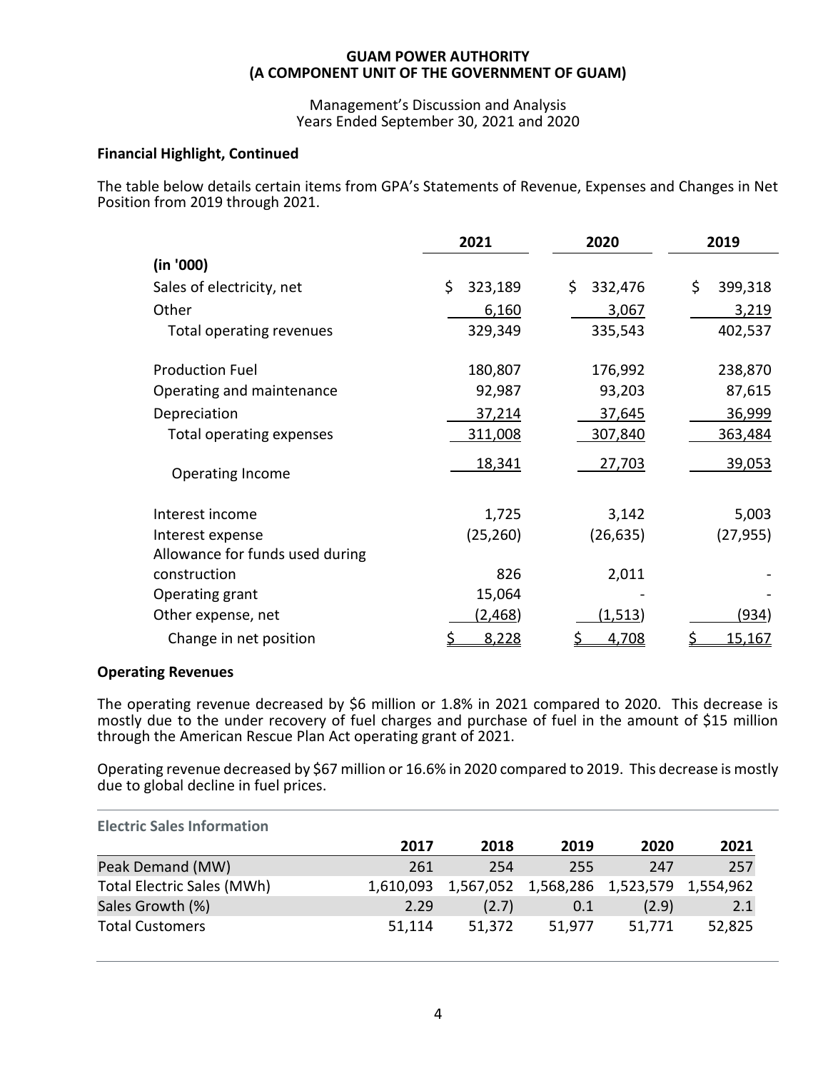**GUAM POWER AUTHORITY**
**(A COMPONENT UNIT OF THE GOVERNMENT OF GUAM)**

Management's Discussion and Analysis
Years Ended September 30, 2021 and 2020

**Financial Highlight, Continued**

The table below details certain items from GPA's Statements of Revenue, Expenses and Changes in Net Position from 2019 through 2021.

| | 2021 | 2020 | 2019 |
|---|---|---|---|
| **(in '000)** | | | |
| Sales of electricity, net | $ 323,189 | $ 332,476 | $ 399,318 |
| Other | 6,160 | 3,067 | 3,219 |
| Total operating revenues | 329,349 | 335,543 | 402,537 |
| Production Fuel | 180,807 | 176,992 | 238,870 |
| Operating and maintenance | 92,987 | 93,203 | 87,615 |
| Depreciation | 37,214 | 37,645 | 36,999 |
| Total operating expenses | 311,008 | 307,840 | 363,484 |
| Operating Income | 18,341 | 27,703 | 39,053 |
| Interest income | 1,725 | 3,142 | 5,003 |
| Interest expense | (25,260) | (26,635) | (27,955) |
| Allowance for funds used during construction | 826 | 2,011 | - |
| Operating grant | 15,064 | - | - |
| Other expense, net | (2,468) | (1,513) | (934) |
| Change in net position | $ 8,228 | $ 4,708 | $ 15,167 |

**Operating Revenues**

The operating revenue decreased by $6 million or 1.8% in 2021 compared to 2020. This decrease is mostly due to the under recovery of fuel charges and purchase of fuel in the amount of $15 million through the American Rescue Plan Act operating grant of 2021.

Operating revenue decreased by $67 million or 16.6% in 2020 compared to 2019. This decrease is mostly due to global decline in fuel prices.

**Electric Sales Information**

| | 2017 | 2018 | 2019 | 2020 | 2021 |
|---|---|---|---|---|---|
| Peak Demand (MW) | 261 | 254 | 255 | 247 | 257 |
| Total Electric Sales (MWh) | 1,610,093 | 1,567,052 | 1,568,286 | 1,523,579 | 1,554,962 |
| Sales Growth (%) | 2.29 | (2.7) | 0.1 | (2.9) | 2.1 |
| Total Customers | 51,114 | 51,372 | 51,977 | 51,771 | 52,825 |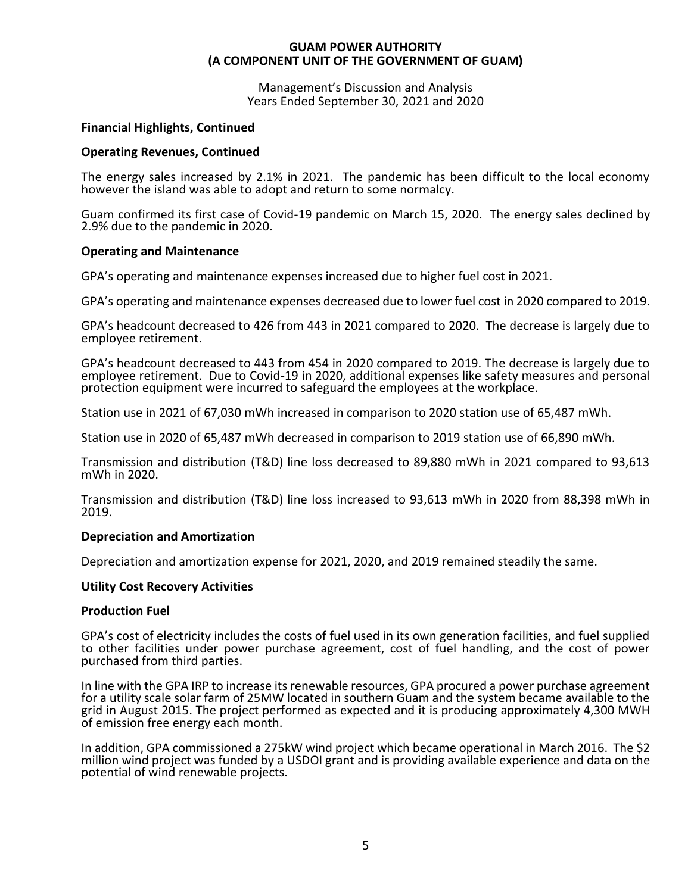# GUAM POWER AUTHORITY
# (A COMPONENT UNIT OF THE GOVERNMENT OF GUAM)

Management's Discussion and Analysis
Years Ended September 30, 2021 and 2020

**Financial Highlights, Continued**

**Operating Revenues, Continued**

The energy sales increased by 2.1% in 2021. The pandemic has been difficult to the local economy however the island was able to adopt and return to some normalcy.

Guam confirmed its first case of Covid-19 pandemic on March 15, 2020. The energy sales declined by 2.9% due to the pandemic in 2020.

**Operating and Maintenance**

GPA's operating and maintenance expenses increased due to higher fuel cost in 2021.

GPA's operating and maintenance expenses decreased due to lower fuel cost in 2020 compared to 2019.

GPA's headcount decreased to 426 from 443 in 2021 compared to 2020. The decrease is largely due to employee retirement.

GPA's headcount decreased to 443 from 454 in 2020 compared to 2019. The decrease is largely due to employee retirement. Due to Covid-19 in 2020, additional expenses like safety measures and personal protection equipment were incurred to safeguard the employees at the workplace.

Station use in 2021 of 67,030 mWh increased in comparison to 2020 station use of 65,487 mWh.

Station use in 2020 of 65,487 mWh decreased in comparison to 2019 station use of 66,890 mWh.

Transmission and distribution (T&D) line loss decreased to 89,880 mWh in 2021 compared to 93,613 mWh in 2020.

Transmission and distribution (T&D) line loss increased to 93,613 mWh in 2020 from 88,398 mWh in 2019.

**Depreciation and Amortization**

Depreciation and amortization expense for 2021, 2020, and 2019 remained steadily the same.

**Utility Cost Recovery Activities**

**Production Fuel**

GPA's cost of electricity includes the costs of fuel used in its own generation facilities, and fuel supplied to other facilities under power purchase agreement, cost of fuel handling, and the cost of power purchased from third parties.

In line with the GPA IRP to increase its renewable resources, GPA procured a power purchase agreement for a utility scale solar farm of 25MW located in southern Guam and the system became available to the grid in August 2015. The project performed as expected and it is producing approximately 4,300 MWH of emission free energy each month.

In addition, GPA commissioned a 275kW wind project which became operational in March 2016. The $2 million wind project was funded by a USDOI grant and is providing available experience and data on the potential of wind renewable projects.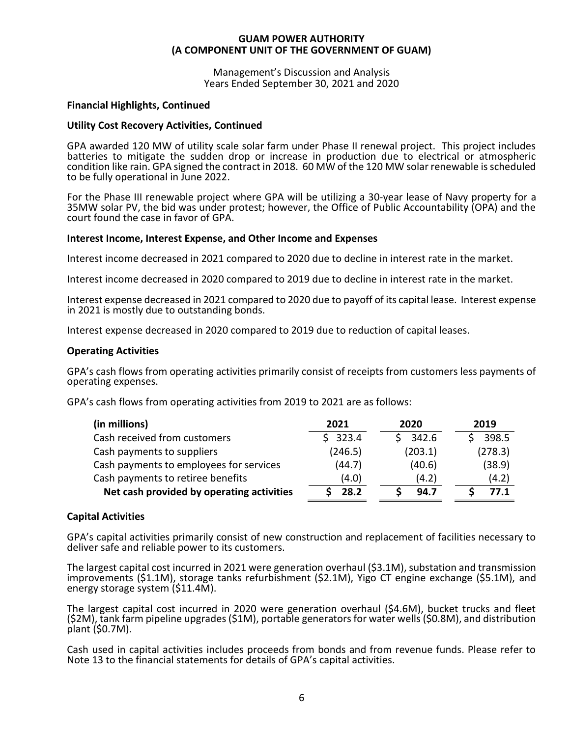**GUAM POWER AUTHORITY**
**(A COMPONENT UNIT OF THE GOVERNMENT OF GUAM)**

Management's Discussion and Analysis
Years Ended September 30, 2021 and 2020

### Financial Highlights, Continued

### Utility Cost Recovery Activities, Continued

GPA awarded 120 MW of utility scale solar farm under Phase II renewal project. This project includes batteries to mitigate the sudden drop or increase in production due to electrical or atmospheric condition like rain. GPA signed the contract in 2018. 60 MW of the 120 MW solar renewable is scheduled to be fully operational in June 2022.

For the Phase III renewable project where GPA will be utilizing a 30-year lease of Navy property for a 35MW solar PV, the bid was under protest; however, the Office of Public Accountability (OPA) and the court found the case in favor of GPA.

### Interest Income, Interest Expense, and Other Income and Expenses

Interest income decreased in 2021 compared to 2020 due to decline in interest rate in the market.

Interest income decreased in 2020 compared to 2019 due to decline in interest rate in the market.

Interest expense decreased in 2021 compared to 2020 due to payoff of its capital lease. Interest expense in 2021 is mostly due to outstanding bonds.

Interest expense decreased in 2020 compared to 2019 due to reduction of capital leases.

### Operating Activities

GPA's cash flows from operating activities primarily consist of receipts from customers less payments of operating expenses.

GPA's cash flows from operating activities from 2019 to 2021 are as follows:

| (in millions) | 2021 | 2020 | 2019 |
|---|---|---|---|
| Cash received from customers | $ 323.4 | $ 342.6 | $ 398.5 |
| Cash payments to suppliers | (246.5) | (203.1) | (278.3) |
| Cash payments to employees for services | (44.7) | (40.6) | (38.9) |
| Cash payments to retiree benefits | (4.0) | (4.2) | (4.2) |
| **Net cash provided by operating activities** | **$ 28.2** | **$ 94.7** | **$ 77.1** |

### Capital Activities

GPA's capital activities primarily consist of new construction and replacement of facilities necessary to deliver safe and reliable power to its customers.

The largest capital cost incurred in 2021 were generation overhaul ($3.1M), substation and transmission improvements ($1.1M), storage tanks refurbishment ($2.1M), Yigo CT engine exchange ($5.1M), and energy storage system ($11.4M).

The largest capital cost incurred in 2020 were generation overhaul ($4.6M), bucket trucks and fleet ($2M), tank farm pipeline upgrades ($1M), portable generators for water wells ($0.8M), and distribution plant ($0.7M).

Cash used in capital activities includes proceeds from bonds and from revenue funds. Please refer to Note 13 to the financial statements for details of GPA's capital activities.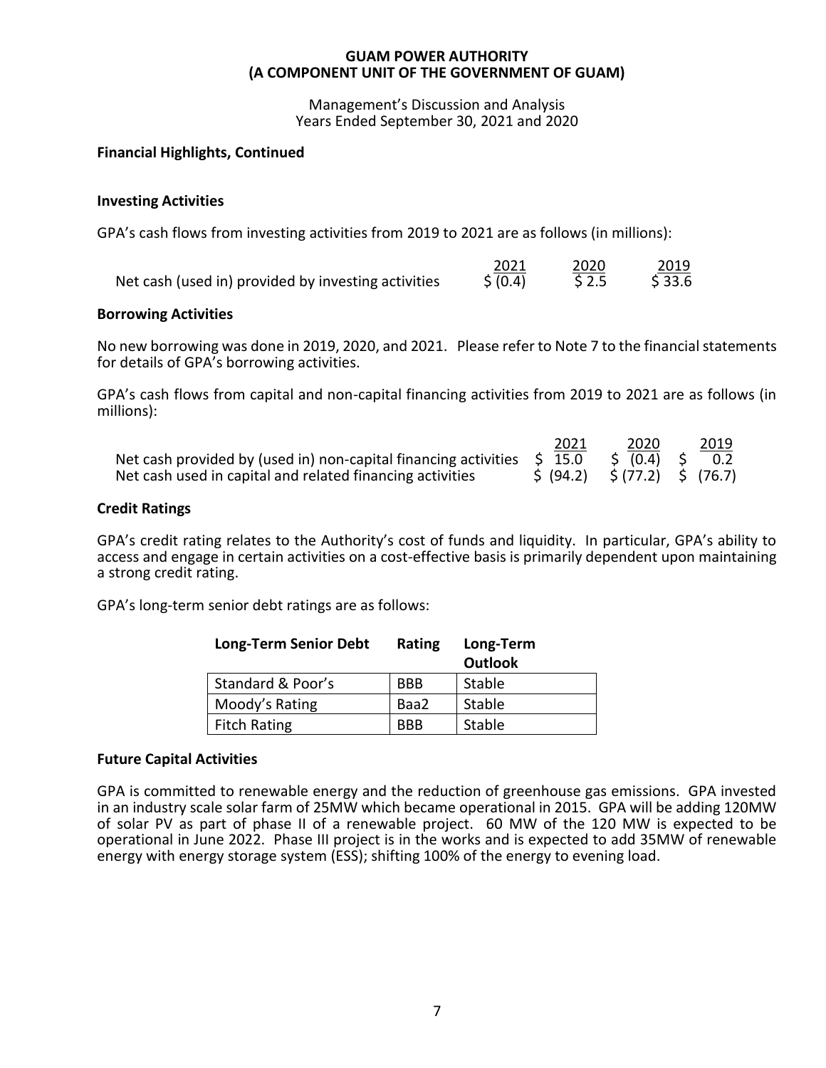**GUAM POWER AUTHORITY**
**(A COMPONENT UNIT OF THE GOVERNMENT OF GUAM)**

Management's Discussion and Analysis
Years Ended September 30, 2021 and 2020

**Financial Highlights, Continued**

**Investing Activities**

GPA's cash flows from investing activities from 2019 to 2021 are as follows (in millions):

| | 2021 | 2020 | 2019 |
|---|---|---|---|
| Net cash (used in) provided by investing activities | $ (0.4) | $ 2.5 | $ 33.6 |

**Borrowing Activities**

No new borrowing was done in 2019, 2020, and 2021. Please refer to Note 7 to the financial statements for details of GPA's borrowing activities.

GPA's cash flows from capital and non-capital financing activities from 2019 to 2021 are as follows (in millions):

| | 2021 | 2020 | 2019 |
|---|---|---|---|
| Net cash provided by (used in) non-capital financing activities | $ 15.0 | $ (0.4) | $ 0.2 |
| Net cash used in capital and related financing activities | $ (94.2) | $ (77.2) | $ (76.7) |

**Credit Ratings**

GPA's credit rating relates to the Authority's cost of funds and liquidity. In particular, GPA's ability to access and engage in certain activities on a cost-effective basis is primarily dependent upon maintaining a strong credit rating.

GPA's long-term senior debt ratings are as follows:

| Long-Term Senior Debt | Rating | Long-Term Outlook |
|---|---|---|
| Standard & Poor's | BBB | Stable |
| Moody's Rating | Baa2 | Stable |
| Fitch Rating | BBB | Stable |

**Future Capital Activities**

GPA is committed to renewable energy and the reduction of greenhouse gas emissions. GPA invested in an industry scale solar farm of 25MW which became operational in 2015. GPA will be adding 120MW of solar PV as part of phase II of a renewable project. 60 MW of the 120 MW is expected to be operational in June 2022. Phase III project is in the works and is expected to add 35MW of renewable energy with energy storage system (ESS); shifting 100% of the energy to evening load.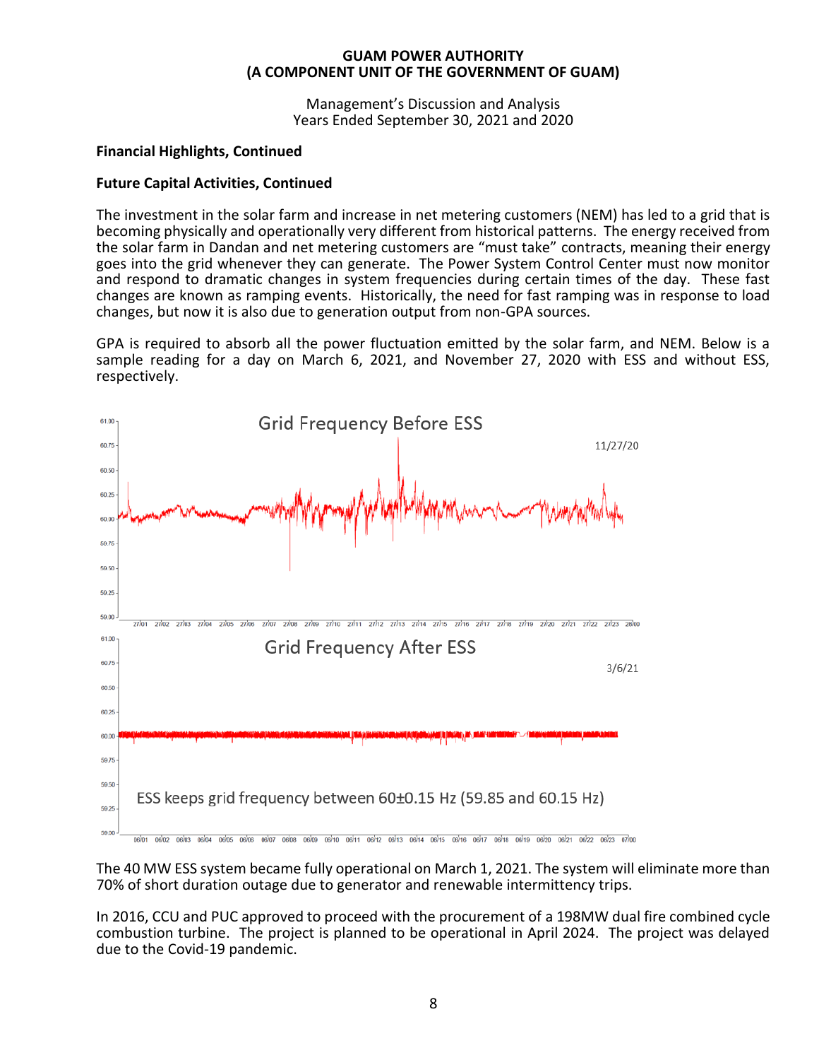## Financial Highlights, Continued

### Future Capital Activities, Continued

The investment in the solar farm and increase in net metering customers (NEM) has led to a grid that is becoming physically and operationally very different from historical patterns. The energy received from the solar farm in Dandan and net metering customers are "must take" contracts, meaning their energy goes into the grid whenever they can generate. The Power System Control Center must now monitor and respond to dramatic changes in system frequencies during certain times of the day. These fast changes are known as ramping events. Historically, the need for fast ramping was in response to load changes, but now it is also due to generation output from non-GPA sources.

GPA is required to absorb all the power fluctuation emitted by the solar farm, and NEM. Below is a sample reading for a day on March 6, 2021, and November 27, 2020 with ESS and without ESS, respectively.

Grid Frequency Before ESS

11/27/20

Grid Frequency After ESS

3/6/21

ESS keeps grid frequency between 60±0.15 Hz (59.85 and 60.15 Hz)

The 40 MW ESS system became fully operational on March 1, 2021. The system will eliminate more than 70% of short duration outage due to generator and renewable intermittency trips.

In 2016, CCU and PUC approved to proceed with the procurement of a 198MW dual fire combined cycle combustion turbine. The project is planned to be operational in April 2024. The project was delayed due to the Covid-19 pandemic.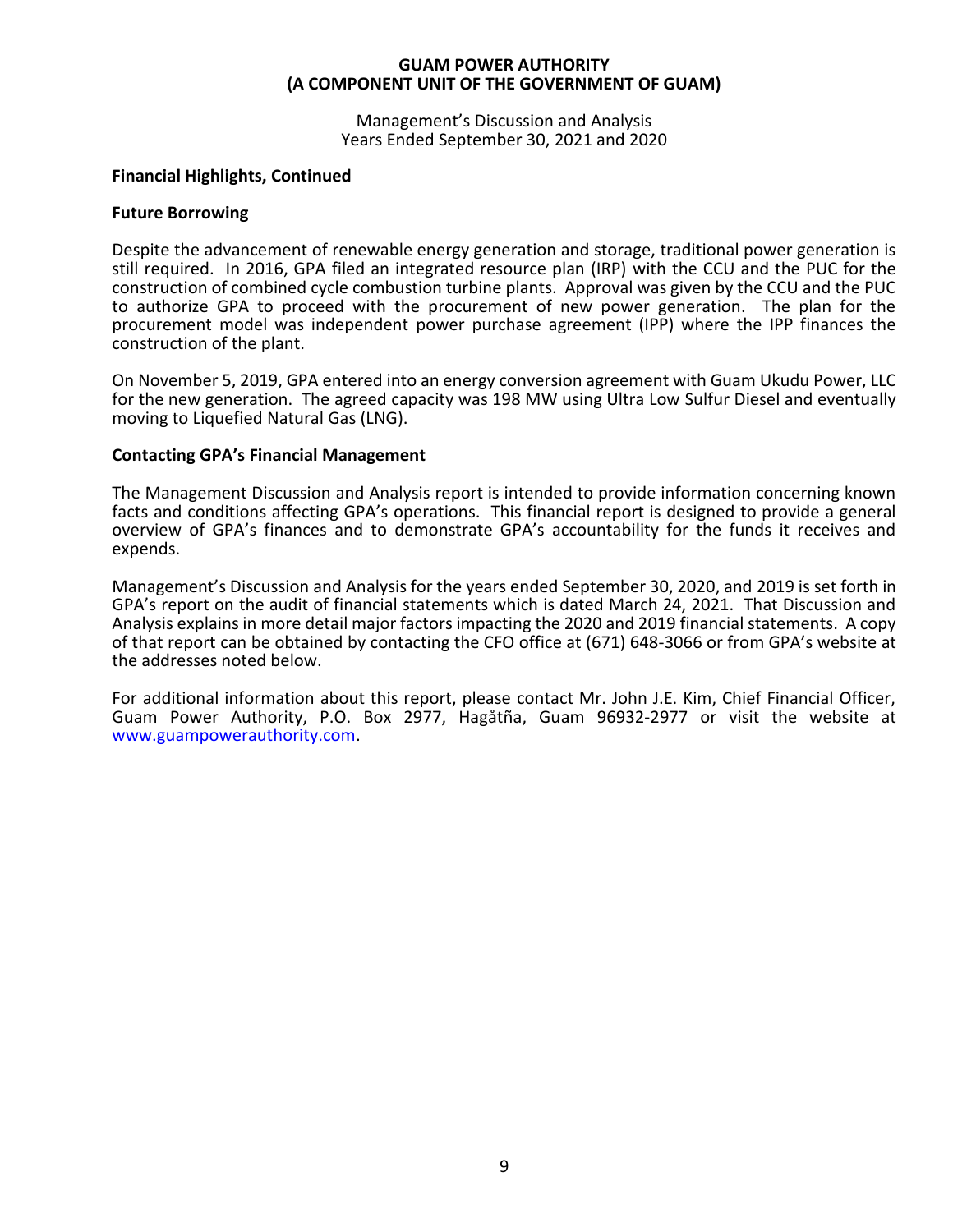## Financial Highlights, Continued

### Future Borrowing

Despite the advancement of renewable energy generation and storage, traditional power generation is still required. In 2016, GPA filed an integrated resource plan (IRP) with the CCU and the PUC for the construction of combined cycle combustion turbine plants. Approval was given by the CCU and the PUC to authorize GPA to proceed with the procurement of new power generation. The plan for the procurement model was independent power purchase agreement (IPP) where the IPP finances the construction of the plant.

On November 5, 2019, GPA entered into an energy conversion agreement with Guam Ukudu Power, LLC for the new generation. The agreed capacity was 198 MW using Ultra Low Sulfur Diesel and eventually moving to Liquefied Natural Gas (LNG).

### Contacting GPA's Financial Management

The Management Discussion and Analysis report is intended to provide information concerning known facts and conditions affecting GPA's operations. This financial report is designed to provide a general overview of GPA's finances and to demonstrate GPA's accountability for the funds it receives and expends.

Management's Discussion and Analysis for the years ended September 30, 2020, and 2019 is set forth in GPA's report on the audit of financial statements which is dated March 24, 2021. That Discussion and Analysis explains in more detail major factors impacting the 2020 and 2019 financial statements. A copy of that report can be obtained by contacting the CFO office at (671) 648-3066 or from GPA's website at the addresses noted below.

For additional information about this report, please contact Mr. John J.E. Kim, Chief Financial Officer, Guam Power Authority, P.O. Box 2977, Hagåtña, Guam 96932-2977 or visit the website at www.guampowerauthority.com.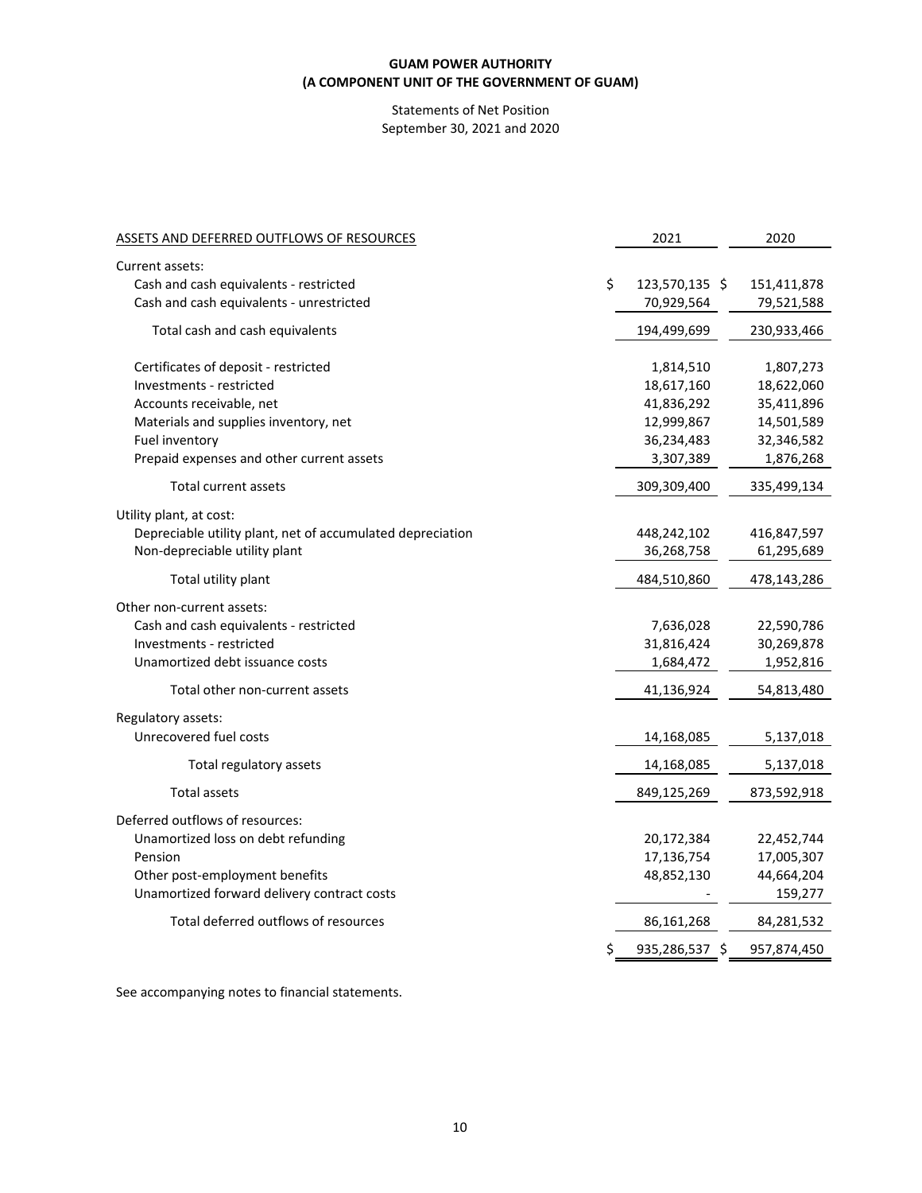**GUAM POWER AUTHORITY**
**(A COMPONENT UNIT OF THE GOVERNMENT OF GUAM)**

Statements of Net Position
September 30, 2021 and 2020

| ASSETS AND DEFERRED OUTFLOWS OF RESOURCES | 2021 | 2020 |
|---|---|---|
| Current assets: | | |
| Cash and cash equivalents - restricted | $ 123,570,135 | $ 151,411,878 |
| Cash and cash equivalents - unrestricted | 70,929,564 | 79,521,588 |
| Total cash and cash equivalents | 194,499,699 | 230,933,466 |
| Certificates of deposit - restricted | 1,814,510 | 1,807,273 |
| Investments - restricted | 18,617,160 | 18,622,060 |
| Accounts receivable, net | 41,836,292 | 35,411,896 |
| Materials and supplies inventory, net | 12,999,867 | 14,501,589 |
| Fuel inventory | 36,234,483 | 32,346,582 |
| Prepaid expenses and other current assets | 3,307,389 | 1,876,268 |
| Total current assets | 309,309,400 | 335,499,134 |
| Utility plant, at cost: | | |
| Depreciable utility plant, net of accumulated depreciation | 448,242,102 | 416,847,597 |
| Non-depreciable utility plant | 36,268,758 | 61,295,689 |
| Total utility plant | 484,510,860 | 478,143,286 |
| Other non-current assets: | | |
| Cash and cash equivalents - restricted | 7,636,028 | 22,590,786 |
| Investments - restricted | 31,816,424 | 30,269,878 |
| Unamortized debt issuance costs | 1,684,472 | 1,952,816 |
| Total other non-current assets | 41,136,924 | 54,813,480 |
| Regulatory assets: | | |
| Unrecovered fuel costs | 14,168,085 | 5,137,018 |
| Total regulatory assets | 14,168,085 | 5,137,018 |
| Total assets | 849,125,269 | 873,592,918 |
| Deferred outflows of resources: | | |
| Unamortized loss on debt refunding | 20,172,384 | 22,452,744 |
| Pension | 17,136,754 | 17,005,307 |
| Other post-employment benefits | 48,852,130 | 44,664,204 |
| Unamortized forward delivery contract costs | - | 159,277 |
| Total deferred outflows of resources | 86,161,268 | 84,281,532 |
| | $ 935,286,537 | $ 957,874,450 |

See accompanying notes to financial statements.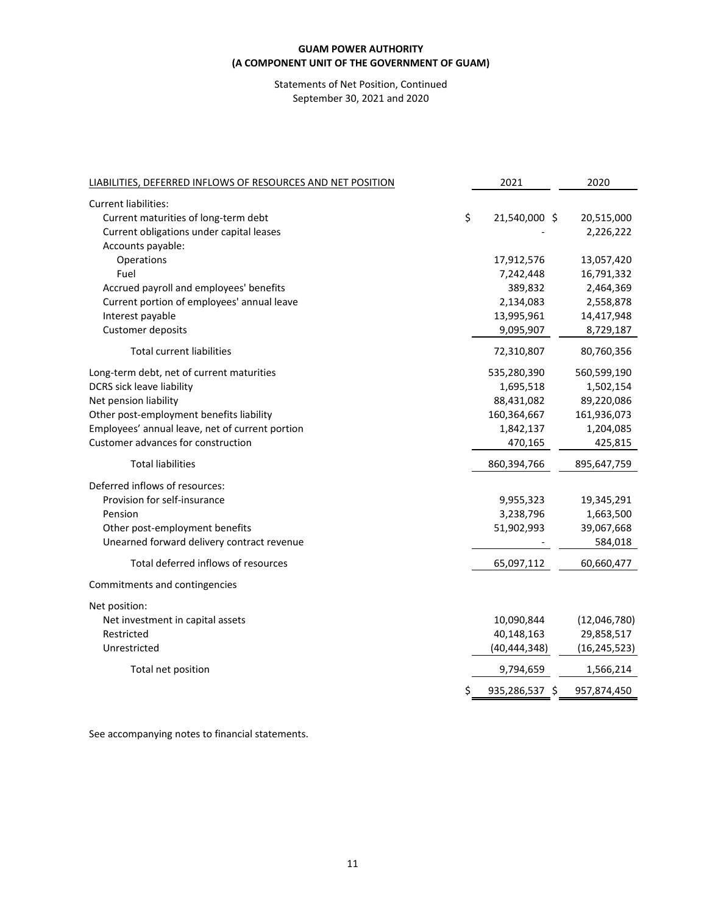**GUAM POWER AUTHORITY**
**(A COMPONENT UNIT OF THE GOVERNMENT OF GUAM)**

Statements of Net Position, Continued
September 30, 2021 and 2020

| LIABILITIES, DEFERRED INFLOWS OF RESOURCES AND NET POSITION | 2021 | 2020 |
|---|---|---|
| Current liabilities: | | |
| Current maturities of long-term debt | $ 21,540,000 | $ 20,515,000 |
| Current obligations under capital leases | - | 2,226,222 |
| Accounts payable: | | |
| Operations | 17,912,576 | 13,057,420 |
| Fuel | 7,242,448 | 16,791,332 |
| Accrued payroll and employees' benefits | 389,832 | 2,464,369 |
| Current portion of employees' annual leave | 2,134,083 | 2,558,878 |
| Interest payable | 13,995,961 | 14,417,948 |
| Customer deposits | 9,095,907 | 8,729,187 |
| Total current liabilities | 72,310,807 | 80,760,356 |
| Long-term debt, net of current maturities | 535,280,390 | 560,599,190 |
| DCRS sick leave liability | 1,695,518 | 1,502,154 |
| Net pension liability | 88,431,082 | 89,220,086 |
| Other post-employment benefits liability | 160,364,667 | 161,936,073 |
| Employees' annual leave, net of current portion | 1,842,137 | 1,204,085 |
| Customer advances for construction | 470,165 | 425,815 |
| Total liabilities | 860,394,766 | 895,647,759 |
| Deferred inflows of resources: | | |
| Provision for self-insurance | 9,955,323 | 19,345,291 |
| Pension | 3,238,796 | 1,663,500 |
| Other post-employment benefits | 51,902,993 | 39,067,668 |
| Unearned forward delivery contract revenue | - | 584,018 |
| Total deferred inflows of resources | 65,097,112 | 60,660,477 |
| Commitments and contingencies | | |
| Net position: | | |
| Net investment in capital assets | 10,090,844 | (12,046,780) |
| Restricted | 40,148,163 | 29,858,517 |
| Unrestricted | (40,444,348) | (16,245,523) |
| Total net position | 9,794,659 | 1,566,214 |
| | $ 935,286,537 | $ 957,874,450 |

See accompanying notes to financial statements.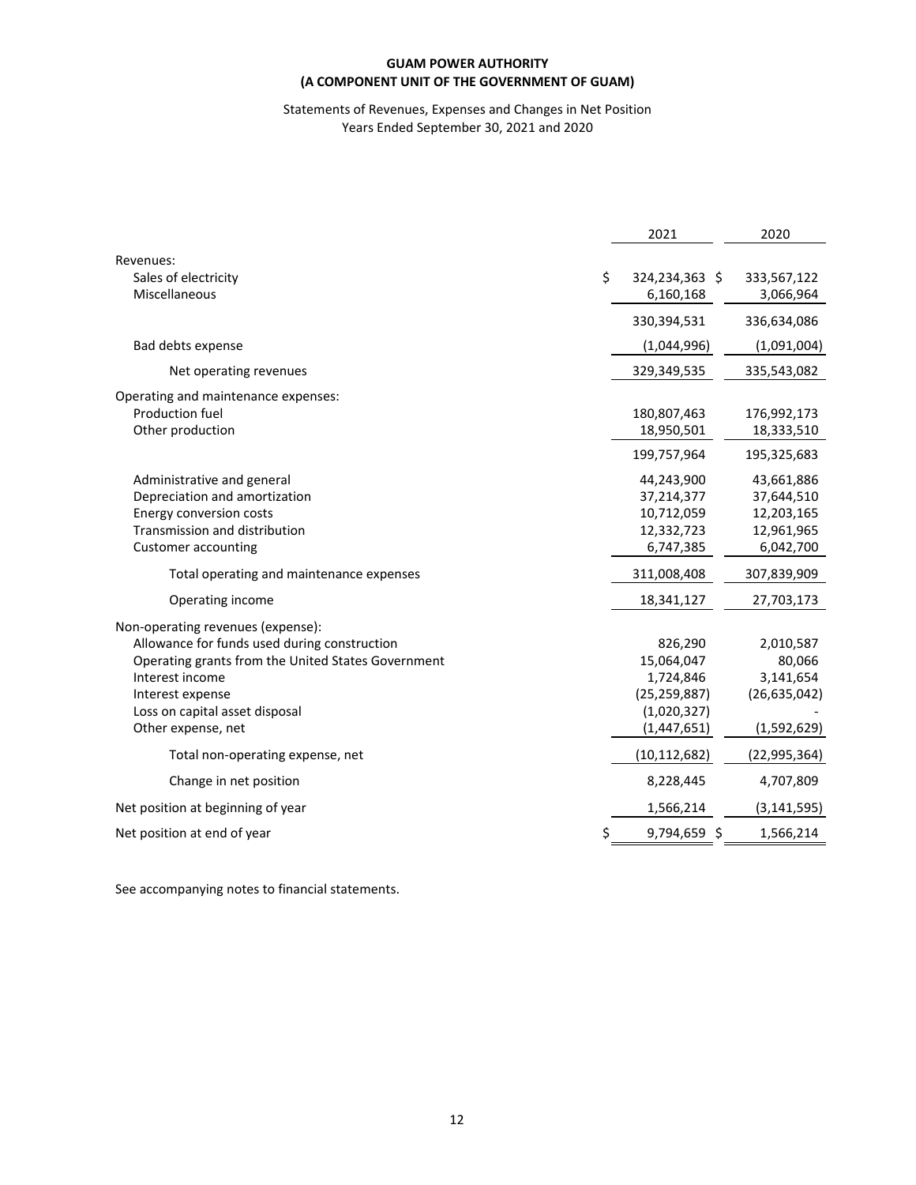**GUAM POWER AUTHORITY**
**(A COMPONENT UNIT OF THE GOVERNMENT OF GUAM)**

Statements of Revenues, Expenses and Changes in Net Position
Years Ended September 30, 2021 and 2020

| | 2021 | 2020 |
|---|---|---|
| Revenues: | | |
| Sales of electricity | $ 324,234,363 | $ 333,567,122 |
| Miscellaneous | 6,160,168 | 3,066,964 |
| | 330,394,531 | 336,634,086 |
| Bad debts expense | (1,044,996) | (1,091,004) |
| Net operating revenues | 329,349,535 | 335,543,082 |
| Operating and maintenance expenses: | | |
| Production fuel | 180,807,463 | 176,992,173 |
| Other production | 18,950,501 | 18,333,510 |
| | 199,757,964 | 195,325,683 |
| Administrative and general | 44,243,900 | 43,661,886 |
| Depreciation and amortization | 37,214,377 | 37,644,510 |
| Energy conversion costs | 10,712,059 | 12,203,165 |
| Transmission and distribution | 12,332,723 | 12,961,965 |
| Customer accounting | 6,747,385 | 6,042,700 |
| Total operating and maintenance expenses | 311,008,408 | 307,839,909 |
| Operating income | 18,341,127 | 27,703,173 |
| Non-operating revenues (expense): | | |
| Allowance for funds used during construction | 826,290 | 2,010,587 |
| Operating grants from the United States Government | 15,064,047 | 80,066 |
| Interest income | 1,724,846 | 3,141,654 |
| Interest expense | (25,259,887) | (26,635,042) |
| Loss on capital asset disposal | (1,020,327) | - |
| Other expense, net | (1,447,651) | (1,592,629) |
| Total non-operating expense, net | (10,112,682) | (22,995,364) |
| Change in net position | 8,228,445 | 4,707,809 |
| Net position at beginning of year | 1,566,214 | (3,141,595) |
| Net position at end of year | $ 9,794,659 | $ 1,566,214 |

See accompanying notes to financial statements.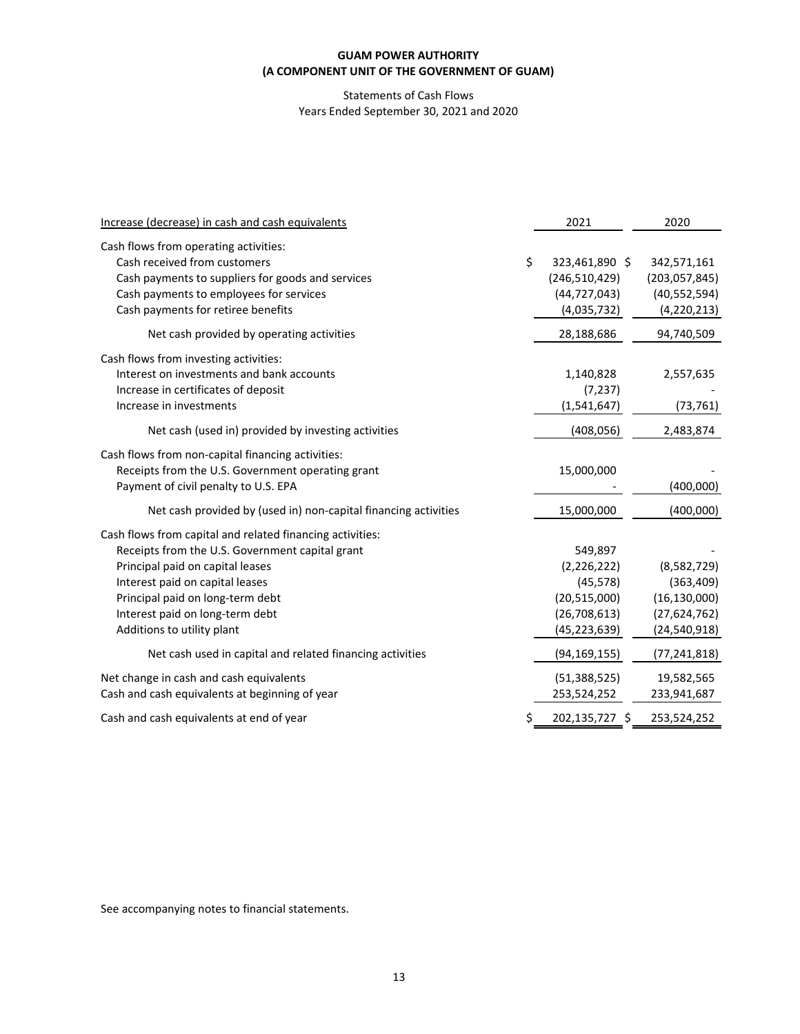**GUAM POWER AUTHORITY**
**(A COMPONENT UNIT OF THE GOVERNMENT OF GUAM)**

Statements of Cash Flows
Years Ended September 30, 2021 and 2020

| Increase (decrease) in cash and cash equivalents | 2021 | 2020 |
|---|---|---|
| Cash flows from operating activities: | | |
| Cash received from customers | $ 323,461,890 | $ 342,571,161 |
| Cash payments to suppliers for goods and services | (246,510,429) | (203,057,845) |
| Cash payments to employees for services | (44,727,043) | (40,552,594) |
| Cash payments for retiree benefits | (4,035,732) | (4,220,213) |
| Net cash provided by operating activities | 28,188,686 | 94,740,509 |
| Cash flows from investing activities: | | |
| Interest on investments and bank accounts | 1,140,828 | 2,557,635 |
| Increase in certificates of deposit | (7,237) | - |
| Increase in investments | (1,541,647) | (73,761) |
| Net cash (used in) provided by investing activities | (408,056) | 2,483,874 |
| Cash flows from non-capital financing activities: | | |
| Receipts from the U.S. Government operating grant | 15,000,000 | - |
| Payment of civil penalty to U.S. EPA | - | (400,000) |
| Net cash provided by (used in) non-capital financing activities | 15,000,000 | (400,000) |
| Cash flows from capital and related financing activities: | | |
| Receipts from the U.S. Government capital grant | 549,897 | - |
| Principal paid on capital leases | (2,226,222) | (8,582,729) |
| Interest paid on capital leases | (45,578) | (363,409) |
| Principal paid on long-term debt | (20,515,000) | (16,130,000) |
| Interest paid on long-term debt | (26,708,613) | (27,624,762) |
| Additions to utility plant | (45,223,639) | (24,540,918) |
| Net cash used in capital and related financing activities | (94,169,155) | (77,241,818) |
| Net change in cash and cash equivalents | (51,388,525) | 19,582,565 |
| Cash and cash equivalents at beginning of year | 253,524,252 | 233,941,687 |
| Cash and cash equivalents at end of year | $ 202,135,727 | $ 253,524,252 |

See accompanying notes to financial statements.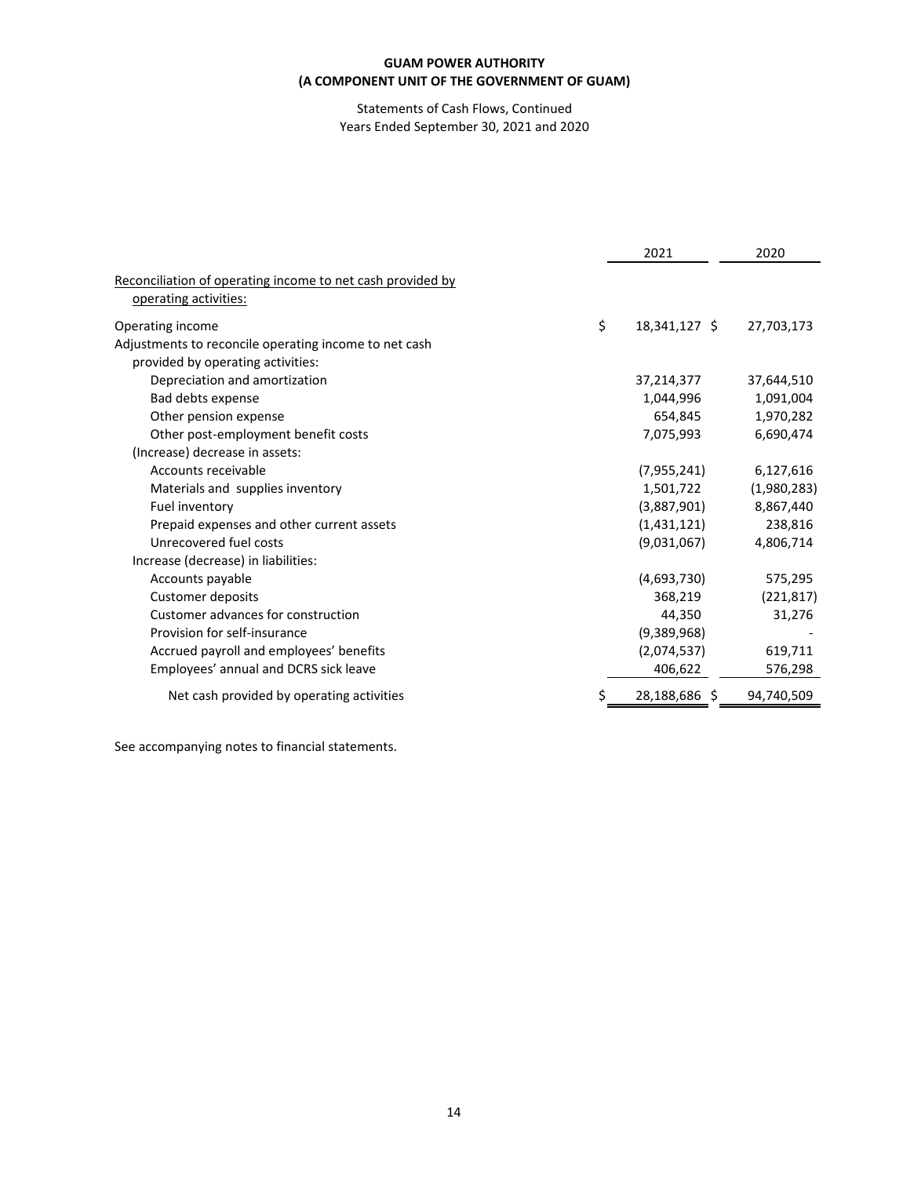**GUAM POWER AUTHORITY**
**(A COMPONENT UNIT OF THE GOVERNMENT OF GUAM)**

Statements of Cash Flows, Continued
Years Ended September 30, 2021 and 2020

| | 2021 | 2020 |
|---|---|---|
| Reconciliation of operating income to net cash provided by operating activities: | | |
| Operating income | $ 18,341,127 | $ 27,703,173 |
| Adjustments to reconcile operating income to net cash provided by operating activities: | | |
| Depreciation and amortization | 37,214,377 | 37,644,510 |
| Bad debts expense | 1,044,996 | 1,091,004 |
| Other pension expense | 654,845 | 1,970,282 |
| Other post-employment benefit costs | 7,075,993 | 6,690,474 |
| (Increase) decrease in assets: | | |
| Accounts receivable | (7,955,241) | 6,127,616 |
| Materials and supplies inventory | 1,501,722 | (1,980,283) |
| Fuel inventory | (3,887,901) | 8,867,440 |
| Prepaid expenses and other current assets | (1,431,121) | 238,816 |
| Unrecovered fuel costs | (9,031,067) | 4,806,714 |
| Increase (decrease) in liabilities: | | |
| Accounts payable | (4,693,730) | 575,295 |
| Customer deposits | 368,219 | (221,817) |
| Customer advances for construction | 44,350 | 31,276 |
| Provision for self-insurance | (9,389,968) | - |
| Accrued payroll and employees' benefits | (2,074,537) | 619,711 |
| Employees' annual and DCRS sick leave | 406,622 | 576,298 |
| Net cash provided by operating activities | $ 28,188,686 | $ 94,740,509 |

See accompanying notes to financial statements.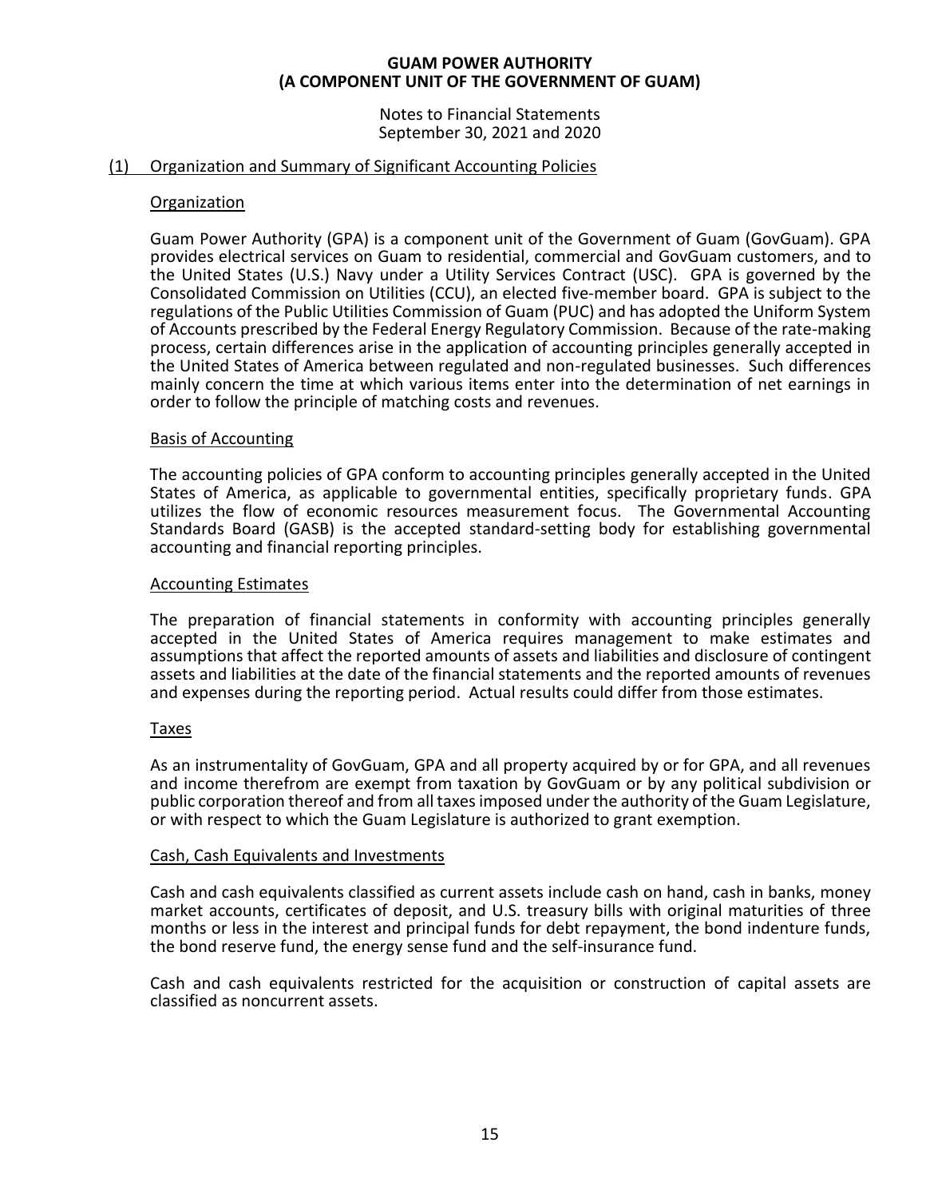# GUAM POWER AUTHORITY
# (A COMPONENT UNIT OF THE GOVERNMENT OF GUAM)

Notes to Financial Statements
September 30, 2021 and 2020

## (1) Organization and Summary of Significant Accounting Policies

### Organization

Guam Power Authority (GPA) is a component unit of the Government of Guam (GovGuam). GPA provides electrical services on Guam to residential, commercial and GovGuam customers, and to the United States (U.S.) Navy under a Utility Services Contract (USC). GPA is governed by the Consolidated Commission on Utilities (CCU), an elected five-member board. GPA is subject to the regulations of the Public Utilities Commission of Guam (PUC) and has adopted the Uniform System of Accounts prescribed by the Federal Energy Regulatory Commission. Because of the rate-making process, certain differences arise in the application of accounting principles generally accepted in the United States of America between regulated and non-regulated businesses. Such differences mainly concern the time at which various items enter into the determination of net earnings in order to follow the principle of matching costs and revenues.

### Basis of Accounting

The accounting policies of GPA conform to accounting principles generally accepted in the United States of America, as applicable to governmental entities, specifically proprietary funds. GPA utilizes the flow of economic resources measurement focus. The Governmental Accounting Standards Board (GASB) is the accepted standard-setting body for establishing governmental accounting and financial reporting principles.

### Accounting Estimates

The preparation of financial statements in conformity with accounting principles generally accepted in the United States of America requires management to make estimates and assumptions that affect the reported amounts of assets and liabilities and disclosure of contingent assets and liabilities at the date of the financial statements and the reported amounts of revenues and expenses during the reporting period. Actual results could differ from those estimates.

### Taxes

As an instrumentality of GovGuam, GPA and all property acquired by or for GPA, and all revenues and income therefrom are exempt from taxation by GovGuam or by any political subdivision or public corporation thereof and from all taxes imposed under the authority of the Guam Legislature, or with respect to which the Guam Legislature is authorized to grant exemption.

### Cash, Cash Equivalents and Investments

Cash and cash equivalents classified as current assets include cash on hand, cash in banks, money market accounts, certificates of deposit, and U.S. treasury bills with original maturities of three months or less in the interest and principal funds for debt repayment, the bond indenture funds, the bond reserve fund, the energy sense fund and the self-insurance fund.

Cash and cash equivalents restricted for the acquisition or construction of capital assets are classified as noncurrent assets.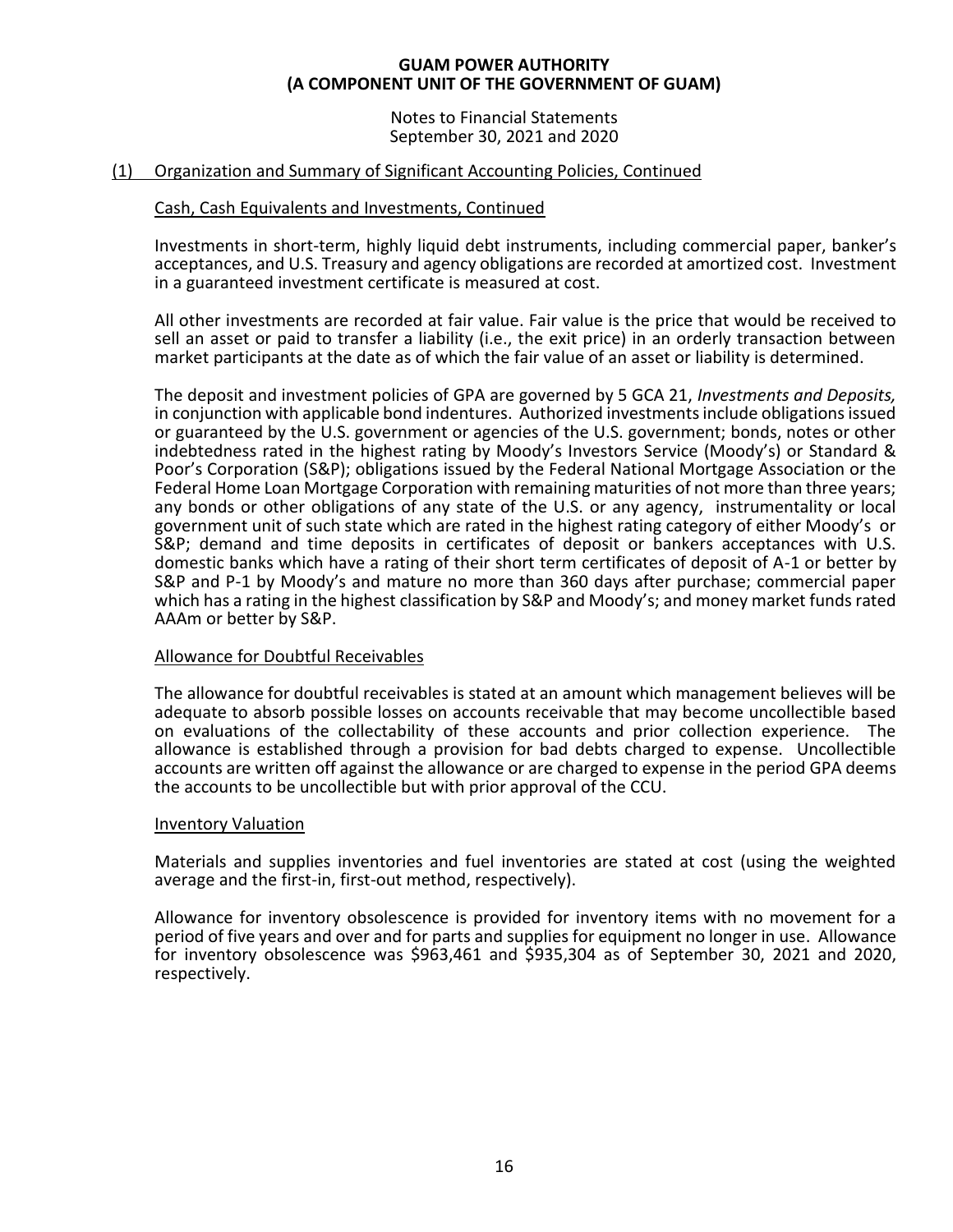# GUAM POWER AUTHORITY
## (A COMPONENT UNIT OF THE GOVERNMENT OF GUAM)

Notes to Financial Statements
September 30, 2021 and 2020

## (1) Organization and Summary of Significant Accounting Policies, Continued

### Cash, Cash Equivalents and Investments, Continued

Investments in short-term, highly liquid debt instruments, including commercial paper, banker's acceptances, and U.S. Treasury and agency obligations are recorded at amortized cost. Investment in a guaranteed investment certificate is measured at cost.

All other investments are recorded at fair value. Fair value is the price that would be received to sell an asset or paid to transfer a liability (i.e., the exit price) in an orderly transaction between market participants at the date as of which the fair value of an asset or liability is determined.

The deposit and investment policies of GPA are governed by 5 GCA 21, *Investments and Deposits,* in conjunction with applicable bond indentures. Authorized investments include obligations issued or guaranteed by the U.S. government or agencies of the U.S. government; bonds, notes or other indebtedness rated in the highest rating by Moody's Investors Service (Moody's) or Standard & Poor's Corporation (S&P); obligations issued by the Federal National Mortgage Association or the Federal Home Loan Mortgage Corporation with remaining maturities of not more than three years; any bonds or other obligations of any state of the U.S. or any agency, instrumentality or local government unit of such state which are rated in the highest rating category of either Moody's or S&P; demand and time deposits in certificates of deposit or bankers acceptances with U.S. domestic banks which have a rating of their short term certificates of deposit of A-1 or better by S&P and P-1 by Moody's and mature no more than 360 days after purchase; commercial paper which has a rating in the highest classification by S&P and Moody's; and money market funds rated AAAm or better by S&P.

### Allowance for Doubtful Receivables

The allowance for doubtful receivables is stated at an amount which management believes will be adequate to absorb possible losses on accounts receivable that may become uncollectible based on evaluations of the collectability of these accounts and prior collection experience. The allowance is established through a provision for bad debts charged to expense. Uncollectible accounts are written off against the allowance or are charged to expense in the period GPA deems the accounts to be uncollectible but with prior approval of the CCU.

### Inventory Valuation

Materials and supplies inventories and fuel inventories are stated at cost (using the weighted average and the first-in, first-out method, respectively).

Allowance for inventory obsolescence is provided for inventory items with no movement for a period of five years and over and for parts and supplies for equipment no longer in use. Allowance for inventory obsolescence was $963,461 and $935,304 as of September 30, 2021 and 2020, respectively.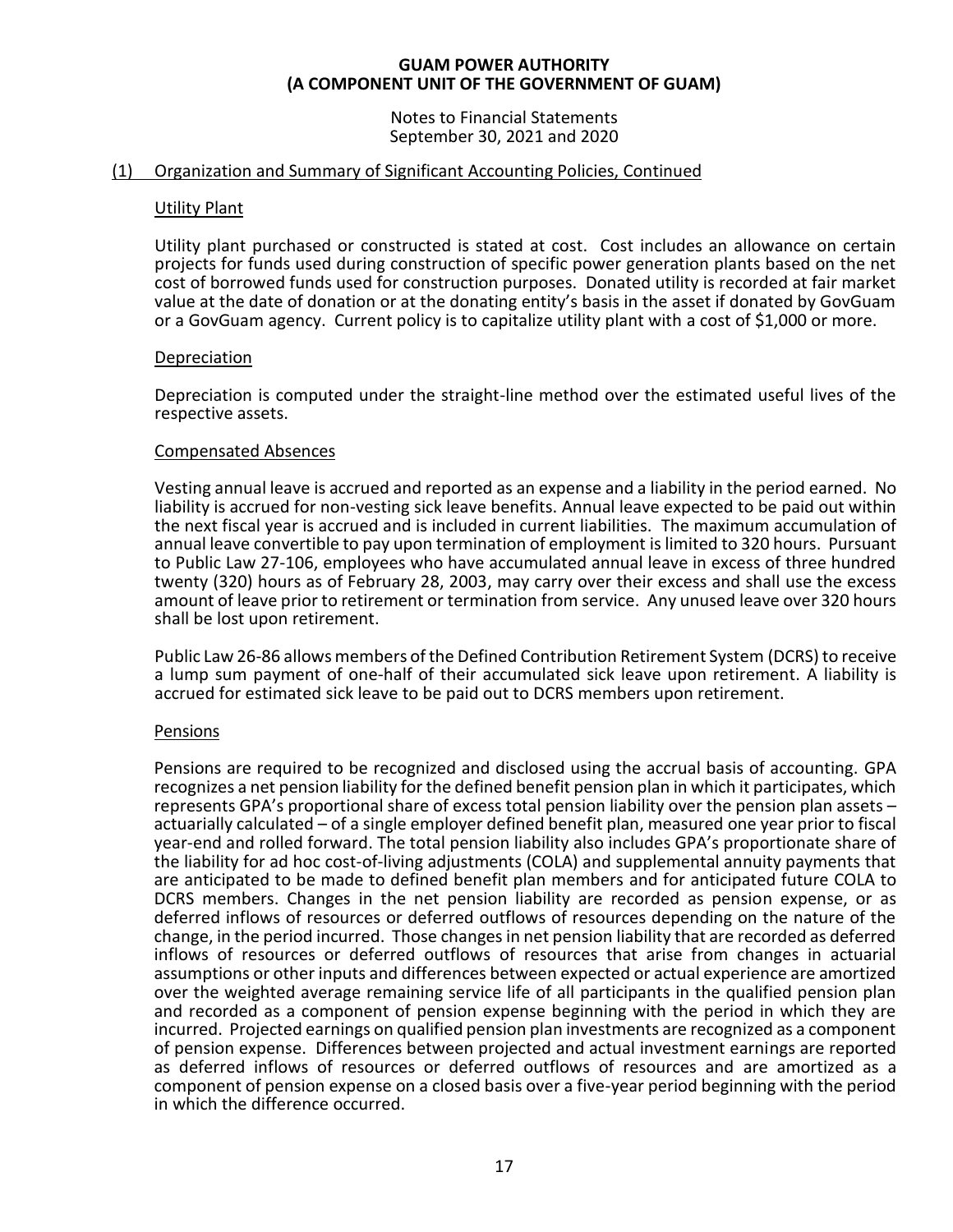## (1) Organization and Summary of Significant Accounting Policies, Continued

### Utility Plant

Utility plant purchased or constructed is stated at cost. Cost includes an allowance on certain projects for funds used during construction of specific power generation plants based on the net cost of borrowed funds used for construction purposes. Donated utility is recorded at fair market value at the date of donation or at the donating entity's basis in the asset if donated by GovGuam or a GovGuam agency. Current policy is to capitalize utility plant with a cost of $1,000 or more.

### Depreciation

Depreciation is computed under the straight-line method over the estimated useful lives of the respective assets.

### Compensated Absences

Vesting annual leave is accrued and reported as an expense and a liability in the period earned. No liability is accrued for non-vesting sick leave benefits. Annual leave expected to be paid out within the next fiscal year is accrued and is included in current liabilities. The maximum accumulation of annual leave convertible to pay upon termination of employment is limited to 320 hours. Pursuant to Public Law 27-106, employees who have accumulated annual leave in excess of three hundred twenty (320) hours as of February 28, 2003, may carry over their excess and shall use the excess amount of leave prior to retirement or termination from service. Any unused leave over 320 hours shall be lost upon retirement.

Public Law 26-86 allows members of the Defined Contribution Retirement System (DCRS) to receive a lump sum payment of one-half of their accumulated sick leave upon retirement. A liability is accrued for estimated sick leave to be paid out to DCRS members upon retirement.

### Pensions

Pensions are required to be recognized and disclosed using the accrual basis of accounting. GPA recognizes a net pension liability for the defined benefit pension plan in which it participates, which represents GPA's proportional share of excess total pension liability over the pension plan assets – actuarially calculated – of a single employer defined benefit plan, measured one year prior to fiscal year-end and rolled forward. The total pension liability also includes GPA's proportionate share of the liability for ad hoc cost-of-living adjustments (COLA) and supplemental annuity payments that are anticipated to be made to defined benefit plan members and for anticipated future COLA to DCRS members. Changes in the net pension liability are recorded as pension expense, or as deferred inflows of resources or deferred outflows of resources depending on the nature of the change, in the period incurred. Those changes in net pension liability that are recorded as deferred inflows of resources or deferred outflows of resources that arise from changes in actuarial assumptions or other inputs and differences between expected or actual experience are amortized over the weighted average remaining service life of all participants in the qualified pension plan and recorded as a component of pension expense beginning with the period in which they are incurred. Projected earnings on qualified pension plan investments are recognized as a component of pension expense. Differences between projected and actual investment earnings are reported as deferred inflows of resources or deferred outflows of resources and are amortized as a component of pension expense on a closed basis over a five-year period beginning with the period in which the difference occurred.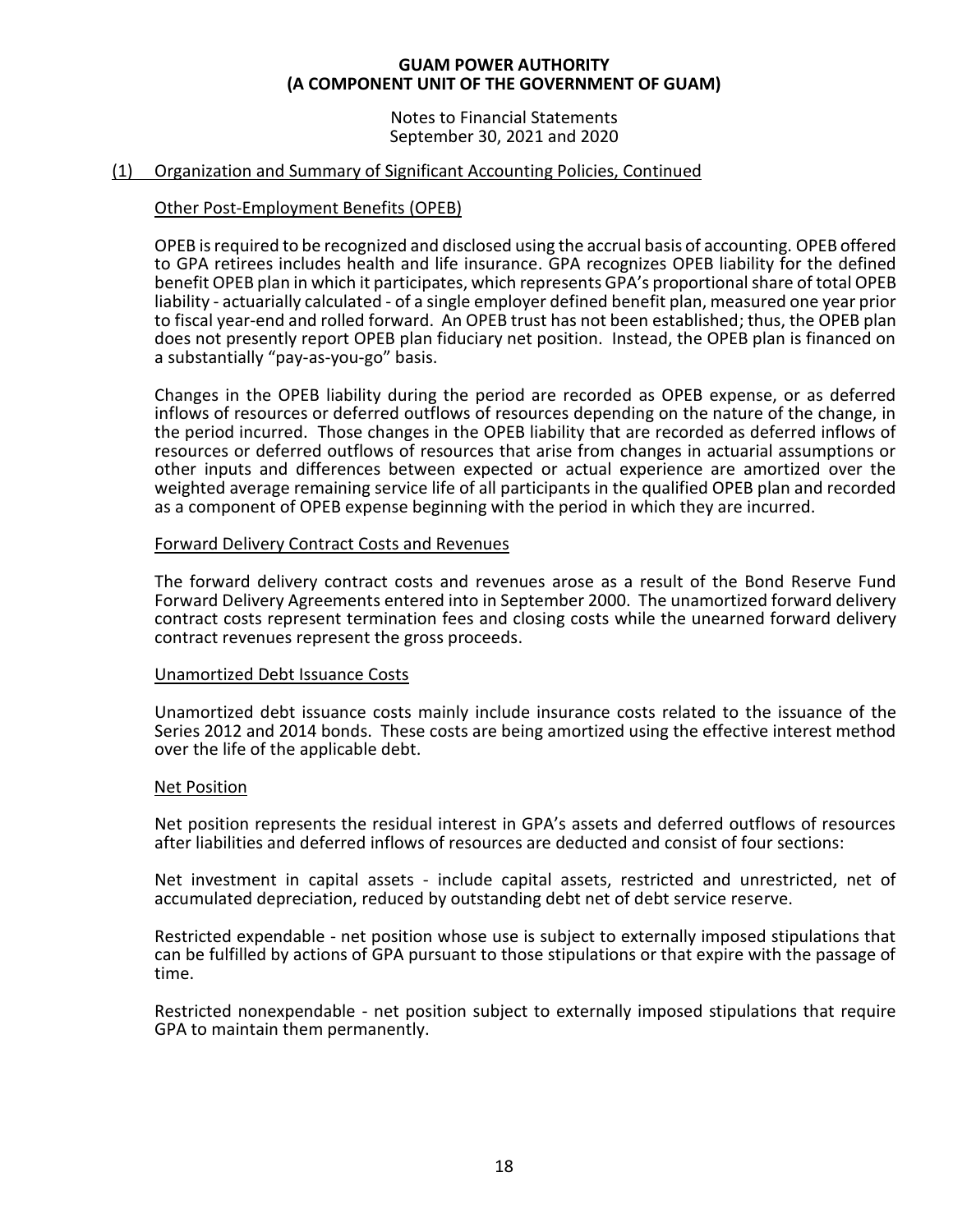## (1) Organization and Summary of Significant Accounting Policies, Continued

### Other Post-Employment Benefits (OPEB)

OPEB is required to be recognized and disclosed using the accrual basis of accounting. OPEB offered to GPA retirees includes health and life insurance. GPA recognizes OPEB liability for the defined benefit OPEB plan in which it participates, which represents GPA's proportional share of total OPEB liability - actuarially calculated - of a single employer defined benefit plan, measured one year prior to fiscal year-end and rolled forward. An OPEB trust has not been established; thus, the OPEB plan does not presently report OPEB plan fiduciary net position. Instead, the OPEB plan is financed on a substantially "pay-as-you-go" basis.

Changes in the OPEB liability during the period are recorded as OPEB expense, or as deferred inflows of resources or deferred outflows of resources depending on the nature of the change, in the period incurred. Those changes in the OPEB liability that are recorded as deferred inflows of resources or deferred outflows of resources that arise from changes in actuarial assumptions or other inputs and differences between expected or actual experience are amortized over the weighted average remaining service life of all participants in the qualified OPEB plan and recorded as a component of OPEB expense beginning with the period in which they are incurred.

### Forward Delivery Contract Costs and Revenues

The forward delivery contract costs and revenues arose as a result of the Bond Reserve Fund Forward Delivery Agreements entered into in September 2000. The unamortized forward delivery contract costs represent termination fees and closing costs while the unearned forward delivery contract revenues represent the gross proceeds.

### Unamortized Debt Issuance Costs

Unamortized debt issuance costs mainly include insurance costs related to the issuance of the Series 2012 and 2014 bonds. These costs are being amortized using the effective interest method over the life of the applicable debt.

### Net Position

Net position represents the residual interest in GPA's assets and deferred outflows of resources after liabilities and deferred inflows of resources are deducted and consist of four sections:

Net investment in capital assets - include capital assets, restricted and unrestricted, net of accumulated depreciation, reduced by outstanding debt net of debt service reserve.

Restricted expendable - net position whose use is subject to externally imposed stipulations that can be fulfilled by actions of GPA pursuant to those stipulations or that expire with the passage of time.

Restricted nonexpendable - net position subject to externally imposed stipulations that require GPA to maintain them permanently.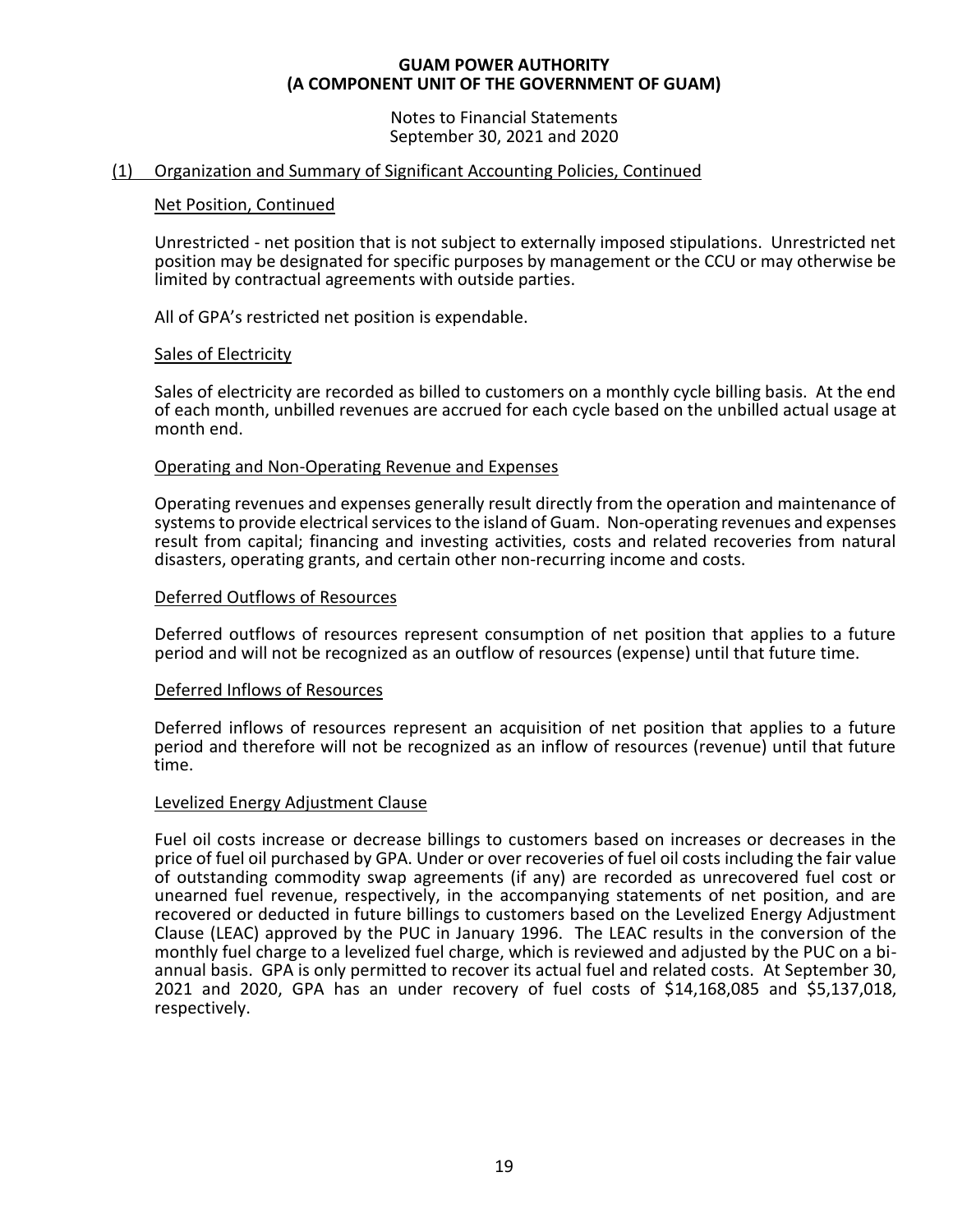## (1) Organization and Summary of Significant Accounting Policies, Continued

### Net Position, Continued

Unrestricted - net position that is not subject to externally imposed stipulations. Unrestricted net position may be designated for specific purposes by management or the CCU or may otherwise be limited by contractual agreements with outside parties.

All of GPA's restricted net position is expendable.

### Sales of Electricity

Sales of electricity are recorded as billed to customers on a monthly cycle billing basis. At the end of each month, unbilled revenues are accrued for each cycle based on the unbilled actual usage at month end.

### Operating and Non-Operating Revenue and Expenses

Operating revenues and expenses generally result directly from the operation and maintenance of systems to provide electrical services to the island of Guam. Non-operating revenues and expenses result from capital; financing and investing activities, costs and related recoveries from natural disasters, operating grants, and certain other non-recurring income and costs.

### Deferred Outflows of Resources

Deferred outflows of resources represent consumption of net position that applies to a future period and will not be recognized as an outflow of resources (expense) until that future time.

### Deferred Inflows of Resources

Deferred inflows of resources represent an acquisition of net position that applies to a future period and therefore will not be recognized as an inflow of resources (revenue) until that future time.

### Levelized Energy Adjustment Clause

Fuel oil costs increase or decrease billings to customers based on increases or decreases in the price of fuel oil purchased by GPA. Under or over recoveries of fuel oil costs including the fair value of outstanding commodity swap agreements (if any) are recorded as unrecovered fuel cost or unearned fuel revenue, respectively, in the accompanying statements of net position, and are recovered or deducted in future billings to customers based on the Levelized Energy Adjustment Clause (LEAC) approved by the PUC in January 1996. The LEAC results in the conversion of the monthly fuel charge to a levelized fuel charge, which is reviewed and adjusted by the PUC on a bi-annual basis. GPA is only permitted to recover its actual fuel and related costs. At September 30, 2021 and 2020, GPA has an under recovery of fuel costs of $14,168,085 and $5,137,018, respectively.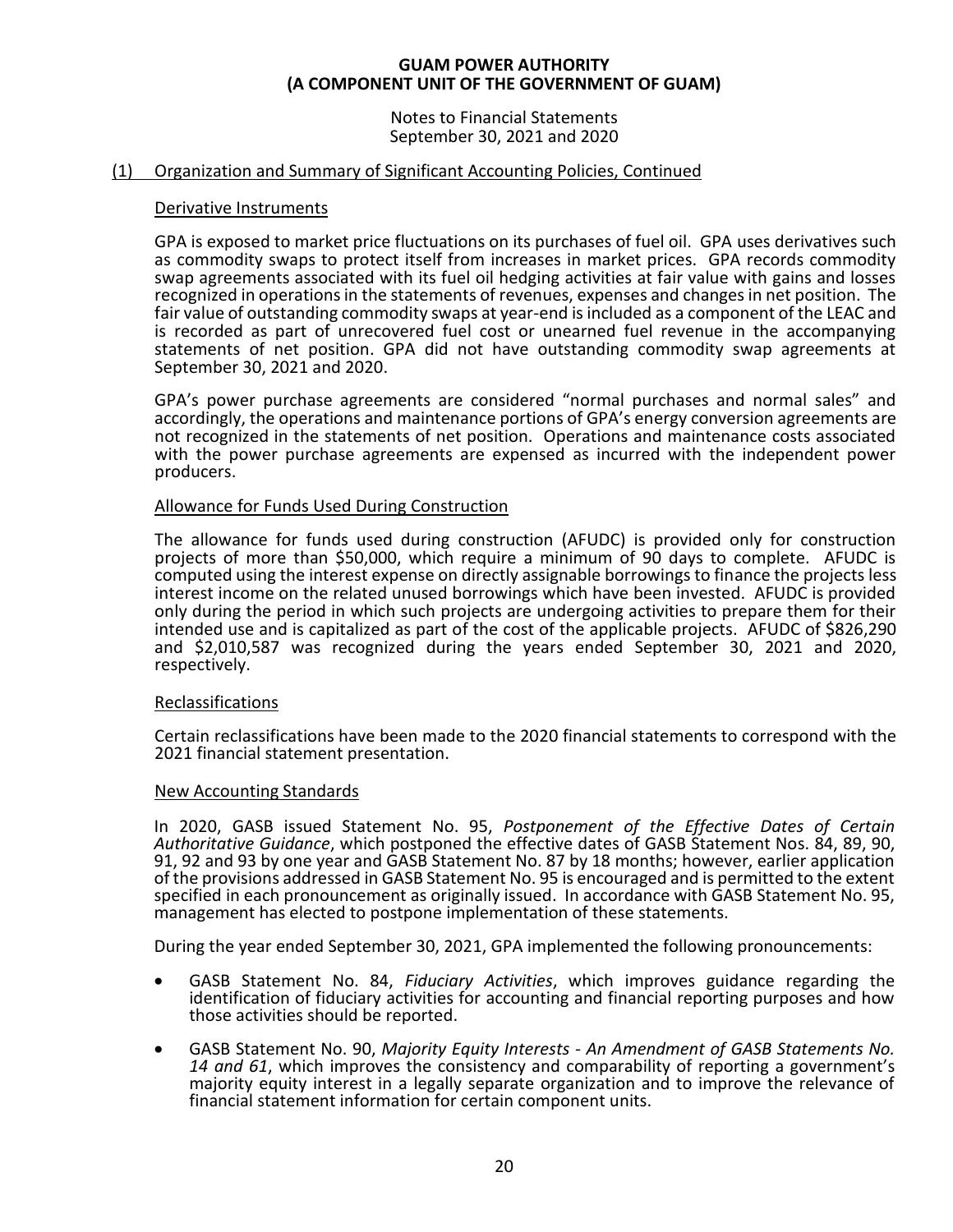## (1) Organization and Summary of Significant Accounting Policies, Continued

### Derivative Instruments

GPA is exposed to market price fluctuations on its purchases of fuel oil. GPA uses derivatives such as commodity swaps to protect itself from increases in market prices. GPA records commodity swap agreements associated with its fuel oil hedging activities at fair value with gains and losses recognized in operations in the statements of revenues, expenses and changes in net position. The fair value of outstanding commodity swaps at year-end is included as a component of the LEAC and is recorded as part of unrecovered fuel cost or unearned fuel revenue in the accompanying statements of net position. GPA did not have outstanding commodity swap agreements at September 30, 2021 and 2020.

GPA's power purchase agreements are considered "normal purchases and normal sales" and accordingly, the operations and maintenance portions of GPA's energy conversion agreements are not recognized in the statements of net position. Operations and maintenance costs associated with the power purchase agreements are expensed as incurred with the independent power producers.

### Allowance for Funds Used During Construction

The allowance for funds used during construction (AFUDC) is provided only for construction projects of more than $50,000, which require a minimum of 90 days to complete. AFUDC is computed using the interest expense on directly assignable borrowings to finance the projects less interest income on the related unused borrowings which have been invested. AFUDC is provided only during the period in which such projects are undergoing activities to prepare them for their intended use and is capitalized as part of the cost of the applicable projects. AFUDC of $826,290 and $2,010,587 was recognized during the years ended September 30, 2021 and 2020, respectively.

### Reclassifications

Certain reclassifications have been made to the 2020 financial statements to correspond with the 2021 financial statement presentation.

### New Accounting Standards

In 2020, GASB issued Statement No. 95, *Postponement of the Effective Dates of Certain Authoritative Guidance*, which postponed the effective dates of GASB Statement Nos. 84, 89, 90, 91, 92 and 93 by one year and GASB Statement No. 87 by 18 months; however, earlier application of the provisions addressed in GASB Statement No. 95 is encouraged and is permitted to the extent specified in each pronouncement as originally issued. In accordance with GASB Statement No. 95, management has elected to postpone implementation of these statements.

During the year ended September 30, 2021, GPA implemented the following pronouncements:

- GASB Statement No. 84, *Fiduciary Activities*, which improves guidance regarding the identification of fiduciary activities for accounting and financial reporting purposes and how those activities should be reported.
- GASB Statement No. 90, *Majority Equity Interests - An Amendment of GASB Statements No. 14 and 61*, which improves the consistency and comparability of reporting a government's majority equity interest in a legally separate organization and to improve the relevance of financial statement information for certain component units.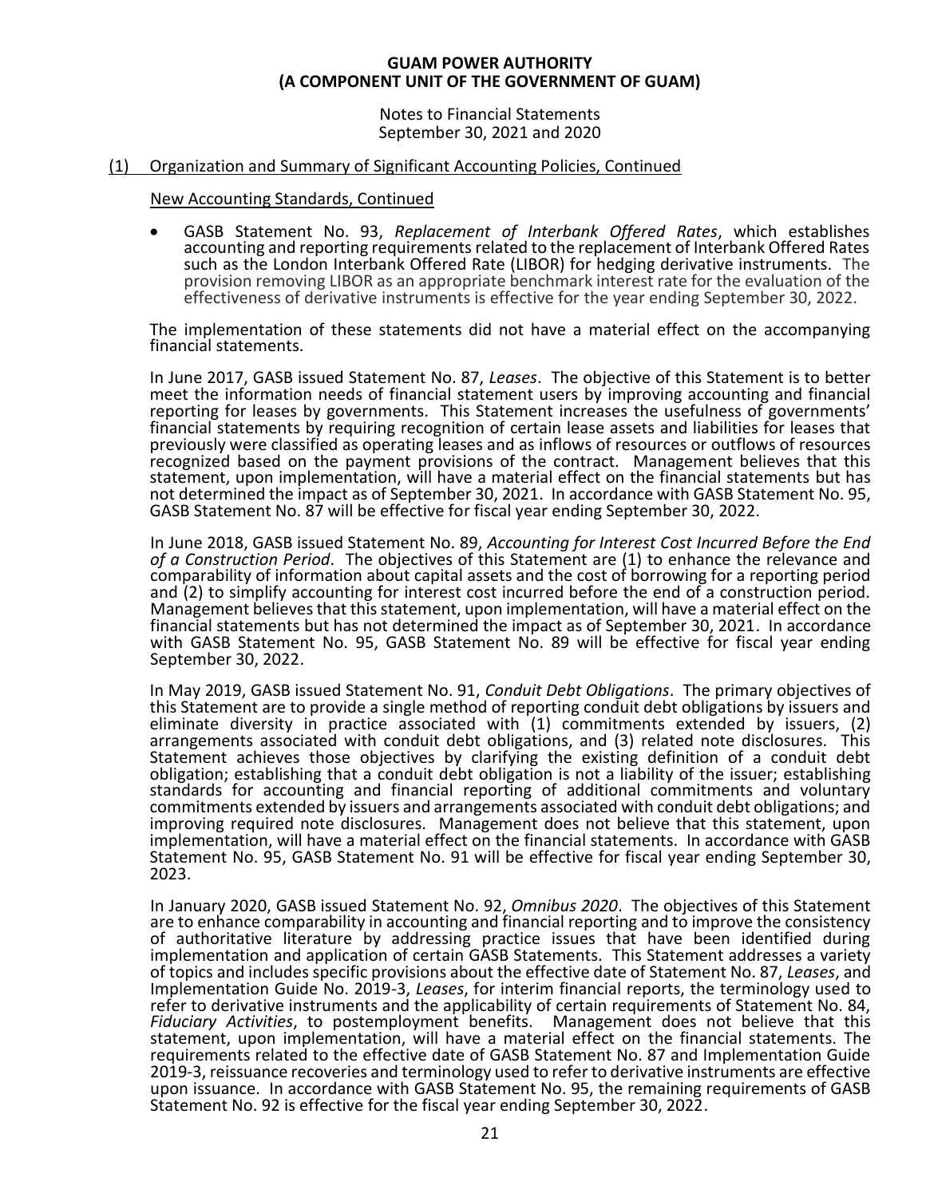## (1) Organization and Summary of Significant Accounting Policies, Continued

### New Accounting Standards, Continued

- GASB Statement No. 93, *Replacement of Interbank Offered Rates*, which establishes accounting and reporting requirements related to the replacement of Interbank Offered Rates such as the London Interbank Offered Rate (LIBOR) for hedging derivative instruments. The provision removing LIBOR as an appropriate benchmark interest rate for the evaluation of the effectiveness of derivative instruments is effective for the year ending September 30, 2022.

The implementation of these statements did not have a material effect on the accompanying financial statements.

In June 2017, GASB issued Statement No. 87, *Leases*. The objective of this Statement is to better meet the information needs of financial statement users by improving accounting and financial reporting for leases by governments. This Statement increases the usefulness of governments' financial statements by requiring recognition of certain lease assets and liabilities for leases that previously were classified as operating leases and as inflows of resources or outflows of resources recognized based on the payment provisions of the contract. Management believes that this statement, upon implementation, will have a material effect on the financial statements but has not determined the impact as of September 30, 2021. In accordance with GASB Statement No. 95, GASB Statement No. 87 will be effective for fiscal year ending September 30, 2022.

In June 2018, GASB issued Statement No. 89, *Accounting for Interest Cost Incurred Before the End of a Construction Period*. The objectives of this Statement are (1) to enhance the relevance and comparability of information about capital assets and the cost of borrowing for a reporting period and (2) to simplify accounting for interest cost incurred before the end of a construction period. Management believes that this statement, upon implementation, will have a material effect on the financial statements but has not determined the impact as of September 30, 2021. In accordance with GASB Statement No. 95, GASB Statement No. 89 will be effective for fiscal year ending September 30, 2022.

In May 2019, GASB issued Statement No. 91, *Conduit Debt Obligations*. The primary objectives of this Statement are to provide a single method of reporting conduit debt obligations by issuers and eliminate diversity in practice associated with (1) commitments extended by issuers, (2) arrangements associated with conduit debt obligations, and (3) related note disclosures. This Statement achieves those objectives by clarifying the existing definition of a conduit debt obligation; establishing that a conduit debt obligation is not a liability of the issuer; establishing standards for accounting and financial reporting of additional commitments and voluntary commitments extended by issuers and arrangements associated with conduit debt obligations; and improving required note disclosures. Management does not believe that this statement, upon implementation, will have a material effect on the financial statements. In accordance with GASB Statement No. 95, GASB Statement No. 91 will be effective for fiscal year ending September 30, 2023.

In January 2020, GASB issued Statement No. 92, *Omnibus 2020*. The objectives of this Statement are to enhance comparability in accounting and financial reporting and to improve the consistency of authoritative literature by addressing practice issues that have been identified during implementation and application of certain GASB Statements. This Statement addresses a variety of topics and includes specific provisions about the effective date of Statement No. 87, *Leases*, and Implementation Guide No. 2019-3, *Leases*, for interim financial reports, the terminology used to refer to derivative instruments and the applicability of certain requirements of Statement No. 84, *Fiduciary Activities*, to postemployment benefits. Management does not believe that this statement, upon implementation, will have a material effect on the financial statements. The requirements related to the effective date of GASB Statement No. 87 and Implementation Guide 2019-3, reissuance recoveries and terminology used to refer to derivative instruments are effective upon issuance. In accordance with GASB Statement No. 95, the remaining requirements of GASB Statement No. 92 is effective for the fiscal year ending September 30, 2022.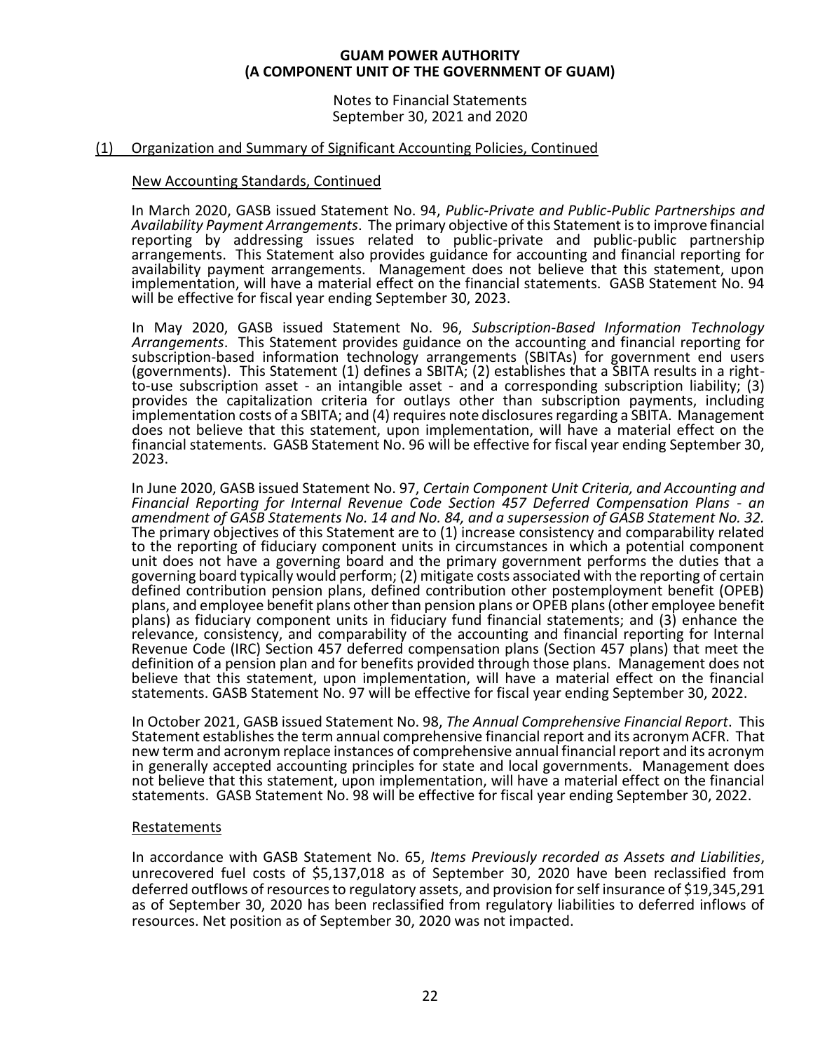## (1) Organization and Summary of Significant Accounting Policies, Continued

### New Accounting Standards, Continued

In March 2020, GASB issued Statement No. 94, *Public-Private and Public-Public Partnerships and Availability Payment Arrangements*. The primary objective of this Statement is to improve financial reporting by addressing issues related to public-private and public-public partnership arrangements. This Statement also provides guidance for accounting and financial reporting for availability payment arrangements. Management does not believe that this statement, upon implementation, will have a material effect on the financial statements. GASB Statement No. 94 will be effective for fiscal year ending September 30, 2023.

In May 2020, GASB issued Statement No. 96, *Subscription-Based Information Technology Arrangements*. This Statement provides guidance on the accounting and financial reporting for subscription-based information technology arrangements (SBITAs) for government end users (governments). This Statement (1) defines a SBITA; (2) establishes that a SBITA results in a right-to-use subscription asset - an intangible asset - and a corresponding subscription liability; (3) provides the capitalization criteria for outlays other than subscription payments, including implementation costs of a SBITA; and (4) requires note disclosures regarding a SBITA. Management does not believe that this statement, upon implementation, will have a material effect on the financial statements. GASB Statement No. 96 will be effective for fiscal year ending September 30, 2023.

In June 2020, GASB issued Statement No. 97, *Certain Component Unit Criteria, and Accounting and Financial Reporting for Internal Revenue Code Section 457 Deferred Compensation Plans - an amendment of GASB Statements No. 14 and No. 84, and a supersession of GASB Statement No. 32.* The primary objectives of this Statement are to (1) increase consistency and comparability related to the reporting of fiduciary component units in circumstances in which a potential component unit does not have a governing board and the primary government performs the duties that a governing board typically would perform; (2) mitigate costs associated with the reporting of certain defined contribution pension plans, defined contribution other postemployment benefit (OPEB) plans, and employee benefit plans other than pension plans or OPEB plans (other employee benefit plans) as fiduciary component units in fiduciary fund financial statements; and (3) enhance the relevance, consistency, and comparability of the accounting and financial reporting for Internal Revenue Code (IRC) Section 457 deferred compensation plans (Section 457 plans) that meet the definition of a pension plan and for benefits provided through those plans. Management does not believe that this statement, upon implementation, will have a material effect on the financial statements. GASB Statement No. 97 will be effective for fiscal year ending September 30, 2022.

In October 2021, GASB issued Statement No. 98, *The Annual Comprehensive Financial Report*. This Statement establishes the term annual comprehensive financial report and its acronym ACFR. That new term and acronym replace instances of comprehensive annual financial report and its acronym in generally accepted accounting principles for state and local governments. Management does not believe that this statement, upon implementation, will have a material effect on the financial statements. GASB Statement No. 98 will be effective for fiscal year ending September 30, 2022.

### Restatements

In accordance with GASB Statement No. 65, *Items Previously recorded as Assets and Liabilities*, unrecovered fuel costs of $5,137,018 as of September 30, 2020 have been reclassified from deferred outflows of resources to regulatory assets, and provision for self insurance of $19,345,291 as of September 30, 2020 has been reclassified from regulatory liabilities to deferred inflows of resources. Net position as of September 30, 2020 was not impacted.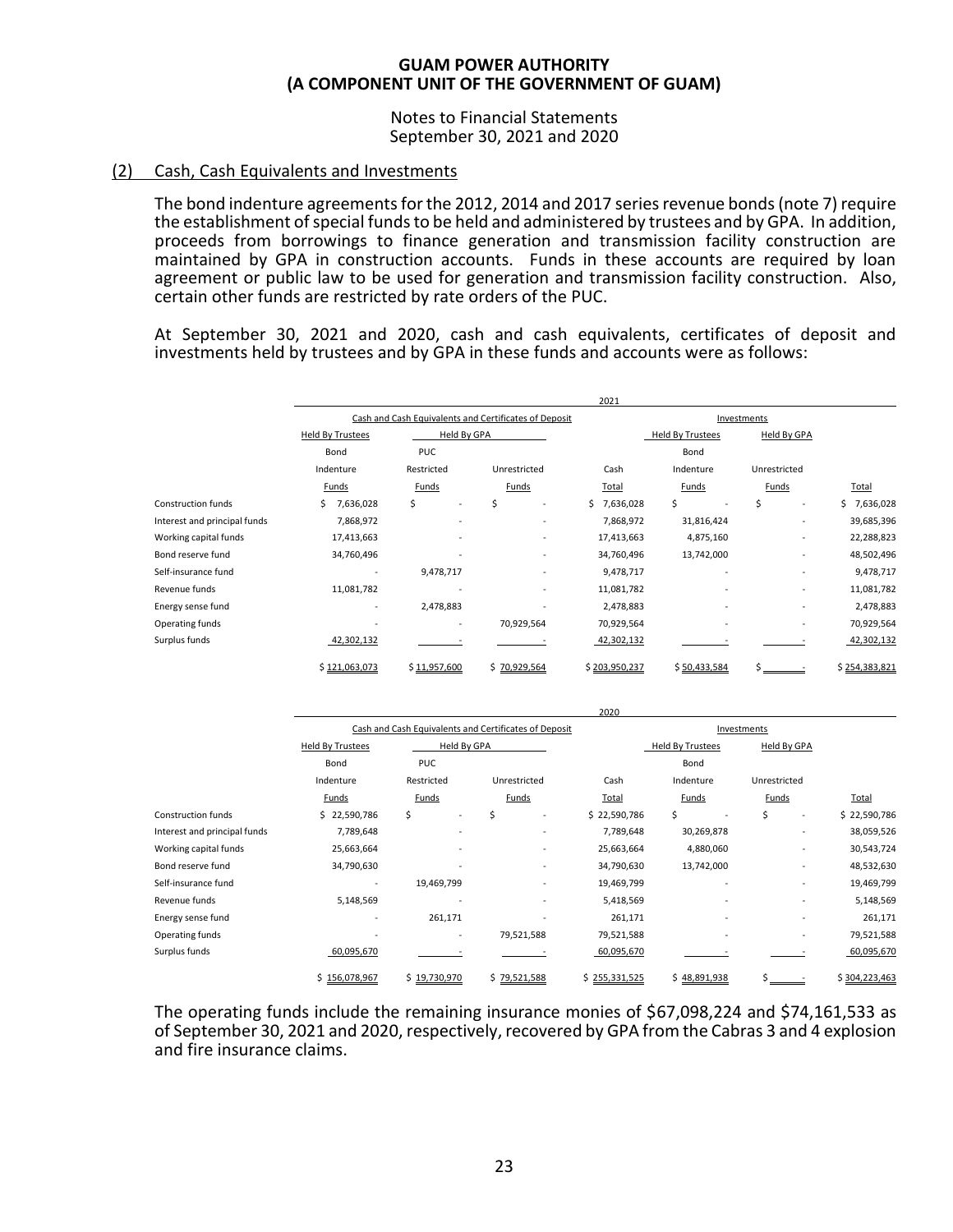## (2) Cash, Cash Equivalents and Investments

The bond indenture agreements for the 2012, 2014 and 2017 series revenue bonds (note 7) require the establishment of special funds to be held and administered by trustees and by GPA. In addition, proceeds from borrowings to finance generation and transmission facility construction are maintained by GPA in construction accounts. Funds in these accounts are required by loan agreement or public law to be used for generation and transmission facility construction. Also, certain other funds are restricted by rate orders of the PUC.

At September 30, 2021 and 2020, cash and cash equivalents, certificates of deposit and investments held by trustees and by GPA in these funds and accounts were as follows:

| | 2021 | | | | | | |
|---|---|---|---|---|---|---|---|
| | Cash and Cash Equivalents and Certificates of Deposit | | | | Investments | | |
| | Held By Trustees | Held By GPA | | | Held By Trustees | Held By GPA | |
| | Bond Indenture Funds | PUC Restricted Funds | Unrestricted Funds | Cash Total | Bond Indenture Funds | Unrestricted Funds | Total |
| Construction funds | $ 7,636,028 | $ - | $ - | $ 7,636,028 | $ - | $ - | $ 7,636,028 |
| Interest and principal funds | 7,868,972 | - | - | 7,868,972 | 31,816,424 | - | 39,685,396 |
| Working capital funds | 17,413,663 | - | - | 17,413,663 | 4,875,160 | - | 22,288,823 |
| Bond reserve fund | 34,760,496 | - | - | 34,760,496 | 13,742,000 | - | 48,502,496 |
| Self-insurance fund | - | 9,478,717 | - | 9,478,717 | - | - | 9,478,717 |
| Revenue funds | 11,081,782 | - | - | 11,081,782 | - | - | 11,081,782 |
| Energy sense fund | - | 2,478,883 | - | 2,478,883 | - | - | 2,478,883 |
| Operating funds | - | - | 70,929,564 | 70,929,564 | - | - | 70,929,564 |
| Surplus funds | 42,302,132 | - | - | 42,302,132 | - | - | 42,302,132 |
| | $ 121,063,073 | $ 11,957,600 | $ 70,929,564 | $ 203,950,237 | $ 50,433,584 | $ - | $ 254,383,821 |

| | 2020 | | | | | | |
|---|---|---|---|---|---|---|---|
| | Cash and Cash Equivalents and Certificates of Deposit | | | | Investments | | |
| | Held By Trustees | Held By GPA | | | Held By Trustees | Held By GPA | |
| | Bond Indenture Funds | PUC Restricted Funds | Unrestricted Funds | Cash Total | Bond Indenture Funds | Unrestricted Funds | Total |
| Construction funds | $ 22,590,786 | $ - | $ - | $ 22,590,786 | $ - | $ - | $ 22,590,786 |
| Interest and principal funds | 7,789,648 | - | - | 7,789,648 | 30,269,878 | - | 38,059,526 |
| Working capital funds | 25,663,664 | - | - | 25,663,664 | 4,880,060 | - | 30,543,724 |
| Bond reserve fund | 34,790,630 | - | - | 34,790,630 | 13,742,000 | - | 48,532,630 |
| Self-insurance fund | - | 19,469,799 | - | 19,469,799 | - | - | 19,469,799 |
| Revenue funds | 5,148,569 | - | - | 5,418,569 | - | - | 5,148,569 |
| Energy sense fund | - | 261,171 | - | 261,171 | - | - | 261,171 |
| Operating funds | - | - | 79,521,588 | 79,521,588 | - | - | 79,521,588 |
| Surplus funds | 60,095,670 | - | - | 60,095,670 | - | - | 60,095,670 |
| | $ 156,078,967 | $ 19,730,970 | $ 79,521,588 | $ 255,331,525 | $ 48,891,938 | $ - | $ 304,223,463 |

The operating funds include the remaining insurance monies of $67,098,224 and $74,161,533 as of September 30, 2021 and 2020, respectively, recovered by GPA from the Cabras 3 and 4 explosion and fire insurance claims.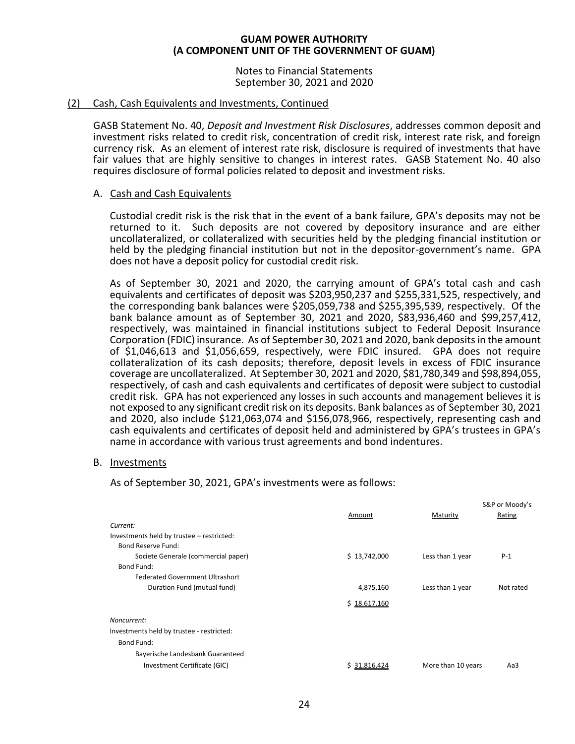**GUAM POWER AUTHORITY**
**(A COMPONENT UNIT OF THE GOVERNMENT OF GUAM)**

Notes to Financial Statements
September 30, 2021 and 2020

## (2) Cash, Cash Equivalents and Investments, Continued

GASB Statement No. 40, *Deposit and Investment Risk Disclosures*, addresses common deposit and investment risks related to credit risk, concentration of credit risk, interest rate risk, and foreign currency risk. As an element of interest rate risk, disclosure is required of investments that have fair values that are highly sensitive to changes in interest rates. GASB Statement No. 40 also requires disclosure of formal policies related to deposit and investment risks.

### A. Cash and Cash Equivalents

Custodial credit risk is the risk that in the event of a bank failure, GPA's deposits may not be returned to it. Such deposits are not covered by depository insurance and are either uncollateralized, or collateralized with securities held by the pledging financial institution or held by the pledging financial institution but not in the depositor-government's name. GPA does not have a deposit policy for custodial credit risk.

As of September 30, 2021 and 2020, the carrying amount of GPA's total cash and cash equivalents and certificates of deposit was $203,950,237 and $255,331,525, respectively, and the corresponding bank balances were $205,059,738 and $255,395,539, respectively. Of the bank balance amount as of September 30, 2021 and 2020, $83,936,460 and $99,257,412, respectively, was maintained in financial institutions subject to Federal Deposit Insurance Corporation (FDIC) insurance. As of September 30, 2021 and 2020, bank deposits in the amount of $1,046,613 and $1,056,659, respectively, were FDIC insured. GPA does not require collateralization of its cash deposits; therefore, deposit levels in excess of FDIC insurance coverage are uncollateralized. At September 30, 2021 and 2020, $81,780,349 and $98,894,055, respectively, of cash and cash equivalents and certificates of deposit were subject to custodial credit risk. GPA has not experienced any losses in such accounts and management believes it is not exposed to any significant credit risk on its deposits. Bank balances as of September 30, 2021 and 2020, also include $121,063,074 and $156,078,966, respectively, representing cash and cash equivalents and certificates of deposit held and administered by GPA's trustees in GPA's name in accordance with various trust agreements and bond indentures.

### B. Investments

As of September 30, 2021, GPA's investments were as follows:

| | Amount | Maturity | S&P or Moody's Rating |
|---|---|---|---|
| *Current:* | | | |
| Investments held by trustee – restricted: | | | |
| Bond Reserve Fund: | | | |
| Societe Generale (commercial paper) | $ 13,742,000 | Less than 1 year | P-1 |
| Bond Fund: | | | |
| Federated Government Ultrashort Duration Fund (mutual fund) | 4,875,160 | Less than 1 year | Not rated |
| | $ 18,617,160 | | |
| *Noncurrent:* | | | |
| Investments held by trustee - restricted: | | | |
| Bond Fund: | | | |
| Bayerische Landesbank Guaranteed Investment Certificate (GIC) | $ 31,816,424 | More than 10 years | Aa3 |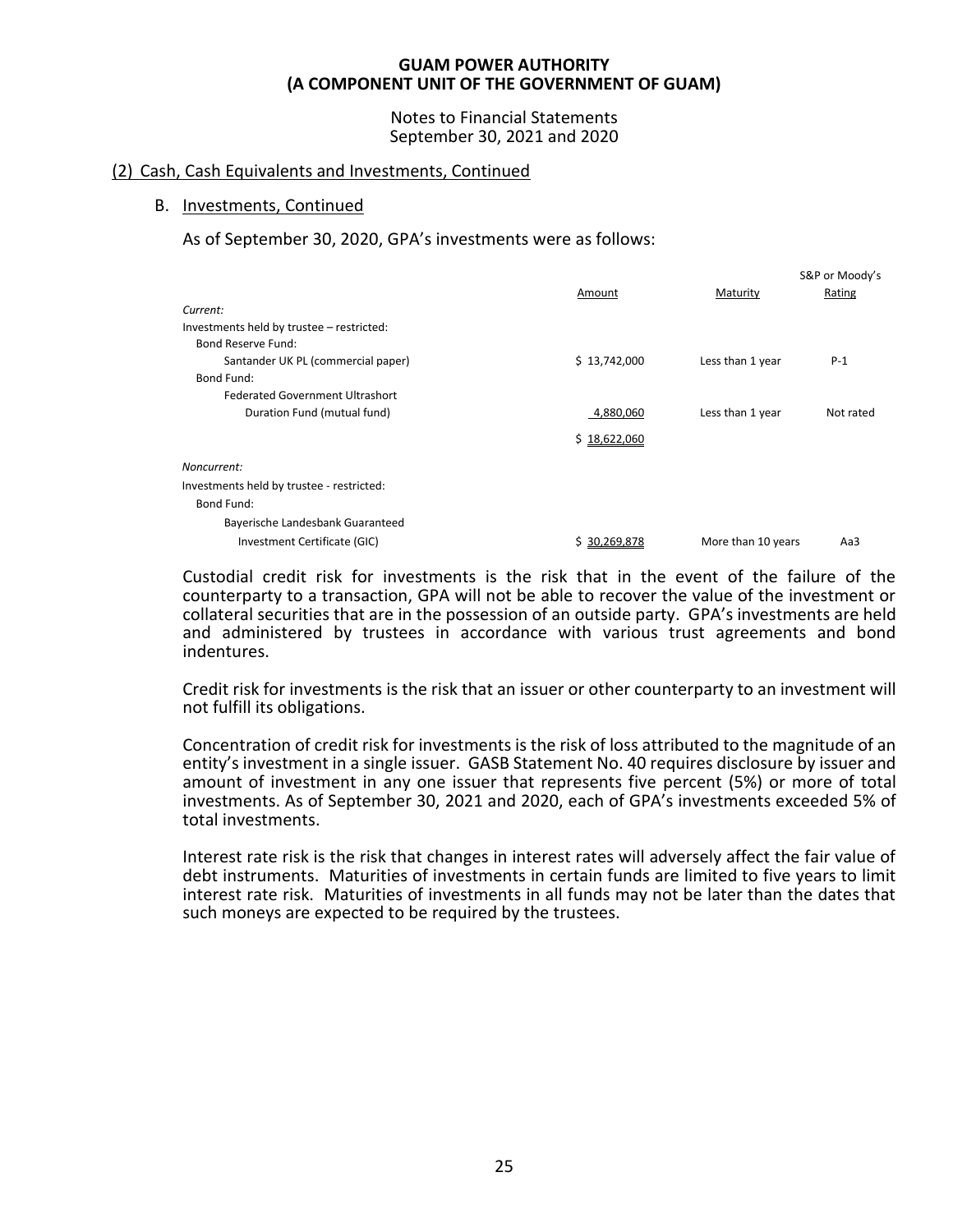### (2) Cash, Cash Equivalents and Investments, Continued

#### B. Investments, Continued

As of September 30, 2020, GPA's investments were as follows:

| | Amount | Maturity | S&P or Moody's Rating |
|---|---|---|---|
| *Current:* | | | |
| Investments held by trustee – restricted: | | | |
| Bond Reserve Fund: | | | |
| Santander UK PL (commercial paper) | $ 13,742,000 | Less than 1 year | P-1 |
| Bond Fund: | | | |
| Federated Government Ultrashort Duration Fund (mutual fund) | 4,880,060 | Less than 1 year | Not rated |
| | $ 18,622,060 | | |
| *Noncurrent:* | | | |
| Investments held by trustee - restricted: | | | |
| Bond Fund: | | | |
| Bayerische Landesbank Guaranteed Investment Certificate (GIC) | $ 30,269,878 | More than 10 years | Aa3 |

Custodial credit risk for investments is the risk that in the event of the failure of the counterparty to a transaction, GPA will not be able to recover the value of the investment or collateral securities that are in the possession of an outside party. GPA's investments are held and administered by trustees in accordance with various trust agreements and bond indentures.

Credit risk for investments is the risk that an issuer or other counterparty to an investment will not fulfill its obligations.

Concentration of credit risk for investments is the risk of loss attributed to the magnitude of an entity's investment in a single issuer. GASB Statement No. 40 requires disclosure by issuer and amount of investment in any one issuer that represents five percent (5%) or more of total investments. As of September 30, 2021 and 2020, each of GPA's investments exceeded 5% of total investments.

Interest rate risk is the risk that changes in interest rates will adversely affect the fair value of debt instruments. Maturities of investments in certain funds are limited to five years to limit interest rate risk. Maturities of investments in all funds may not be later than the dates that such moneys are expected to be required by the trustees.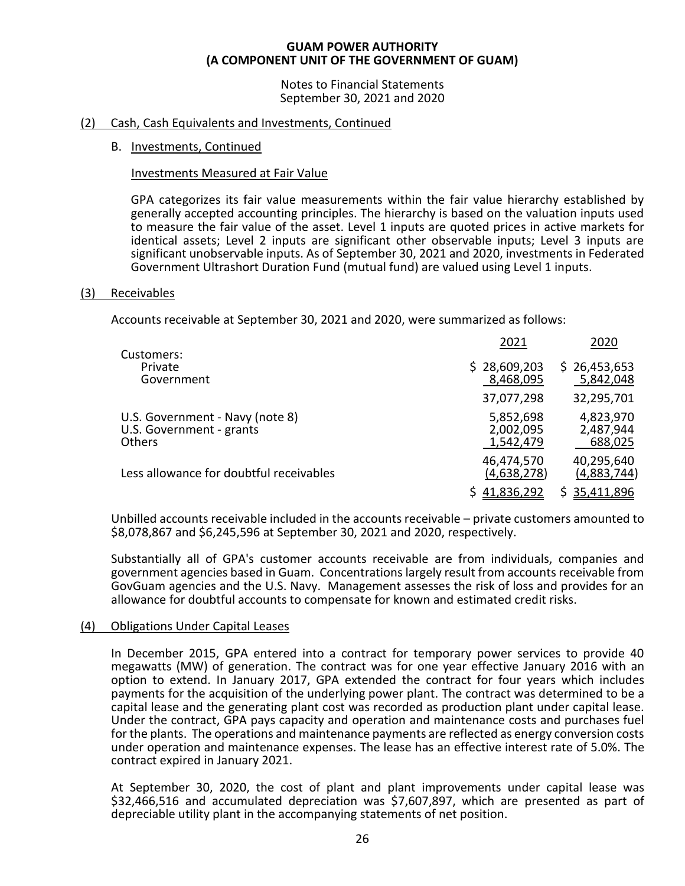## (2) Cash, Cash Equivalents and Investments, Continued

### B. Investments, Continued

#### Investments Measured at Fair Value

GPA categorizes its fair value measurements within the fair value hierarchy established by generally accepted accounting principles. The hierarchy is based on the valuation inputs used to measure the fair value of the asset. Level 1 inputs are quoted prices in active markets for identical assets; Level 2 inputs are significant other observable inputs; Level 3 inputs are significant unobservable inputs. As of September 30, 2021 and 2020, investments in Federated Government Ultrashort Duration Fund (mutual fund) are valued using Level 1 inputs.

## (3) Receivables

Accounts receivable at September 30, 2021 and 2020, were summarized as follows:

| | 2021 | 2020 |
|---|---|---|
| Customers: | | |
| Private | $ 28,609,203 | $ 26,453,653 |
| Government | 8,468,095 | 5,842,048 |
| | 37,077,298 | 32,295,701 |
| U.S. Government - Navy (note 8) | 5,852,698 | 4,823,970 |
| U.S. Government - grants | 2,002,095 | 2,487,944 |
| Others | 1,542,479 | 688,025 |
| | 46,474,570 | 40,295,640 |
| Less allowance for doubtful receivables | (4,638,278) | (4,883,744) |
| | $ 41,836,292 | $ 35,411,896 |

Unbilled accounts receivable included in the accounts receivable – private customers amounted to $8,078,867 and $6,245,596 at September 30, 2021 and 2020, respectively.

Substantially all of GPA's customer accounts receivable are from individuals, companies and government agencies based in Guam. Concentrations largely result from accounts receivable from GovGuam agencies and the U.S. Navy. Management assesses the risk of loss and provides for an allowance for doubtful accounts to compensate for known and estimated credit risks.

## (4) Obligations Under Capital Leases

In December 2015, GPA entered into a contract for temporary power services to provide 40 megawatts (MW) of generation. The contract was for one year effective January 2016 with an option to extend. In January 2017, GPA extended the contract for four years which includes payments for the acquisition of the underlying power plant. The contract was determined to be a capital lease and the generating plant cost was recorded as production plant under capital lease. Under the contract, GPA pays capacity and operation and maintenance costs and purchases fuel for the plants. The operations and maintenance payments are reflected as energy conversion costs under operation and maintenance expenses. The lease has an effective interest rate of 5.0%. The contract expired in January 2021.

At September 30, 2020, the cost of plant and plant improvements under capital lease was $32,466,516 and accumulated depreciation was $7,607,897, which are presented as part of depreciable utility plant in the accompanying statements of net position.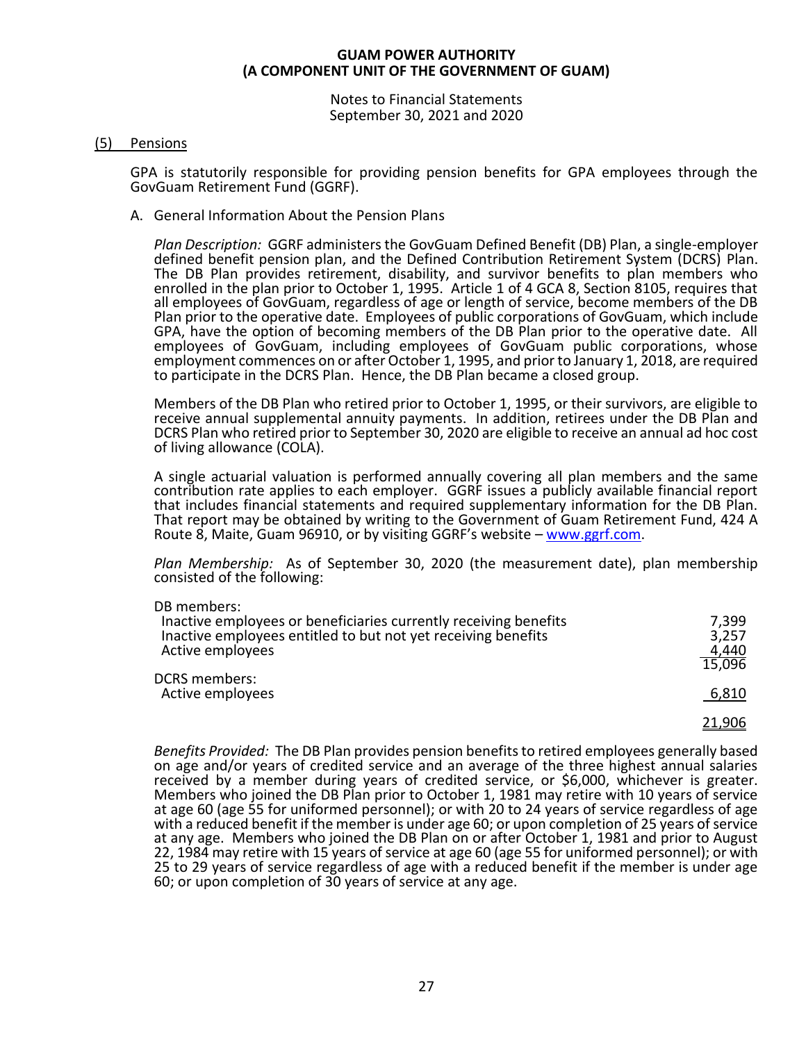**GUAM POWER AUTHORITY**
**(A COMPONENT UNIT OF THE GOVERNMENT OF GUAM)**

Notes to Financial Statements
September 30, 2021 and 2020

## (5) Pensions

GPA is statutorily responsible for providing pension benefits for GPA employees through the GovGuam Retirement Fund (GGRF).

A. General Information About the Pension Plans

*Plan Description:* GGRF administers the GovGuam Defined Benefit (DB) Plan, a single-employer defined benefit pension plan, and the Defined Contribution Retirement System (DCRS) Plan. The DB Plan provides retirement, disability, and survivor benefits to plan members who enrolled in the plan prior to October 1, 1995. Article 1 of 4 GCA 8, Section 8105, requires that all employees of GovGuam, regardless of age or length of service, become members of the DB Plan prior to the operative date. Employees of public corporations of GovGuam, which include GPA, have the option of becoming members of the DB Plan prior to the operative date. All employees of GovGuam, including employees of GovGuam public corporations, whose employment commences on or after October 1, 1995, and prior to January 1, 2018, are required to participate in the DCRS Plan. Hence, the DB Plan became a closed group.

Members of the DB Plan who retired prior to October 1, 1995, or their survivors, are eligible to receive annual supplemental annuity payments. In addition, retirees under the DB Plan and DCRS Plan who retired prior to September 30, 2020 are eligible to receive an annual ad hoc cost of living allowance (COLA).

A single actuarial valuation is performed annually covering all plan members and the same contribution rate applies to each employer. GGRF issues a publicly available financial report that includes financial statements and required supplementary information for the DB Plan. That report may be obtained by writing to the Government of Guam Retirement Fund, 424 A Route 8, Maite, Guam 96910, or by visiting GGRF's website – www.ggrf.com.

*Plan Membership:* As of September 30, 2020 (the measurement date), plan membership consisted of the following:

| | |
|---|---|
| DB members: | |
| Inactive employees or beneficiaries currently receiving benefits | 7,399 |
| Inactive employees entitled to but not yet receiving benefits | 3,257 |
| Active employees | 4,440 |
| | 15,096 |
| DCRS members: | |
| Active employees | 6,810 |
| | 21,906 |

*Benefits Provided:* The DB Plan provides pension benefits to retired employees generally based on age and/or years of credited service and an average of the three highest annual salaries received by a member during years of credited service, or $6,000, whichever is greater. Members who joined the DB Plan prior to October 1, 1981 may retire with 10 years of service at age 60 (age 55 for uniformed personnel); or with 20 to 24 years of service regardless of age with a reduced benefit if the member is under age 60; or upon completion of 25 years of service at any age. Members who joined the DB Plan on or after October 1, 1981 and prior to August 22, 1984 may retire with 15 years of service at age 60 (age 55 for uniformed personnel); or with 25 to 29 years of service regardless of age with a reduced benefit if the member is under age 60; or upon completion of 30 years of service at any age.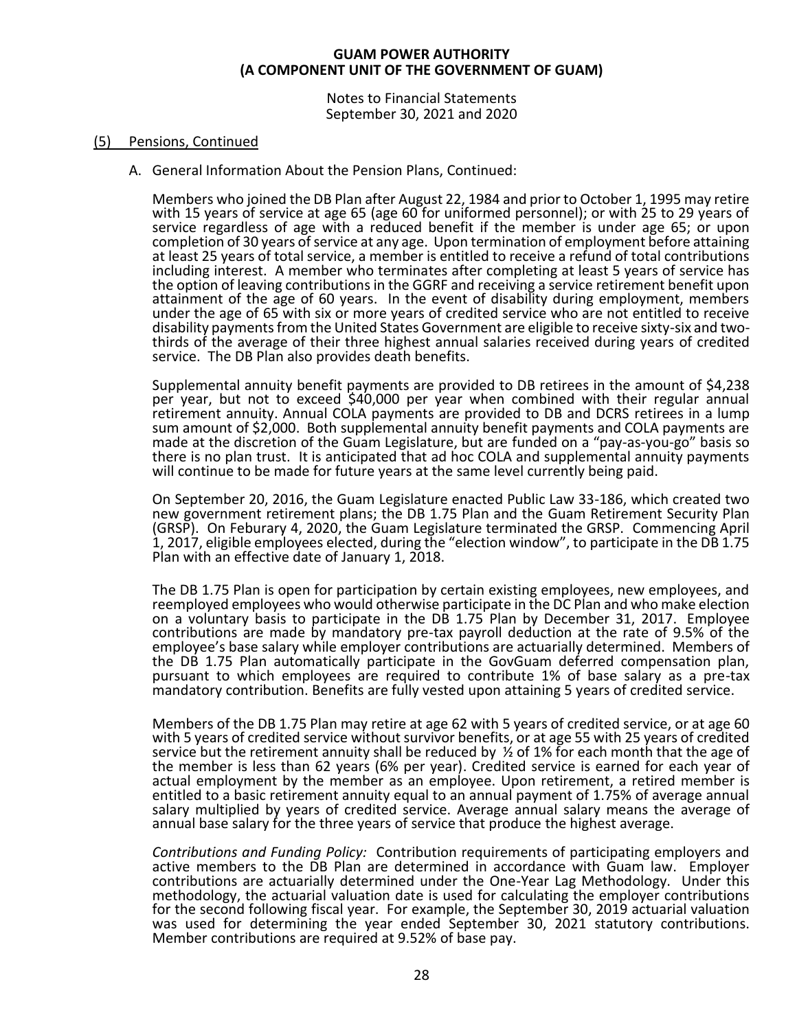## (5) Pensions, Continued

A. General Information About the Pension Plans, Continued:

Members who joined the DB Plan after August 22, 1984 and prior to October 1, 1995 may retire with 15 years of service at age 65 (age 60 for uniformed personnel); or with 25 to 29 years of service regardless of age with a reduced benefit if the member is under age 65; or upon completion of 30 years of service at any age. Upon termination of employment before attaining at least 25 years of total service, a member is entitled to receive a refund of total contributions including interest. A member who terminates after completing at least 5 years of service has the option of leaving contributions in the GGRF and receiving a service retirement benefit upon attainment of the age of 60 years. In the event of disability during employment, members under the age of 65 with six or more years of credited service who are not entitled to receive disability payments from the United States Government are eligible to receive sixty-six and two-thirds of the average of their three highest annual salaries received during years of credited service. The DB Plan also provides death benefits.

Supplemental annuity benefit payments are provided to DB retirees in the amount of $4,238 per year, but not to exceed $40,000 per year when combined with their regular annual retirement annuity. Annual COLA payments are provided to DB and DCRS retirees in a lump sum amount of $2,000. Both supplemental annuity benefit payments and COLA payments are made at the discretion of the Guam Legislature, but are funded on a "pay-as-you-go" basis so there is no plan trust. It is anticipated that ad hoc COLA and supplemental annuity payments will continue to be made for future years at the same level currently being paid.

On September 20, 2016, the Guam Legislature enacted Public Law 33-186, which created two new government retirement plans; the DB 1.75 Plan and the Guam Retirement Security Plan (GRSP). On Feburary 4, 2020, the Guam Legislature terminated the GRSP. Commencing April 1, 2017, eligible employees elected, during the "election window", to participate in the DB 1.75 Plan with an effective date of January 1, 2018.

The DB 1.75 Plan is open for participation by certain existing employees, new employees, and reemployed employees who would otherwise participate in the DC Plan and who make election on a voluntary basis to participate in the DB 1.75 Plan by December 31, 2017. Employee contributions are made by mandatory pre-tax payroll deduction at the rate of 9.5% of the employee's base salary while employer contributions are actuarially determined. Members of the DB 1.75 Plan automatically participate in the GovGuam deferred compensation plan, pursuant to which employees are required to contribute 1% of base salary as a pre-tax mandatory contribution. Benefits are fully vested upon attaining 5 years of credited service.

Members of the DB 1.75 Plan may retire at age 62 with 5 years of credited service, or at age 60 with 5 years of credited service without survivor benefits, or at age 55 with 25 years of credited service but the retirement annuity shall be reduced by ½ of 1% for each month that the age of the member is less than 62 years (6% per year). Credited service is earned for each year of actual employment by the member as an employee. Upon retirement, a retired member is entitled to a basic retirement annuity equal to an annual payment of 1.75% of average annual salary multiplied by years of credited service. Average annual salary means the average of annual base salary for the three years of service that produce the highest average.

*Contributions and Funding Policy:* Contribution requirements of participating employers and active members to the DB Plan are determined in accordance with Guam law. Employer contributions are actuarially determined under the One-Year Lag Methodology. Under this methodology, the actuarial valuation date is used for calculating the employer contributions for the second following fiscal year. For example, the September 30, 2019 actuarial valuation was used for determining the year ended September 30, 2021 statutory contributions. Member contributions are required at 9.52% of base pay.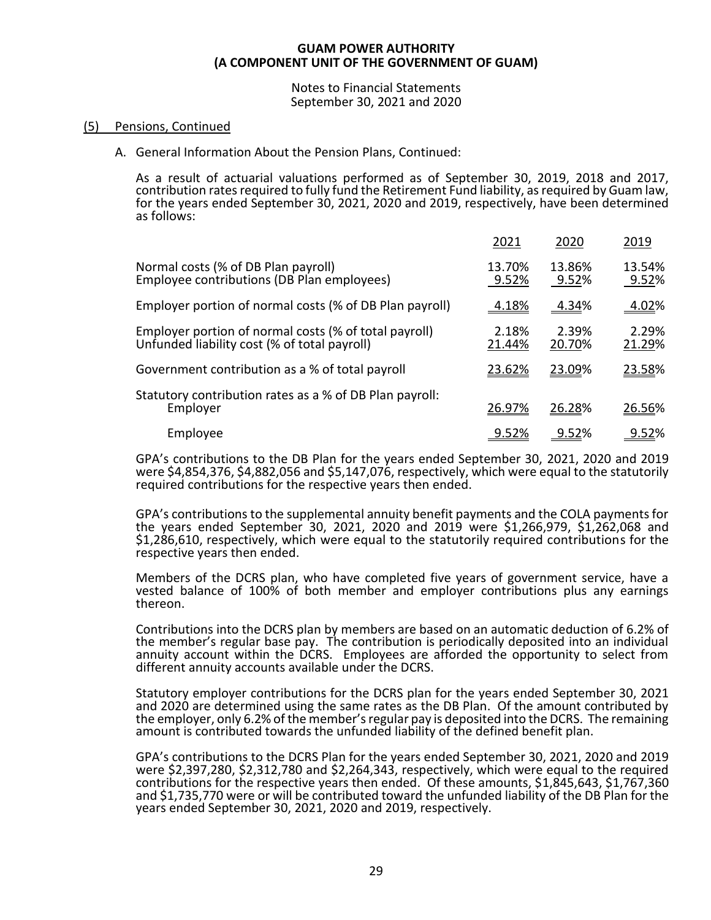**GUAM POWER AUTHORITY**
**(A COMPONENT UNIT OF THE GOVERNMENT OF GUAM)**

Notes to Financial Statements
September 30, 2021 and 2020

## (5) Pensions, Continued

A. General Information About the Pension Plans, Continued:

As a result of actuarial valuations performed as of September 30, 2019, 2018 and 2017, contribution rates required to fully fund the Retirement Fund liability, as required by Guam law, for the years ended September 30, 2021, 2020 and 2019, respectively, have been determined as follows:

| | 2021 | 2020 | 2019 |
|---|---|---|---|
| Normal costs (% of DB Plan payroll) | 13.70% | 13.86% | 13.54% |
| Employee contributions (DB Plan employees) | 9.52% | 9.52% | 9.52% |
| Employer portion of normal costs (% of DB Plan payroll) | 4.18% | 4.34% | 4.02% |
| Employer portion of normal costs (% of total payroll) | 2.18% | 2.39% | 2.29% |
| Unfunded liability cost (% of total payroll) | 21.44% | 20.70% | 21.29% |
| Government contribution as a % of total payroll | 23.62% | 23.09% | 23.58% |
| Statutory contribution rates as a % of DB Plan payroll: | | | |
| Employer | 26.97% | 26.28% | 26.56% |
| Employee | 9.52% | 9.52% | 9.52% |

GPA's contributions to the DB Plan for the years ended September 30, 2021, 2020 and 2019 were \$4,854,376, \$4,882,056 and \$5,147,076, respectively, which were equal to the statutorily required contributions for the respective years then ended.

GPA's contributions to the supplemental annuity benefit payments and the COLA payments for the years ended September 30, 2021, 2020 and 2019 were \$1,266,979, \$1,262,068 and \$1,286,610, respectively, which were equal to the statutorily required contributions for the respective years then ended.

Members of the DCRS plan, who have completed five years of government service, have a vested balance of 100% of both member and employer contributions plus any earnings thereon.

Contributions into the DCRS plan by members are based on an automatic deduction of 6.2% of the member's regular base pay. The contribution is periodically deposited into an individual annuity account within the DCRS. Employees are afforded the opportunity to select from different annuity accounts available under the DCRS.

Statutory employer contributions for the DCRS plan for the years ended September 30, 2021 and 2020 are determined using the same rates as the DB Plan. Of the amount contributed by the employer, only 6.2% of the member's regular pay is deposited into the DCRS. The remaining amount is contributed towards the unfunded liability of the defined benefit plan.

GPA's contributions to the DCRS Plan for the years ended September 30, 2021, 2020 and 2019 were \$2,397,280, \$2,312,780 and \$2,264,343, respectively, which were equal to the required contributions for the respective years then ended. Of these amounts, \$1,845,643, \$1,767,360 and \$1,735,770 were or will be contributed toward the unfunded liability of the DB Plan for the years ended September 30, 2021, 2020 and 2019, respectively.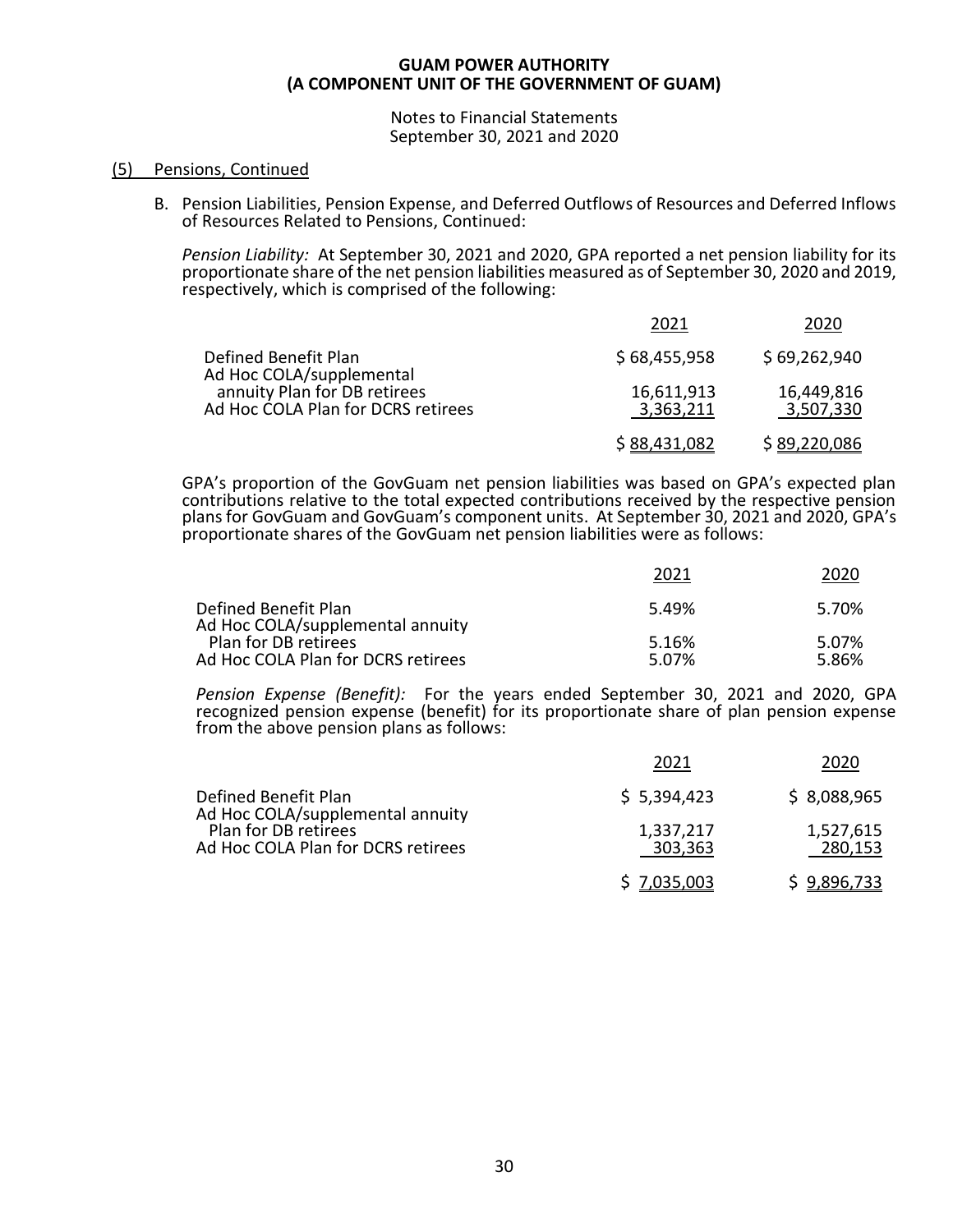**GUAM POWER AUTHORITY**
**(A COMPONENT UNIT OF THE GOVERNMENT OF GUAM)**

Notes to Financial Statements
September 30, 2021 and 2020

(5) Pensions, Continued

B. Pension Liabilities, Pension Expense, and Deferred Outflows of Resources and Deferred Inflows of Resources Related to Pensions, Continued:

*Pension Liability:* At September 30, 2021 and 2020, GPA reported a net pension liability for its proportionate share of the net pension liabilities measured as of September 30, 2020 and 2019, respectively, which is comprised of the following:

| | 2021 | 2020 |
|---|---|---|
| Defined Benefit Plan | $ 68,455,958 | $ 69,262,940 |
| Ad Hoc COLA/supplemental annuity Plan for DB retirees | 16,611,913 | 16,449,816 |
| Ad Hoc COLA Plan for DCRS retirees | 3,363,211 | 3,507,330 |
| | $ 88,431,082 | $ 89,220,086 |

GPA's proportion of the GovGuam net pension liabilities was based on GPA's expected plan contributions relative to the total expected contributions received by the respective pension plans for GovGuam and GovGuam's component units. At September 30, 2021 and 2020, GPA's proportionate shares of the GovGuam net pension liabilities were as follows:

| | 2021 | 2020 |
|---|---|---|
| Defined Benefit Plan | 5.49% | 5.70% |
| Ad Hoc COLA/supplemental annuity Plan for DB retirees | 5.16% | 5.07% |
| Ad Hoc COLA Plan for DCRS retirees | 5.07% | 5.86% |

*Pension Expense (Benefit):* For the years ended September 30, 2021 and 2020, GPA recognized pension expense (benefit) for its proportionate share of plan pension expense from the above pension plans as follows:

| | 2021 | 2020 |
|---|---|---|
| Defined Benefit Plan | $ 5,394,423 | $ 8,088,965 |
| Ad Hoc COLA/supplemental annuity Plan for DB retirees | 1,337,217 | 1,527,615 |
| Ad Hoc COLA Plan for DCRS retirees | 303,363 | 280,153 |
| | $ 7,035,003 | $ 9,896,733 |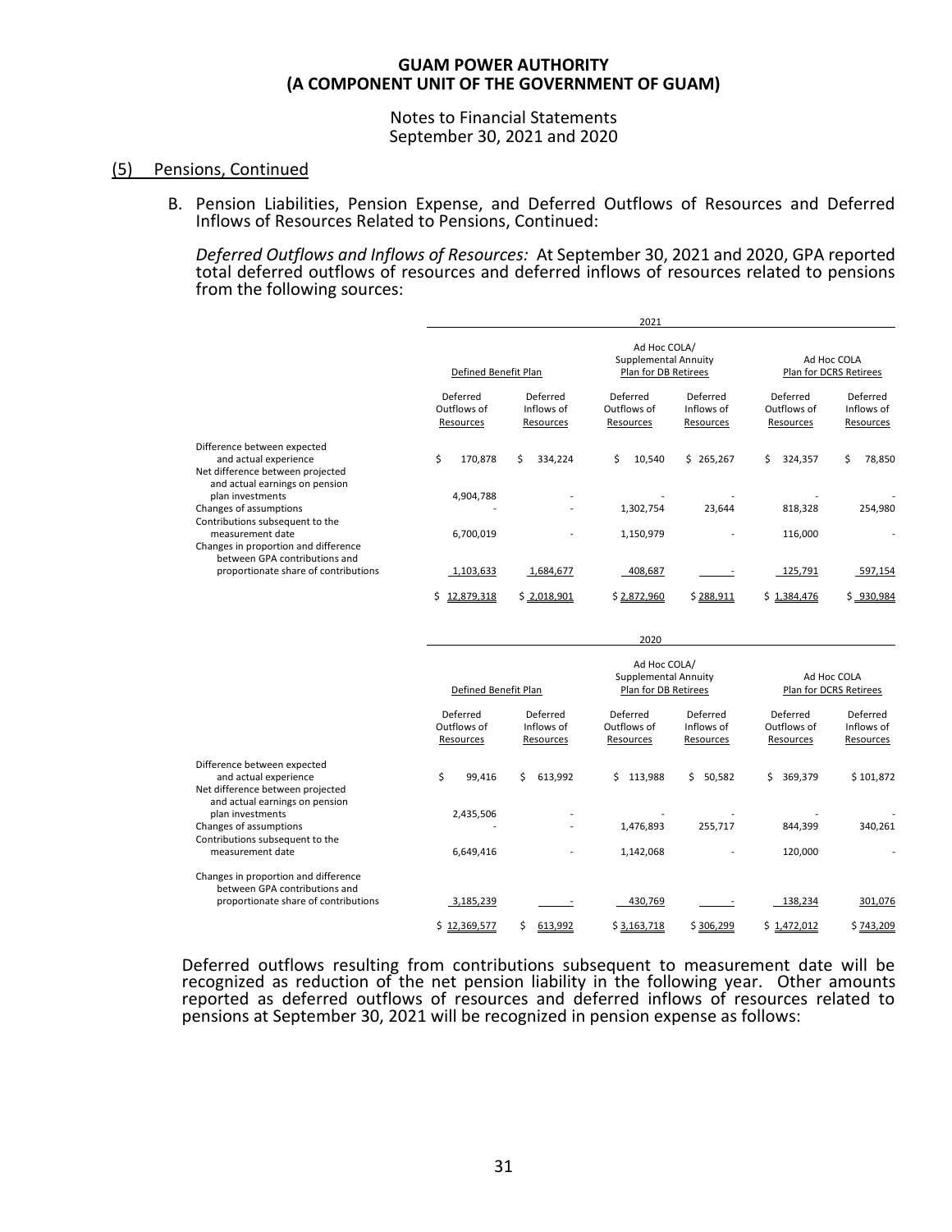**GUAM POWER AUTHORITY**
**(A COMPONENT UNIT OF THE GOVERNMENT OF GUAM)**

Notes to Financial Statements
September 30, 2021 and 2020

## (5) Pensions, Continued

B. Pension Liabilities, Pension Expense, and Deferred Outflows of Resources and Deferred Inflows of Resources Related to Pensions, Continued:

*Deferred Outflows and Inflows of Resources:* At September 30, 2021 and 2020, GPA reported total deferred outflows of resources and deferred inflows of resources related to pensions from the following sources:

| | 2021 | | | | | |
|---|---|---|---|---|---|---|
| | Defined Benefit Plan | | Ad Hoc COLA/ Supplemental Annuity Plan for DB Retirees | | Ad Hoc COLA Plan for DCRS Retirees | |
| | Deferred Outflows of Resources | Deferred Inflows of Resources | Deferred Outflows of Resources | Deferred Inflows of Resources | Deferred Outflows of Resources | Deferred Inflows of Resources |
| Difference between expected and actual experience | $ 170,878 | $ 334,224 | $ 10,540 | $ 265,267 | $ 324,357 | $ 78,850 |
| Net difference between projected and actual earnings on pension plan investments | 4,904,788 | - | - | - | - | - |
| Changes of assumptions | - | - | 1,302,754 | 23,644 | 818,328 | 254,980 |
| Contributions subsequent to the measurement date | 6,700,019 | - | 1,150,979 | - | 116,000 | - |
| Changes in proportion and difference between GPA contributions and proportionate share of contributions | 1,103,633 | 1,684,677 | 408,687 | - | 125,791 | 597,154 |
| | $ 12,879,318 | $ 2,018,901 | $ 2,872,960 | $ 288,911 | $ 1,384,476 | $ 930,984 |

| | 2020 | | | | | |
|---|---|---|---|---|---|---|
| | Defined Benefit Plan | | Ad Hoc COLA/ Supplemental Annuity Plan for DB Retirees | | Ad Hoc COLA Plan for DCRS Retirees | |
| | Deferred Outflows of Resources | Deferred Inflows of Resources | Deferred Outflows of Resources | Deferred Inflows of Resources | Deferred Outflows of Resources | Deferred Inflows of Resources |
| Difference between expected and actual experience | $ 99,416 | $ 613,992 | $ 113,988 | $ 50,582 | $ 369,379 | $ 101,872 |
| Net difference between projected and actual earnings on pension plan investments | 2,435,506 | - | - | - | - | - |
| Changes of assumptions | - | - | 1,476,893 | 255,717 | 844,399 | 340,261 |
| Contributions subsequent to the measurement date | 6,649,416 | - | 1,142,068 | - | 120,000 | - |
| Changes in proportion and difference between GPA contributions and proportionate share of contributions | 3,185,239 | - | 430,769 | - | 138,234 | 301,076 |
| | $ 12,369,577 | $ 613,992 | $ 3,163,718 | $ 306,299 | $ 1,472,012 | $ 743,209 |

Deferred outflows resulting from contributions subsequent to measurement date will be recognized as reduction of the net pension liability in the following year. Other amounts reported as deferred outflows of resources and deferred inflows of resources related to pensions at September 30, 2021 will be recognized in pension expense as follows: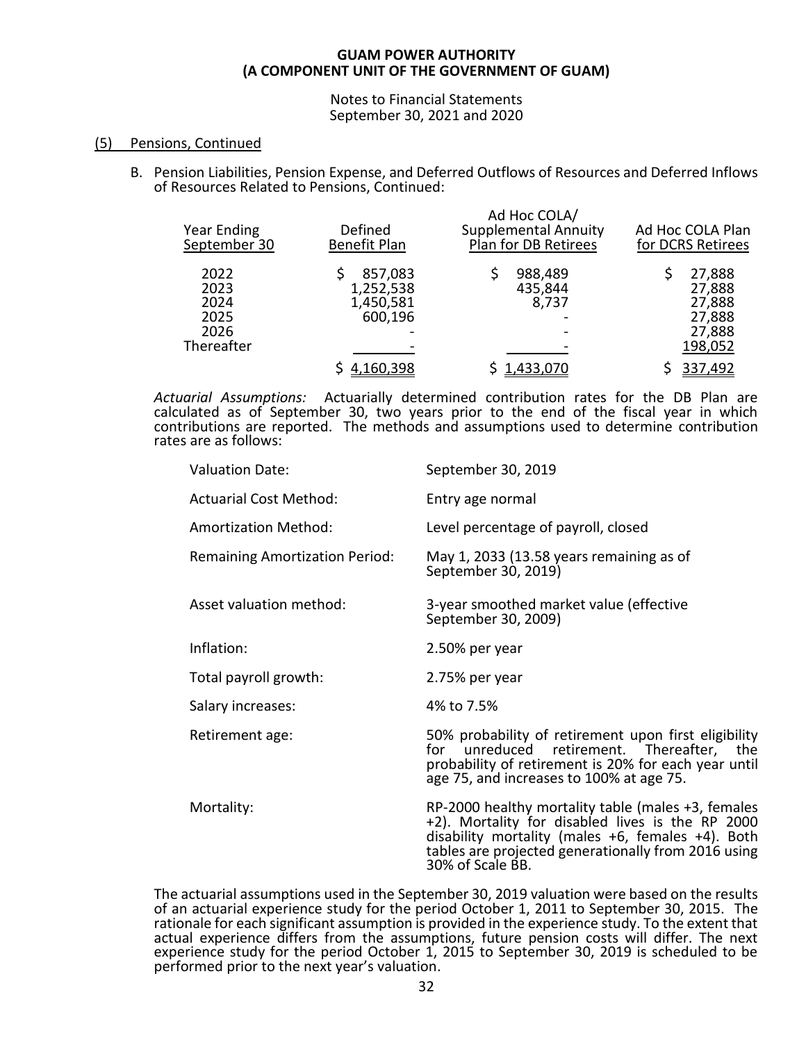**GUAM POWER AUTHORITY**
**(A COMPONENT UNIT OF THE GOVERNMENT OF GUAM)**

Notes to Financial Statements
September 30, 2021 and 2020

## (5) Pensions, Continued

B. Pension Liabilities, Pension Expense, and Deferred Outflows of Resources and Deferred Inflows of Resources Related to Pensions, Continued:

| Year Ending September 30 | Defined Benefit Plan | Ad Hoc COLA/ Supplemental Annuity Plan for DB Retirees | Ad Hoc COLA Plan for DCRS Retirees |
|---|---|---|---|
| 2022 | $ 857,083 | $ 988,489 | $ 27,888 |
| 2023 | 1,252,538 | 435,844 | 27,888 |
| 2024 | 1,450,581 | 8,737 | 27,888 |
| 2025 | 600,196 | - | 27,888 |
| 2026 | - | - | 27,888 |
| Thereafter | - | - | 198,052 |
| | $ 4,160,398 | $ 1,433,070 | $ 337,492 |

*Actuarial Assumptions:* Actuarially determined contribution rates for the DB Plan are calculated as of September 30, two years prior to the end of the fiscal year in which contributions are reported. The methods and assumptions used to determine contribution rates are as follows:

| | |
|---|---|
| Valuation Date: | September 30, 2019 |
| Actuarial Cost Method: | Entry age normal |
| Amortization Method: | Level percentage of payroll, closed |
| Remaining Amortization Period: | May 1, 2033 (13.58 years remaining as of September 30, 2019) |
| Asset valuation method: | 3-year smoothed market value (effective September 30, 2009) |
| Inflation: | 2.50% per year |
| Total payroll growth: | 2.75% per year |
| Salary increases: | 4% to 7.5% |
| Retirement age: | 50% probability of retirement upon first eligibility for unreduced retirement. Thereafter, the probability of retirement is 20% for each year until age 75, and increases to 100% at age 75. |
| Mortality: | RP-2000 healthy mortality table (males +3, females +2). Mortality for disabled lives is the RP 2000 disability mortality (males +6, females +4). Both tables are projected generationally from 2016 using 30% of Scale BB. |

The actuarial assumptions used in the September 30, 2019 valuation were based on the results of an actuarial experience study for the period October 1, 2011 to September 30, 2015. The rationale for each significant assumption is provided in the experience study. To the extent that actual experience differs from the assumptions, future pension costs will differ. The next experience study for the period October 1, 2015 to September 30, 2019 is scheduled to be performed prior to the next year's valuation.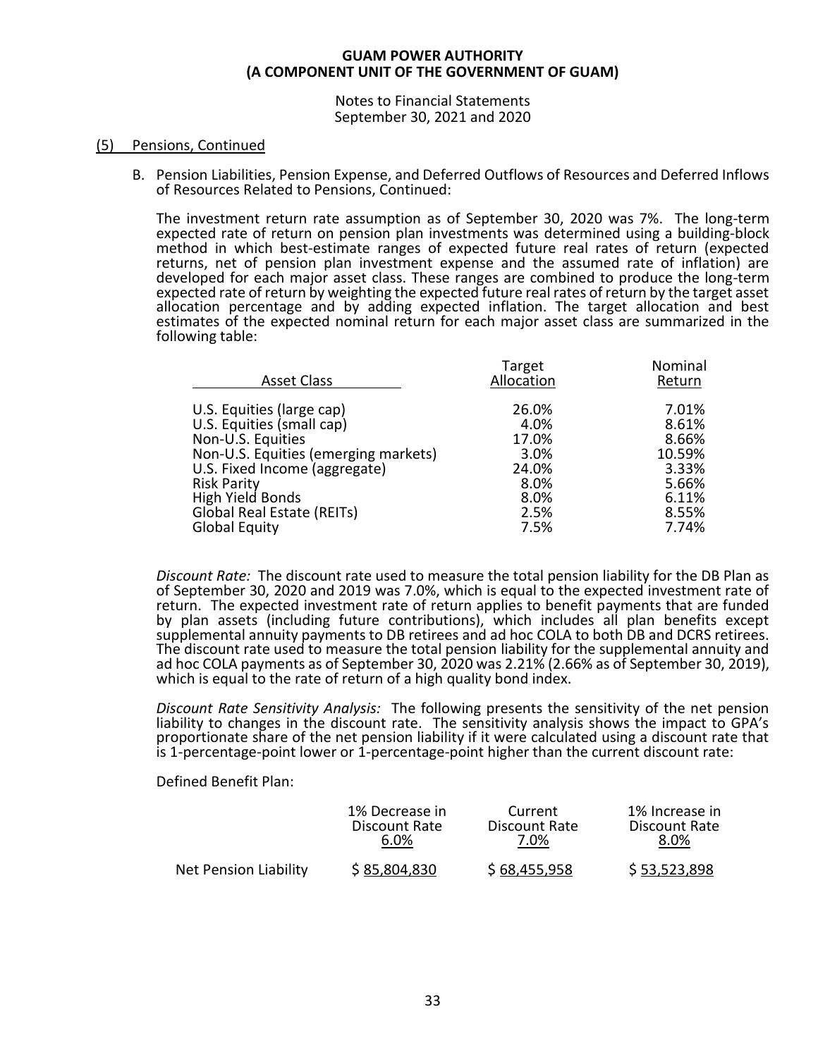## (5) Pensions, Continued

B. Pension Liabilities, Pension Expense, and Deferred Outflows of Resources and Deferred Inflows of Resources Related to Pensions, Continued:

The investment return rate assumption as of September 30, 2020 was 7%. The long-term expected rate of return on pension plan investments was determined using a building-block method in which best-estimate ranges of expected future real rates of return (expected returns, net of pension plan investment expense and the assumed rate of inflation) are developed for each major asset class. These ranges are combined to produce the long-term expected rate of return by weighting the expected future real rates of return by the target asset allocation percentage and by adding expected inflation. The target allocation and best estimates of the expected nominal return for each major asset class are summarized in the following table:

| Asset Class | Target Allocation | Nominal Return |
|---|---|---|
| U.S. Equities (large cap) | 26.0% | 7.01% |
| U.S. Equities (small cap) | 4.0% | 8.61% |
| Non-U.S. Equities | 17.0% | 8.66% |
| Non-U.S. Equities (emerging markets) | 3.0% | 10.59% |
| U.S. Fixed Income (aggregate) | 24.0% | 3.33% |
| Risk Parity | 8.0% | 5.66% |
| High Yield Bonds | 8.0% | 6.11% |
| Global Real Estate (REITs) | 2.5% | 8.55% |
| Global Equity | 7.5% | 7.74% |

*Discount Rate:* The discount rate used to measure the total pension liability for the DB Plan as of September 30, 2020 and 2019 was 7.0%, which is equal to the expected investment rate of return. The expected investment rate of return applies to benefit payments that are funded by plan assets (including future contributions), which includes all plan benefits except supplemental annuity payments to DB retirees and ad hoc COLA to both DB and DCRS retirees. The discount rate used to measure the total pension liability for the supplemental annuity and ad hoc COLA payments as of September 30, 2020 was 2.21% (2.66% as of September 30, 2019), which is equal to the rate of return of a high quality bond index.

*Discount Rate Sensitivity Analysis:* The following presents the sensitivity of the net pension liability to changes in the discount rate. The sensitivity analysis shows the impact to GPA's proportionate share of the net pension liability if it were calculated using a discount rate that is 1-percentage-point lower or 1-percentage-point higher than the current discount rate:

Defined Benefit Plan:

| | 1% Decrease in Discount Rate 6.0% | Current Discount Rate 7.0% | 1% Increase in Discount Rate 8.0% |
|---|---|---|---|
| Net Pension Liability | $ 85,804,830 | $ 68,455,958 | $ 53,523,898 |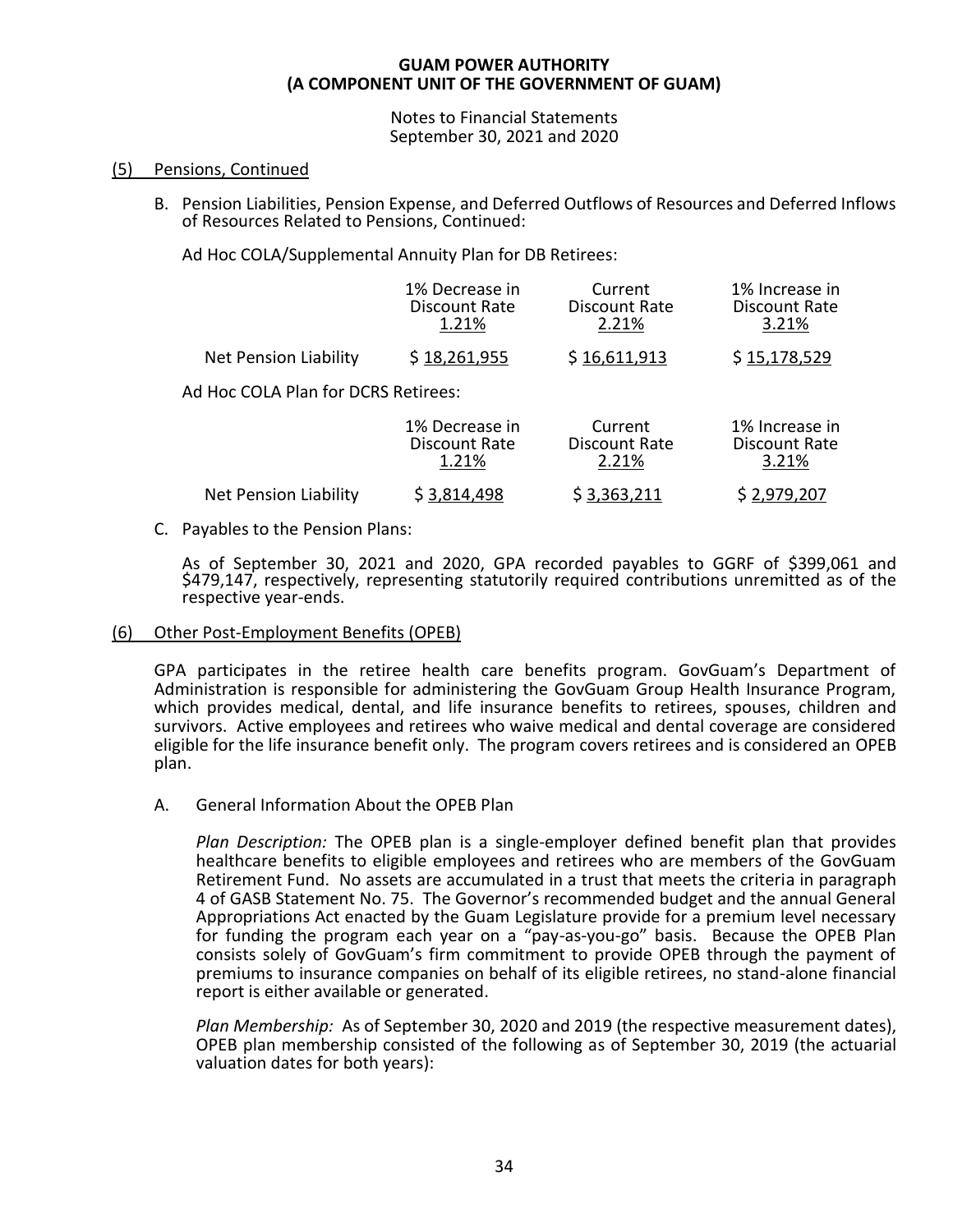**GUAM POWER AUTHORITY**
**(A COMPONENT UNIT OF THE GOVERNMENT OF GUAM)**

Notes to Financial Statements
September 30, 2021 and 2020

## (5) Pensions, Continued

B. Pension Liabilities, Pension Expense, and Deferred Outflows of Resources and Deferred Inflows of Resources Related to Pensions, Continued:

Ad Hoc COLA/Supplemental Annuity Plan for DB Retirees:

| | 1% Decrease in Discount Rate 1.21% | Current Discount Rate 2.21% | 1% Increase in Discount Rate 3.21% |
|---|---|---|---|
| Net Pension Liability | $ 18,261,955 | $ 16,611,913 | $ 15,178,529 |

Ad Hoc COLA Plan for DCRS Retirees:

| | 1% Decrease in Discount Rate 1.21% | Current Discount Rate 2.21% | 1% Increase in Discount Rate 3.21% |
|---|---|---|---|
| Net Pension Liability | $ 3,814,498 | $ 3,363,211 | $ 2,979,207 |

C. Payables to the Pension Plans:

As of September 30, 2021 and 2020, GPA recorded payables to GGRF of $399,061 and $479,147, respectively, representing statutorily required contributions unremitted as of the respective year-ends.

## (6) Other Post-Employment Benefits (OPEB)

GPA participates in the retiree health care benefits program. GovGuam's Department of Administration is responsible for administering the GovGuam Group Health Insurance Program, which provides medical, dental, and life insurance benefits to retirees, spouses, children and survivors. Active employees and retirees who waive medical and dental coverage are considered eligible for the life insurance benefit only. The program covers retirees and is considered an OPEB plan.

A. General Information About the OPEB Plan

*Plan Description:* The OPEB plan is a single-employer defined benefit plan that provides healthcare benefits to eligible employees and retirees who are members of the GovGuam Retirement Fund. No assets are accumulated in a trust that meets the criteria in paragraph 4 of GASB Statement No. 75. The Governor's recommended budget and the annual General Appropriations Act enacted by the Guam Legislature provide for a premium level necessary for funding the program each year on a "pay-as-you-go" basis. Because the OPEB Plan consists solely of GovGuam's firm commitment to provide OPEB through the payment of premiums to insurance companies on behalf of its eligible retirees, no stand-alone financial report is either available or generated.

*Plan Membership:* As of September 30, 2020 and 2019 (the respective measurement dates), OPEB plan membership consisted of the following as of September 30, 2019 (the actuarial valuation dates for both years):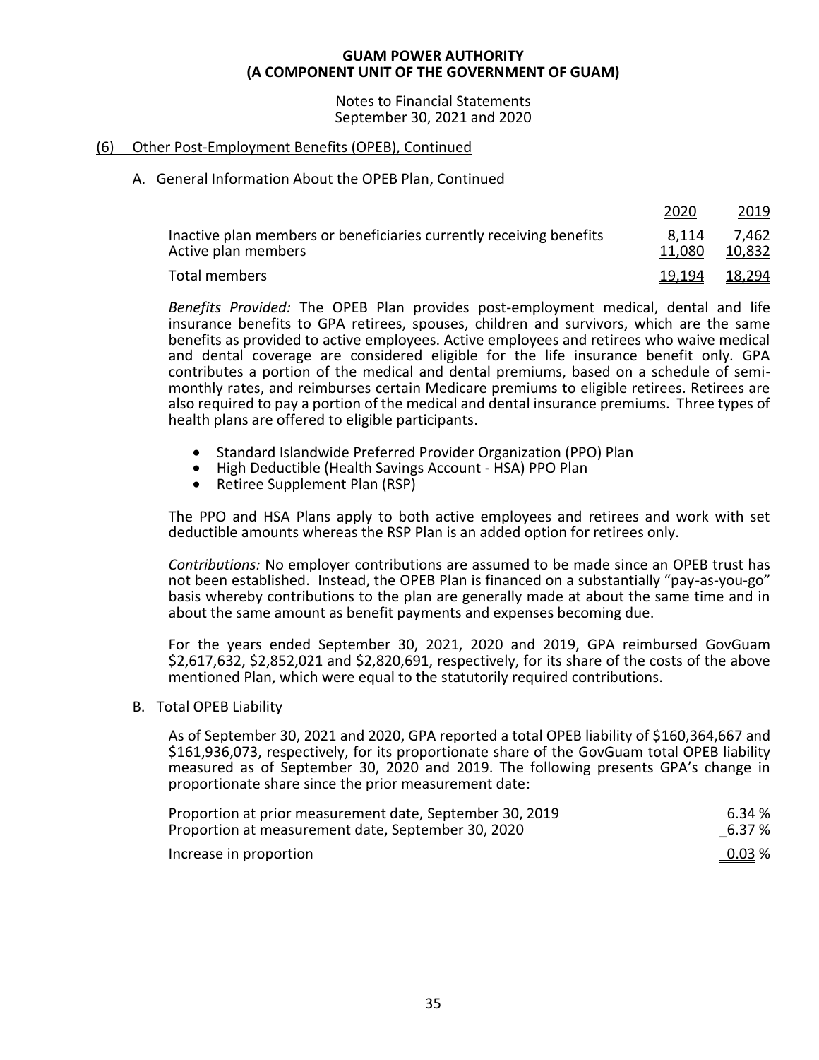**GUAM POWER AUTHORITY**
**(A COMPONENT UNIT OF THE GOVERNMENT OF GUAM)**

Notes to Financial Statements
September 30, 2021 and 2020

## (6) Other Post-Employment Benefits (OPEB), Continued

### A. General Information About the OPEB Plan, Continued

| | 2020 | 2019 |
|---|---|---|
| Inactive plan members or beneficiaries currently receiving benefits | 8,114 | 7,462 |
| Active plan members | 11,080 | 10,832 |
| Total members | 19,194 | 18,294 |

*Benefits Provided:* The OPEB Plan provides post-employment medical, dental and life insurance benefits to GPA retirees, spouses, children and survivors, which are the same benefits as provided to active employees. Active employees and retirees who waive medical and dental coverage are considered eligible for the life insurance benefit only. GPA contributes a portion of the medical and dental premiums, based on a schedule of semi-monthly rates, and reimburses certain Medicare premiums to eligible retirees. Retirees are also required to pay a portion of the medical and dental insurance premiums. Three types of health plans are offered to eligible participants.

- Standard Islandwide Preferred Provider Organization (PPO) Plan
- High Deductible (Health Savings Account - HSA) PPO Plan
- Retiree Supplement Plan (RSP)

The PPO and HSA Plans apply to both active employees and retirees and work with set deductible amounts whereas the RSP Plan is an added option for retirees only.

*Contributions:* No employer contributions are assumed to be made since an OPEB trust has not been established. Instead, the OPEB Plan is financed on a substantially "pay-as-you-go" basis whereby contributions to the plan are generally made at about the same time and in about the same amount as benefit payments and expenses becoming due.

For the years ended September 30, 2021, 2020 and 2019, GPA reimbursed GovGuam $2,617,632, $2,852,021 and $2,820,691, respectively, for its share of the costs of the above mentioned Plan, which were equal to the statutorily required contributions.

### B. Total OPEB Liability

As of September 30, 2021 and 2020, GPA reported a total OPEB liability of $160,364,667 and $161,936,073, respectively, for its proportionate share of the GovGuam total OPEB liability measured as of September 30, 2020 and 2019. The following presents GPA's change in proportionate share since the prior measurement date:

| | |
|---|---|
| Proportion at prior measurement date, September 30, 2019 | 6.34 % |
| Proportion at measurement date, September 30, 2020 | 6.37 % |
| Increase in proportion | 0.03 % |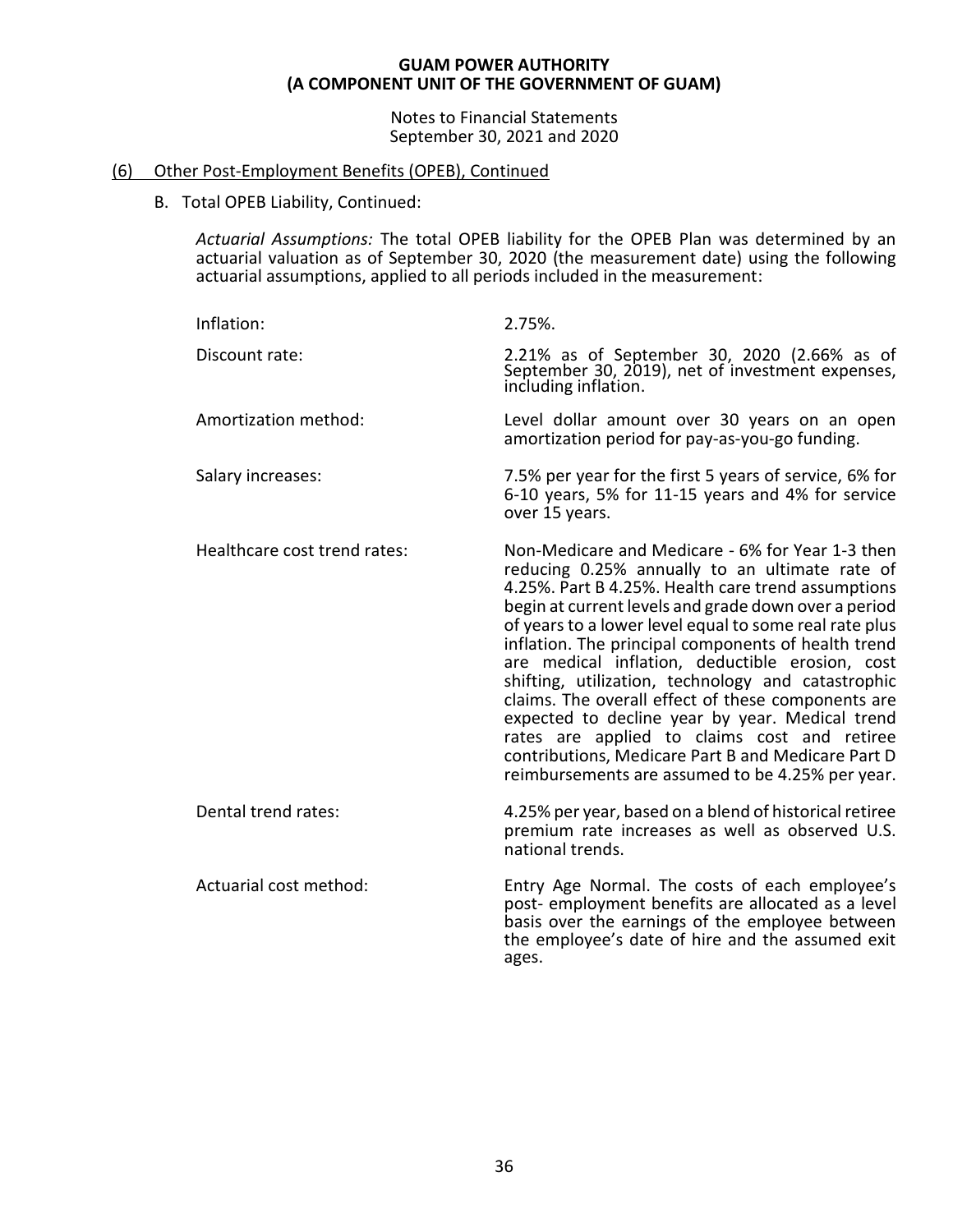## (6) Other Post-Employment Benefits (OPEB), Continued

B. Total OPEB Liability, Continued:

*Actuarial Assumptions:* The total OPEB liability for the OPEB Plan was determined by an actuarial valuation as of September 30, 2020 (the measurement date) using the following actuarial assumptions, applied to all periods included in the measurement:

| | |
|---|---|
| Inflation: | 2.75%. |
| Discount rate: | 2.21% as of September 30, 2020 (2.66% as of September 30, 2019), net of investment expenses, including inflation. |
| Amortization method: | Level dollar amount over 30 years on an open amortization period for pay-as-you-go funding. |
| Salary increases: | 7.5% per year for the first 5 years of service, 6% for 6-10 years, 5% for 11-15 years and 4% for service over 15 years. |
| Healthcare cost trend rates: | Non-Medicare and Medicare - 6% for Year 1-3 then reducing 0.25% annually to an ultimate rate of 4.25%. Part B 4.25%. Health care trend assumptions begin at current levels and grade down over a period of years to a lower level equal to some real rate plus inflation. The principal components of health trend are medical inflation, deductible erosion, cost shifting, utilization, technology and catastrophic claims. The overall effect of these components are expected to decline year by year. Medical trend rates are applied to claims cost and retiree contributions, Medicare Part B and Medicare Part D reimbursements are assumed to be 4.25% per year. |
| Dental trend rates: | 4.25% per year, based on a blend of historical retiree premium rate increases as well as observed U.S. national trends. |
| Actuarial cost method: | Entry Age Normal. The costs of each employee's post- employment benefits are allocated as a level basis over the earnings of the employee between the employee's date of hire and the assumed exit ages. |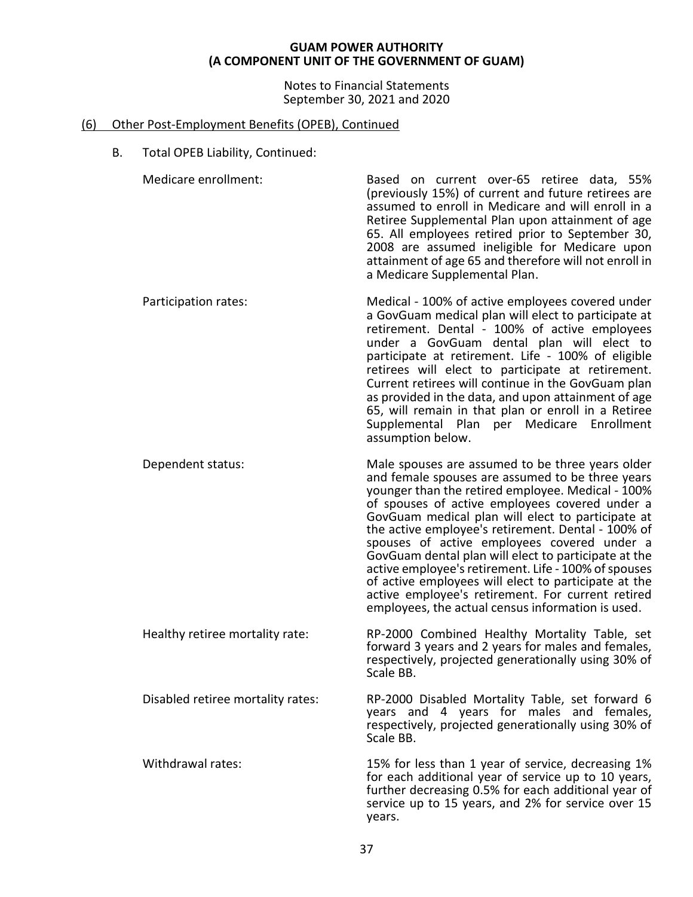## (6) Other Post-Employment Benefits (OPEB), Continued

B. Total OPEB Liability, Continued:

| | |
|---|---|
| Medicare enrollment: | Based on current over-65 retiree data, 55% (previously 15%) of current and future retirees are assumed to enroll in Medicare and will enroll in a Retiree Supplemental Plan upon attainment of age 65. All employees retired prior to September 30, 2008 are assumed ineligible for Medicare upon attainment of age 65 and therefore will not enroll in a Medicare Supplemental Plan. |
| Participation rates: | Medical - 100% of active employees covered under a GovGuam medical plan will elect to participate at retirement. Dental - 100% of active employees under a GovGuam dental plan will elect to participate at retirement. Life - 100% of eligible retirees will elect to participate at retirement. Current retirees will continue in the GovGuam plan as provided in the data, and upon attainment of age 65, will remain in that plan or enroll in a Retiree Supplemental Plan per Medicare Enrollment assumption below. |
| Dependent status: | Male spouses are assumed to be three years older and female spouses are assumed to be three years younger than the retired employee. Medical - 100% of spouses of active employees covered under a GovGuam medical plan will elect to participate at the active employee's retirement. Dental - 100% of spouses of active employees covered under a GovGuam dental plan will elect to participate at the active employee's retirement. Life - 100% of spouses of active employees will elect to participate at the active employee's retirement. For current retired employees, the actual census information is used. |
| Healthy retiree mortality rate: | RP-2000 Combined Healthy Mortality Table, set forward 3 years and 2 years for males and females, respectively, projected generationally using 30% of Scale BB. |
| Disabled retiree mortality rates: | RP-2000 Disabled Mortality Table, set forward 6 years and 4 years for males and females, respectively, projected generationally using 30% of Scale BB. |
| Withdrawal rates: | 15% for less than 1 year of service, decreasing 1% for each additional year of service up to 10 years, further decreasing 0.5% for each additional year of service up to 15 years, and 2% for service over 15 years. |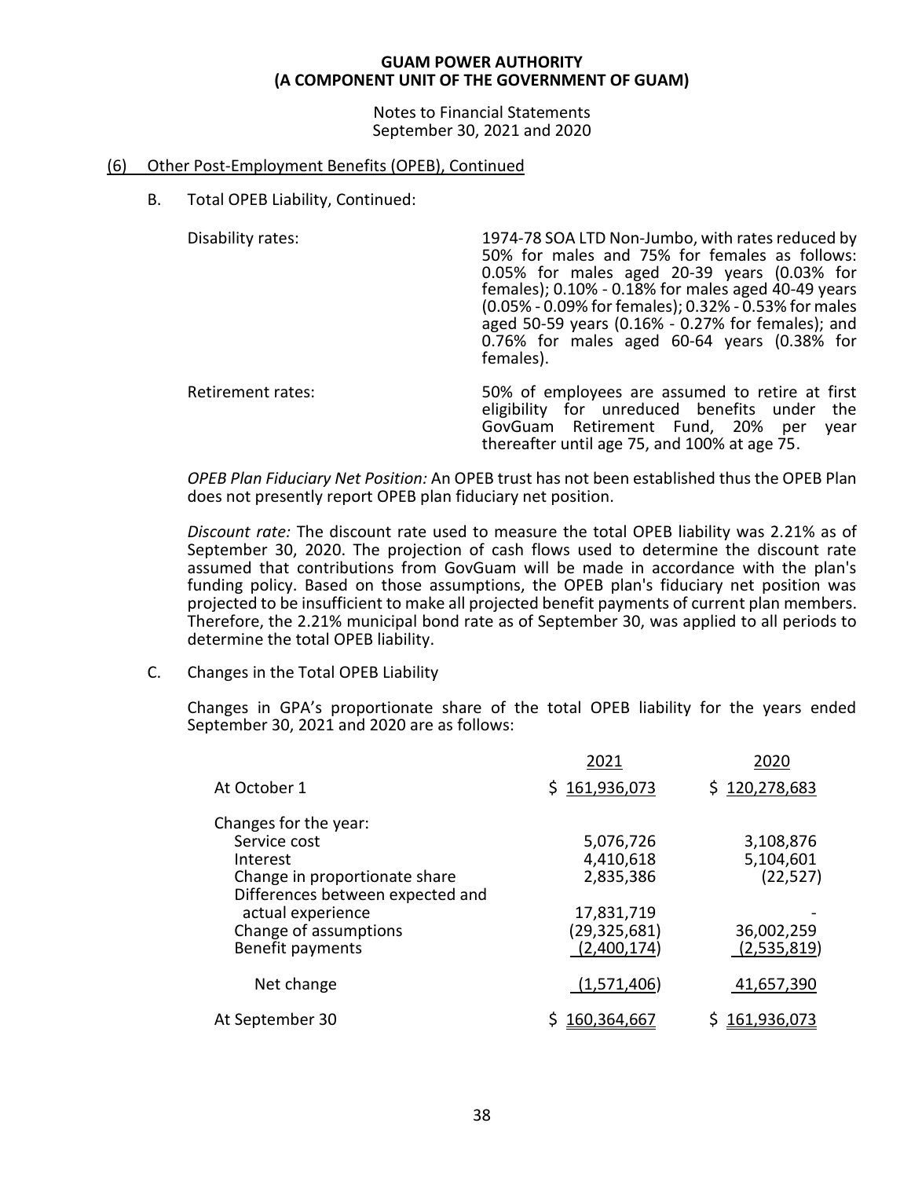## (6) Other Post-Employment Benefits (OPEB), Continued

B. Total OPEB Liability, Continued:

| | |
|---|---|
| Disability rates: | 1974-78 SOA LTD Non-Jumbo, with rates reduced by 50% for males and 75% for females as follows: 0.05% for males aged 20-39 years (0.03% for females); 0.10% - 0.18% for males aged 40-49 years (0.05% - 0.09% for females); 0.32% - 0.53% for males aged 50-59 years (0.16% - 0.27% for females); and 0.76% for males aged 60-64 years (0.38% for females). |
| Retirement rates: | 50% of employees are assumed to retire at first eligibility for unreduced benefits under the GovGuam Retirement Fund, 20% per year thereafter until age 75, and 100% at age 75. |

*OPEB Plan Fiduciary Net Position:* An OPEB trust has not been established thus the OPEB Plan does not presently report OPEB plan fiduciary net position.

*Discount rate:* The discount rate used to measure the total OPEB liability was 2.21% as of September 30, 2020. The projection of cash flows used to determine the discount rate assumed that contributions from GovGuam will be made in accordance with the plan's funding policy. Based on those assumptions, the OPEB plan's fiduciary net position was projected to be insufficient to make all projected benefit payments of current plan members. Therefore, the 2.21% municipal bond rate as of September 30, was applied to all periods to determine the total OPEB liability.

C. Changes in the Total OPEB Liability

Changes in GPA's proportionate share of the total OPEB liability for the years ended September 30, 2021 and 2020 are as follows:

| | 2021 | 2020 |
|---|---|---|
| At October 1 | $ 161,936,073 | $ 120,278,683 |
| Changes for the year: | | |
| Service cost | 5,076,726 | 3,108,876 |
| Interest | 4,410,618 | 5,104,601 |
| Change in proportionate share | 2,835,386 | (22,527) |
| Differences between expected and actual experience | 17,831,719 | - |
| Change of assumptions | (29,325,681) | 36,002,259 |
| Benefit payments | (2,400,174) | (2,535,819) |
| Net change | (1,571,406) | 41,657,390 |
| At September 30 | $ 160,364,667 | $ 161,936,073 |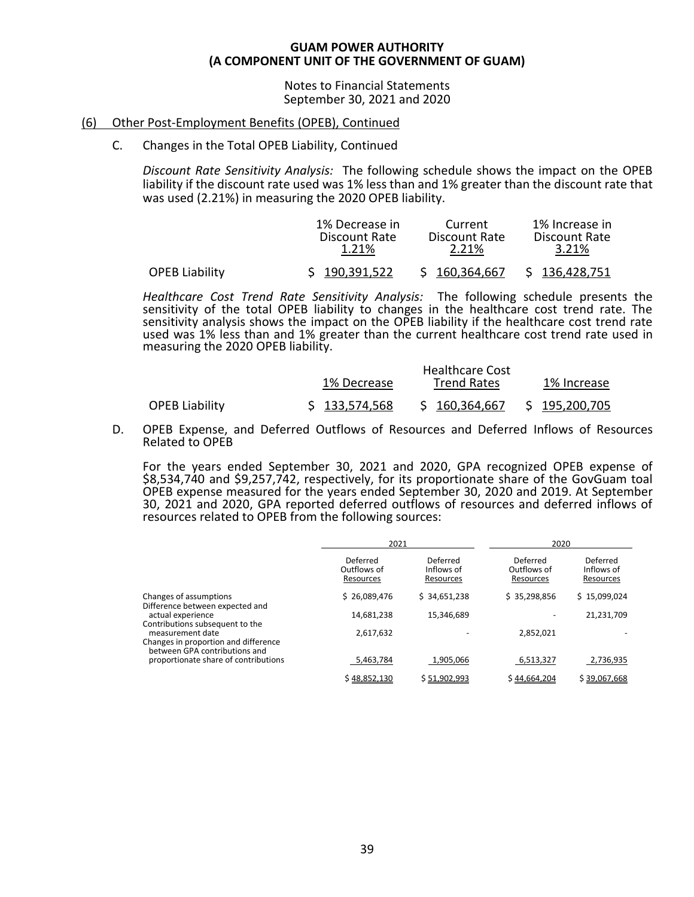**GUAM POWER AUTHORITY**
**(A COMPONENT UNIT OF THE GOVERNMENT OF GUAM)**

Notes to Financial Statements
September 30, 2021 and 2020

## (6) Other Post-Employment Benefits (OPEB), Continued

### C. Changes in the Total OPEB Liability, Continued

*Discount Rate Sensitivity Analysis:* The following schedule shows the impact on the OPEB liability if the discount rate used was 1% less than and 1% greater than the discount rate that was used (2.21%) in measuring the 2020 OPEB liability.

| | 1% Decrease in Discount Rate 1.21% | Current Discount Rate 2.21% | 1% Increase in Discount Rate 3.21% |
|---|---|---|---|
| OPEB Liability | $ 190,391,522 | $ 160,364,667 | $ 136,428,751 |

*Healthcare Cost Trend Rate Sensitivity Analysis:* The following schedule presents the sensitivity of the total OPEB liability to changes in the healthcare cost trend rate. The sensitivity analysis shows the impact on the OPEB liability if the healthcare cost trend rate used was 1% less than and 1% greater than the current healthcare cost trend rate used in measuring the 2020 OPEB liability.

| | 1% Decrease | Healthcare Cost Trend Rates | 1% Increase |
|---|---|---|---|
| OPEB Liability | $ 133,574,568 | $ 160,364,667 | $ 195,200,705 |

### D. OPEB Expense, and Deferred Outflows of Resources and Deferred Inflows of Resources Related to OPEB

For the years ended September 30, 2021 and 2020, GPA recognized OPEB expense of $8,534,740 and $9,257,742, respectively, for its proportionate share of the GovGuam toal OPEB expense measured for the years ended September 30, 2020 and 2019. At September 30, 2021 and 2020, GPA reported deferred outflows of resources and deferred inflows of resources related to OPEB from the following sources:

| | 2021 | | 2020 | |
|---|---|---|---|---|
| | Deferred Outflows of Resources | Deferred Inflows of Resources | Deferred Outflows of Resources | Deferred Inflows of Resources |
| Changes of assumptions | $ 26,089,476 | $ 34,651,238 | $ 35,298,856 | $ 15,099,024 |
| Difference between expected and actual experience | 14,681,238 | 15,346,689 | - | 21,231,709 |
| Contributions subsequent to the measurement date | 2,617,632 | - | 2,852,021 | - |
| Changes in proportion and difference between GPA contributions and proportionate share of contributions | 5,463,784 | 1,905,066 | 6,513,327 | 2,736,935 |
| | $ 48,852,130 | $ 51,902,993 | $ 44,664,204 | $ 39,067,668 |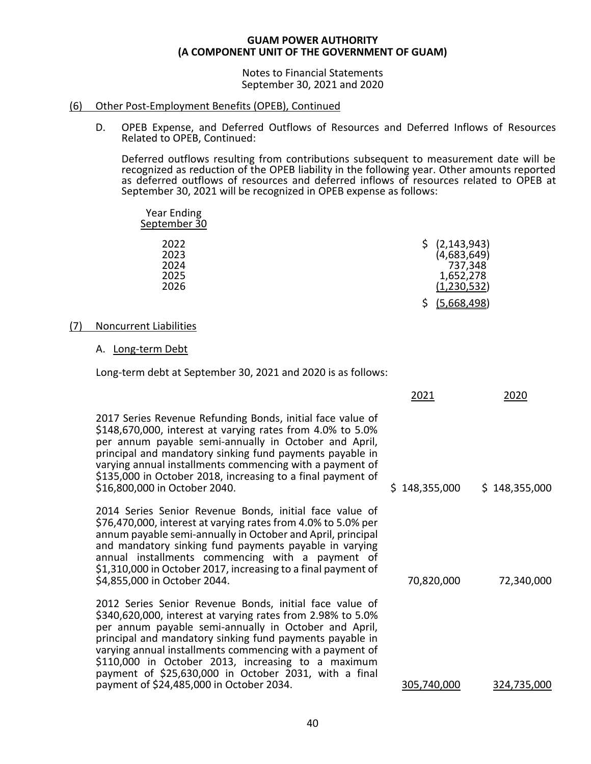**GUAM POWER AUTHORITY**
**(A COMPONENT UNIT OF THE GOVERNMENT OF GUAM)**

Notes to Financial Statements
September 30, 2021 and 2020

(6) Other Post-Employment Benefits (OPEB), Continued

D. OPEB Expense, and Deferred Outflows of Resources and Deferred Inflows of Resources Related to OPEB, Continued:

Deferred outflows resulting from contributions subsequent to measurement date will be recognized as reduction of the OPEB liability in the following year. Other amounts reported as deferred outflows of resources and deferred inflows of resources related to OPEB at September 30, 2021 will be recognized in OPEB expense as follows:

| Year Ending September 30 | |
|---|---|
| 2022 | $ (2,143,943) |
| 2023 | (4,683,649) |
| 2024 | 737,348 |
| 2025 | 1,652,278 |
| 2026 | (1,230,532) |
| | $ (5,668,498) |

(7) Noncurrent Liabilities

A. Long-term Debt

Long-term debt at September 30, 2021 and 2020 is as follows:

| | 2021 | 2020 |
|---|---|---|
| 2017 Series Revenue Refunding Bonds, initial face value of $148,670,000, interest at varying rates from 4.0% to 5.0% per annum payable semi-annually in October and April, principal and mandatory sinking fund payments payable in varying annual installments commencing with a payment of $135,000 in October 2018, increasing to a final payment of $16,800,000 in October 2040. | $ 148,355,000 | $ 148,355,000 |
| 2014 Series Senior Revenue Bonds, initial face value of $76,470,000, interest at varying rates from 4.0% to 5.0% per annum payable semi-annually in October and April, principal and mandatory sinking fund payments payable in varying annual installments commencing with a payment of $1,310,000 in October 2017, increasing to a final payment of $4,855,000 in October 2044. | 70,820,000 | 72,340,000 |
| 2012 Series Senior Revenue Bonds, initial face value of $340,620,000, interest at varying rates from 2.98% to 5.0% per annum payable semi-annually in October and April, principal and mandatory sinking fund payments payable in varying annual installments commencing with a payment of $110,000 in October 2013, increasing to a maximum payment of $25,630,000 in October 2031, with a final payment of $24,485,000 in October 2034. | 305,740,000 | 324,735,000 |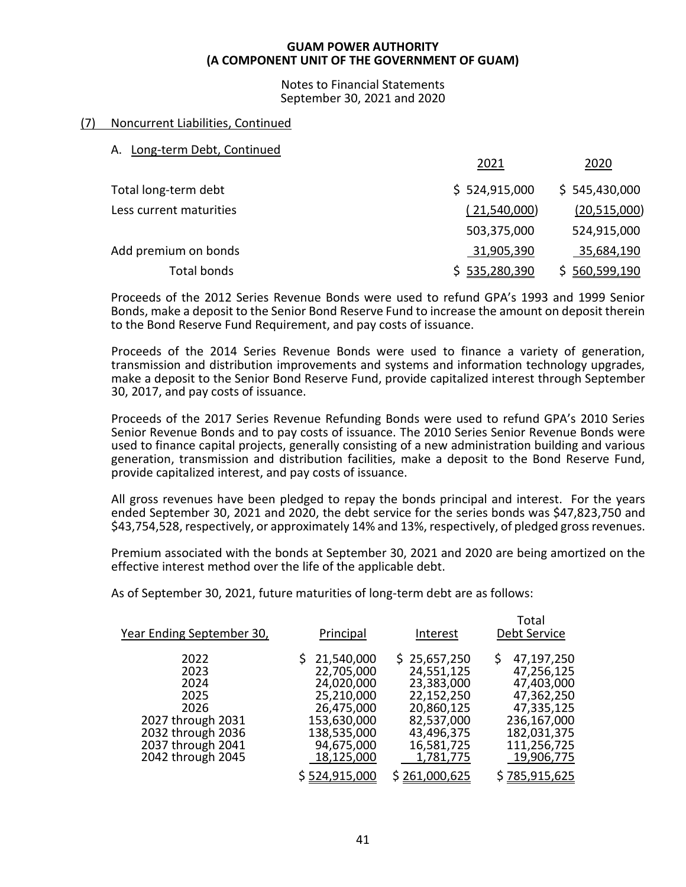**GUAM POWER AUTHORITY**
**(A COMPONENT UNIT OF THE GOVERNMENT OF GUAM)**

Notes to Financial Statements
September 30, 2021 and 2020

## (7) Noncurrent Liabilities, Continued

### A. Long-term Debt, Continued

| | 2021 | 2020 |
|---|---|---|
| Total long-term debt | $ 524,915,000 | $ 545,430,000 |
| Less current maturities | ( 21,540,000) | (20,515,000) |
| | 503,375,000 | 524,915,000 |
| Add premium on bonds | 31,905,390 | 35,684,190 |
| Total bonds | $ 535,280,390 | $ 560,599,190 |

Proceeds of the 2012 Series Revenue Bonds were used to refund GPA's 1993 and 1999 Senior Bonds, make a deposit to the Senior Bond Reserve Fund to increase the amount on deposit therein to the Bond Reserve Fund Requirement, and pay costs of issuance.

Proceeds of the 2014 Series Revenue Bonds were used to finance a variety of generation, transmission and distribution improvements and systems and information technology upgrades, make a deposit to the Senior Bond Reserve Fund, provide capitalized interest through September 30, 2017, and pay costs of issuance.

Proceeds of the 2017 Series Revenue Refunding Bonds were used to refund GPA's 2010 Series Senior Revenue Bonds and to pay costs of issuance. The 2010 Series Senior Revenue Bonds were used to finance capital projects, generally consisting of a new administration building and various generation, transmission and distribution facilities, make a deposit to the Bond Reserve Fund, provide capitalized interest, and pay costs of issuance.

All gross revenues have been pledged to repay the bonds principal and interest. For the years ended September 30, 2021 and 2020, the debt service for the series bonds was $47,823,750 and $43,754,528, respectively, or approximately 14% and 13%, respectively, of pledged gross revenues.

Premium associated with the bonds at September 30, 2021 and 2020 are being amortized on the effective interest method over the life of the applicable debt.

As of September 30, 2021, future maturities of long-term debt are as follows:

| Year Ending September 30, | Principal | Interest | Total Debt Service |
|---|---|---|---|
| 2022 | $ 21,540,000 | $ 25,657,250 | $ 47,197,250 |
| 2023 | 22,705,000 | 24,551,125 | 47,256,125 |
| 2024 | 24,020,000 | 23,383,000 | 47,403,000 |
| 2025 | 25,210,000 | 22,152,250 | 47,362,250 |
| 2026 | 26,475,000 | 20,860,125 | 47,335,125 |
| 2027 through 2031 | 153,630,000 | 82,537,000 | 236,167,000 |
| 2032 through 2036 | 138,535,000 | 43,496,375 | 182,031,375 |
| 2037 through 2041 | 94,675,000 | 16,581,725 | 111,256,725 |
| 2042 through 2045 | 18,125,000 | 1,781,775 | 19,906,775 |
| | $ 524,915,000 | $ 261,000,625 | $ 785,915,625 |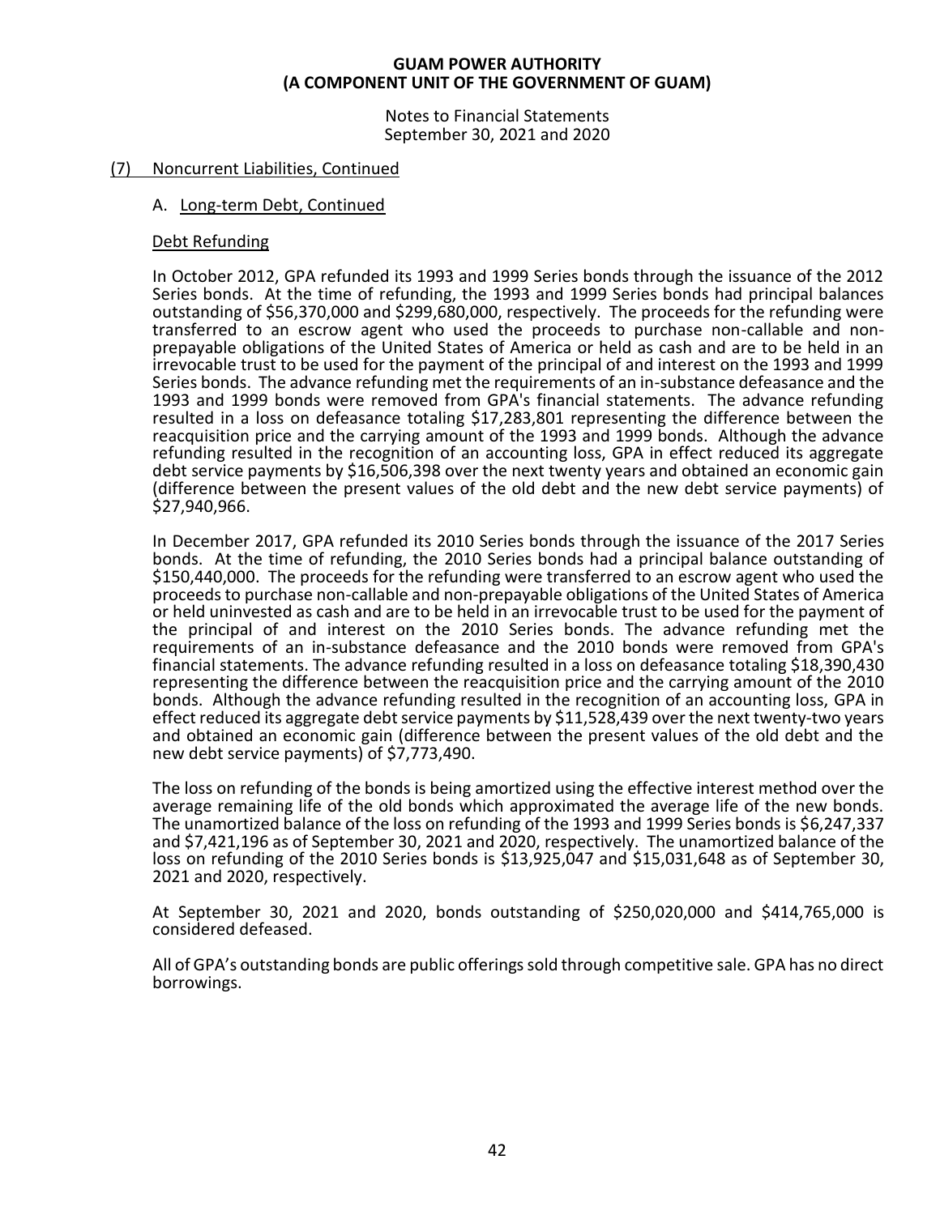## (7) Noncurrent Liabilities, Continued

### A. Long-term Debt, Continued

#### Debt Refunding

In October 2012, GPA refunded its 1993 and 1999 Series bonds through the issuance of the 2012 Series bonds. At the time of refunding, the 1993 and 1999 Series bonds had principal balances outstanding of $56,370,000 and $299,680,000, respectively. The proceeds for the refunding were transferred to an escrow agent who used the proceeds to purchase non-callable and non-prepayable obligations of the United States of America or held as cash and are to be held in an irrevocable trust to be used for the payment of the principal of and interest on the 1993 and 1999 Series bonds. The advance refunding met the requirements of an in-substance defeasance and the 1993 and 1999 bonds were removed from GPA's financial statements. The advance refunding resulted in a loss on defeasance totaling $17,283,801 representing the difference between the reacquisition price and the carrying amount of the 1993 and 1999 bonds. Although the advance refunding resulted in the recognition of an accounting loss, GPA in effect reduced its aggregate debt service payments by $16,506,398 over the next twenty years and obtained an economic gain (difference between the present values of the old debt and the new debt service payments) of $27,940,966.

In December 2017, GPA refunded its 2010 Series bonds through the issuance of the 2017 Series bonds. At the time of refunding, the 2010 Series bonds had a principal balance outstanding of $150,440,000. The proceeds for the refunding were transferred to an escrow agent who used the proceeds to purchase non-callable and non-prepayable obligations of the United States of America or held uninvested as cash and are to be held in an irrevocable trust to be used for the payment of the principal of and interest on the 2010 Series bonds. The advance refunding met the requirements of an in-substance defeasance and the 2010 bonds were removed from GPA's financial statements. The advance refunding resulted in a loss on defeasance totaling $18,390,430 representing the difference between the reacquisition price and the carrying amount of the 2010 bonds. Although the advance refunding resulted in the recognition of an accounting loss, GPA in effect reduced its aggregate debt service payments by $11,528,439 over the next twenty-two years and obtained an economic gain (difference between the present values of the old debt and the new debt service payments) of $7,773,490.

The loss on refunding of the bonds is being amortized using the effective interest method over the average remaining life of the old bonds which approximated the average life of the new bonds. The unamortized balance of the loss on refunding of the 1993 and 1999 Series bonds is $6,247,337 and $7,421,196 as of September 30, 2021 and 2020, respectively. The unamortized balance of the loss on refunding of the 2010 Series bonds is $13,925,047 and $15,031,648 as of September 30, 2021 and 2020, respectively.

At September 30, 2021 and 2020, bonds outstanding of $250,020,000 and $414,765,000 is considered defeased.

All of GPA's outstanding bonds are public offerings sold through competitive sale. GPA has no direct borrowings.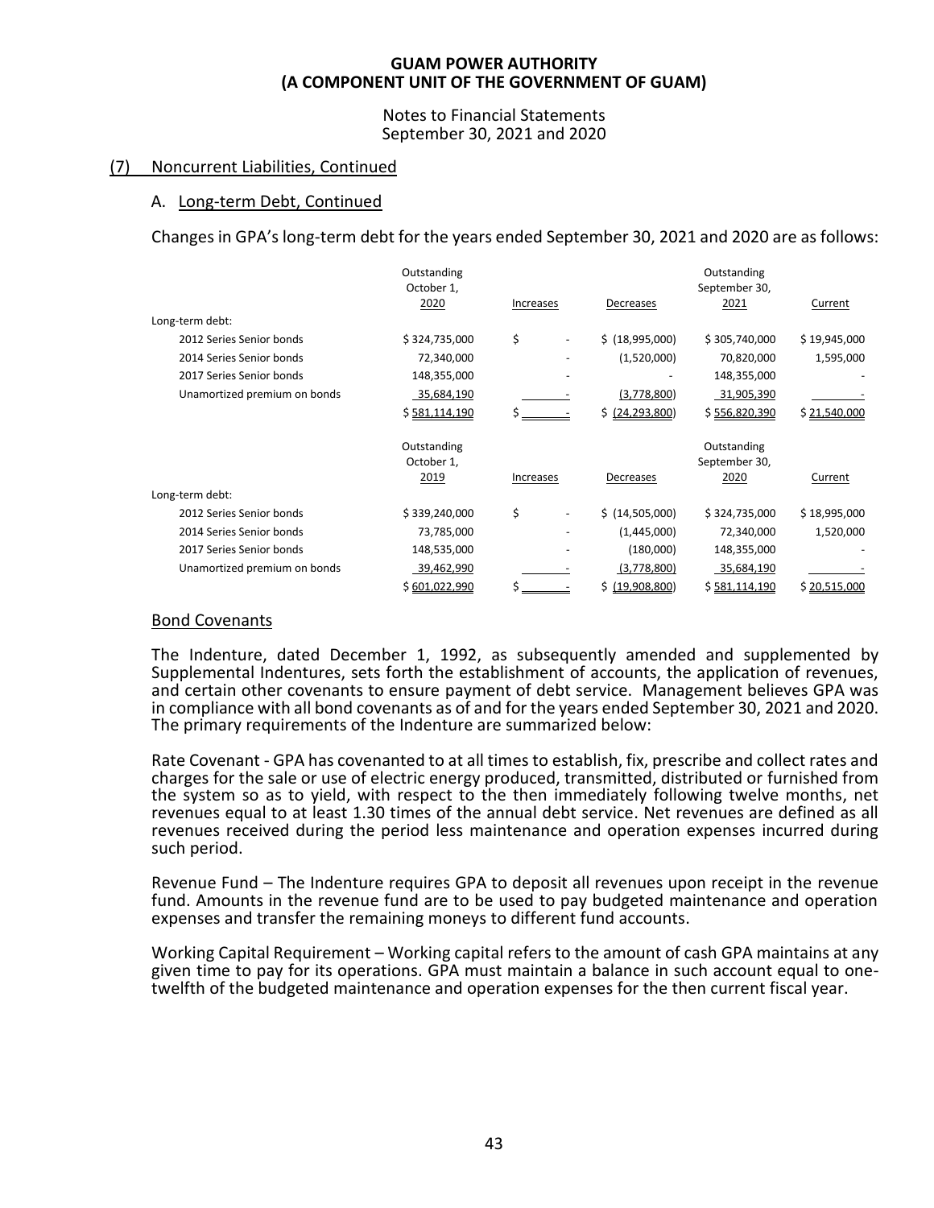**GUAM POWER AUTHORITY**
**(A COMPONENT UNIT OF THE GOVERNMENT OF GUAM)**

Notes to Financial Statements
September 30, 2021 and 2020

## (7) Noncurrent Liabilities, Continued

### A. Long-term Debt, Continued

Changes in GPA's long-term debt for the years ended September 30, 2021 and 2020 are as follows:

| | Outstanding October 1, 2020 | Increases | Decreases | Outstanding September 30, 2021 | Current |
|---|---|---|---|---|---|
| Long-term debt: | | | | | |
| 2012 Series Senior bonds | $ 324,735,000 | $ - | $ (18,995,000) | $ 305,740,000 | $ 19,945,000 |
| 2014 Series Senior bonds | 72,340,000 | - | (1,520,000) | 70,820,000 | 1,595,000 |
| 2017 Series Senior bonds | 148,355,000 | - | - | 148,355,000 | - |
| Unamortized premium on bonds | 35,684,190 | - | (3,778,800) | 31,905,390 | - |
| | $ 581,114,190 | $ - | $ (24,293,800) | $ 556,820,390 | $ 21,540,000 |

| | Outstanding October 1, 2019 | Increases | Decreases | Outstanding September 30, 2020 | Current |
|---|---|---|---|---|---|
| Long-term debt: | | | | | |
| 2012 Series Senior bonds | $ 339,240,000 | $ - | $ (14,505,000) | $ 324,735,000 | $ 18,995,000 |
| 2014 Series Senior bonds | 73,785,000 | - | (1,445,000) | 72,340,000 | 1,520,000 |
| 2017 Series Senior bonds | 148,535,000 | - | (180,000) | 148,355,000 | - |
| Unamortized premium on bonds | 39,462,990 | - | (3,778,800) | 35,684,190 | - |
| | $ 601,022,990 | $ - | $ (19,908,800) | $ 581,114,190 | $ 20,515,000 |

#### Bond Covenants

The Indenture, dated December 1, 1992, as subsequently amended and supplemented by Supplemental Indentures, sets forth the establishment of accounts, the application of revenues, and certain other covenants to ensure payment of debt service. Management believes GPA was in compliance with all bond covenants as of and for the years ended September 30, 2021 and 2020. The primary requirements of the Indenture are summarized below:

Rate Covenant - GPA has covenanted to at all times to establish, fix, prescribe and collect rates and charges for the sale or use of electric energy produced, transmitted, distributed or furnished from the system so as to yield, with respect to the then immediately following twelve months, net revenues equal to at least 1.30 times of the annual debt service. Net revenues are defined as all revenues received during the period less maintenance and operation expenses incurred during such period.

Revenue Fund – The Indenture requires GPA to deposit all revenues upon receipt in the revenue fund. Amounts in the revenue fund are to be used to pay budgeted maintenance and operation expenses and transfer the remaining moneys to different fund accounts.

Working Capital Requirement – Working capital refers to the amount of cash GPA maintains at any given time to pay for its operations. GPA must maintain a balance in such account equal to one-twelfth of the budgeted maintenance and operation expenses for the then current fiscal year.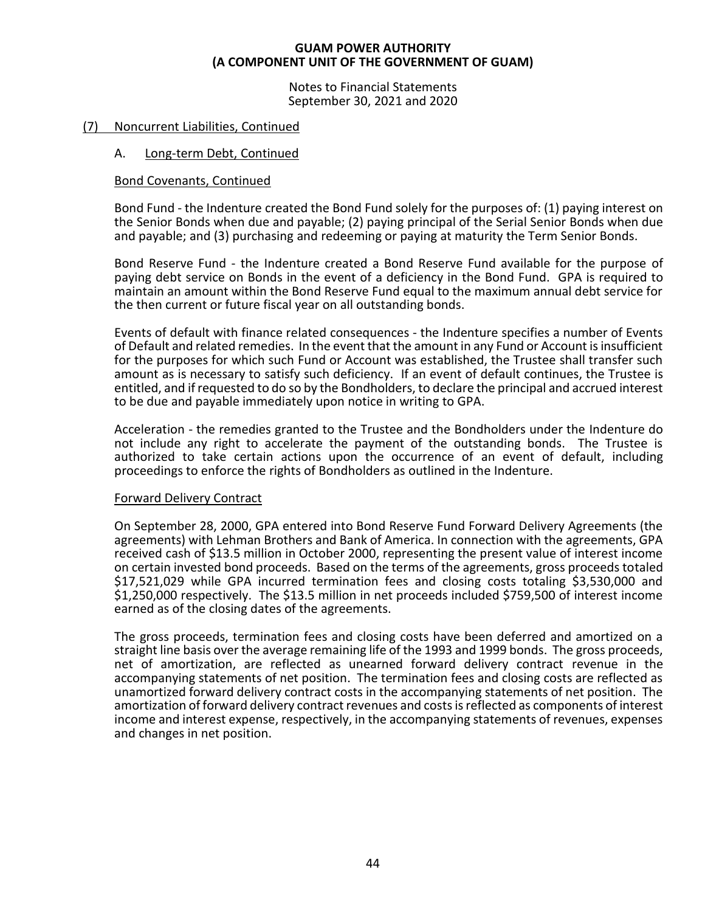## (7) Noncurrent Liabilities, Continued

### A. Long-term Debt, Continued

#### Bond Covenants, Continued

Bond Fund - the Indenture created the Bond Fund solely for the purposes of: (1) paying interest on the Senior Bonds when due and payable; (2) paying principal of the Serial Senior Bonds when due and payable; and (3) purchasing and redeeming or paying at maturity the Term Senior Bonds.

Bond Reserve Fund - the Indenture created a Bond Reserve Fund available for the purpose of paying debt service on Bonds in the event of a deficiency in the Bond Fund. GPA is required to maintain an amount within the Bond Reserve Fund equal to the maximum annual debt service for the then current or future fiscal year on all outstanding bonds.

Events of default with finance related consequences - the Indenture specifies a number of Events of Default and related remedies. In the event that the amount in any Fund or Account is insufficient for the purposes for which such Fund or Account was established, the Trustee shall transfer such amount as is necessary to satisfy such deficiency. If an event of default continues, the Trustee is entitled, and if requested to do so by the Bondholders, to declare the principal and accrued interest to be due and payable immediately upon notice in writing to GPA.

Acceleration - the remedies granted to the Trustee and the Bondholders under the Indenture do not include any right to accelerate the payment of the outstanding bonds. The Trustee is authorized to take certain actions upon the occurrence of an event of default, including proceedings to enforce the rights of Bondholders as outlined in the Indenture.

#### Forward Delivery Contract

On September 28, 2000, GPA entered into Bond Reserve Fund Forward Delivery Agreements (the agreements) with Lehman Brothers and Bank of America. In connection with the agreements, GPA received cash of $13.5 million in October 2000, representing the present value of interest income on certain invested bond proceeds. Based on the terms of the agreements, gross proceeds totaled $17,521,029 while GPA incurred termination fees and closing costs totaling $3,530,000 and $1,250,000 respectively. The $13.5 million in net proceeds included $759,500 of interest income earned as of the closing dates of the agreements.

The gross proceeds, termination fees and closing costs have been deferred and amortized on a straight line basis over the average remaining life of the 1993 and 1999 bonds. The gross proceeds, net of amortization, are reflected as unearned forward delivery contract revenue in the accompanying statements of net position. The termination fees and closing costs are reflected as unamortized forward delivery contract costs in the accompanying statements of net position. The amortization of forward delivery contract revenues and costs is reflected as components of interest income and interest expense, respectively, in the accompanying statements of revenues, expenses and changes in net position.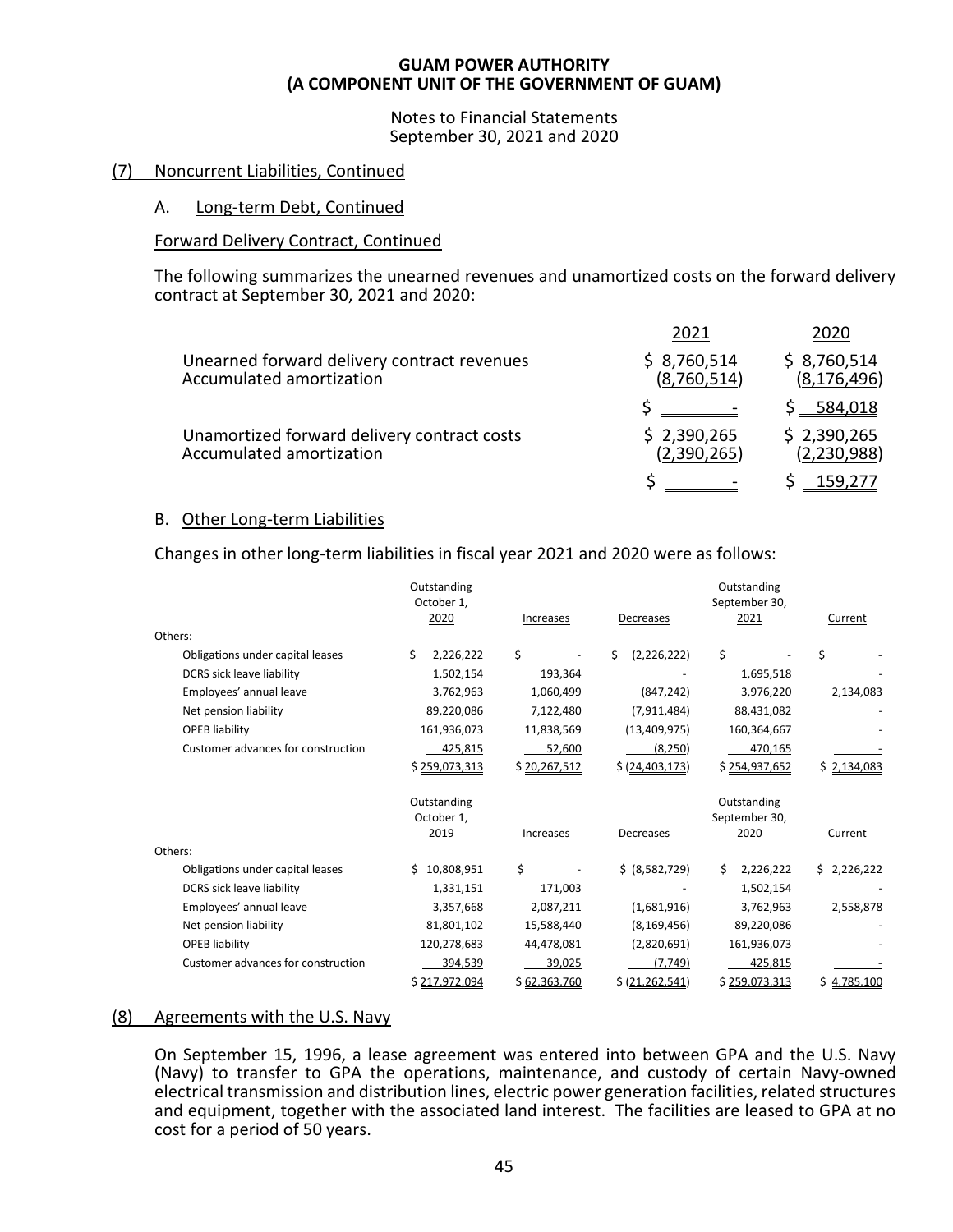# GUAM POWER AUTHORITY
# (A COMPONENT UNIT OF THE GOVERNMENT OF GUAM)

Notes to Financial Statements
September 30, 2021 and 2020

## (7) Noncurrent Liabilities, Continued

### A. Long-term Debt, Continued

#### Forward Delivery Contract, Continued

The following summarizes the unearned revenues and unamortized costs on the forward delivery contract at September 30, 2021 and 2020:

| | 2021 | 2020 |
|---|---|---|
| Unearned forward delivery contract revenues | $ 8,760,514 | $ 8,760,514 |
| Accumulated amortization | (8,760,514) | (8,176,496) |
| | $ - | $ 584,018 |
| Unamortized forward delivery contract costs | $ 2,390,265 | $ 2,390,265 |
| Accumulated amortization | (2,390,265) | (2,230,988) |
| | $ - | $ 159,277 |

### B. Other Long-term Liabilities

Changes in other long-term liabilities in fiscal year 2021 and 2020 were as follows:

| | Outstanding October 1, 2020 | Increases | Decreases | Outstanding September 30, 2021 | Current |
|---|---|---|---|---|---|
| Others: | | | | | |
| Obligations under capital leases | $ 2,226,222 | $ - | $ (2,226,222) | $ - | $ - |
| DCRS sick leave liability | 1,502,154 | 193,364 | - | 1,695,518 | - |
| Employees' annual leave | 3,762,963 | 1,060,499 | (847,242) | 3,976,220 | 2,134,083 |
| Net pension liability | 89,220,086 | 7,122,480 | (7,911,484) | 88,431,082 | - |
| OPEB liability | 161,936,073 | 11,838,569 | (13,409,975) | 160,364,667 | - |
| Customer advances for construction | 425,815 | 52,600 | (8,250) | 470,165 | - |
| | $ 259,073,313 | $ 20,267,512 | $ (24,403,173) | $ 254,937,652 | $ 2,134,083 |

| | Outstanding October 1, 2019 | Increases | Decreases | Outstanding September 30, 2020 | Current |
|---|---|---|---|---|---|
| Others: | | | | | |
| Obligations under capital leases | $ 10,808,951 | $ - | $ (8,582,729) | $ 2,226,222 | $ 2,226,222 |
| DCRS sick leave liability | 1,331,151 | 171,003 | - | 1,502,154 | - |
| Employees' annual leave | 3,357,668 | 2,087,211 | (1,681,916) | 3,762,963 | 2,558,878 |
| Net pension liability | 81,801,102 | 15,588,440 | (8,169,456) | 89,220,086 | - |
| OPEB liability | 120,278,683 | 44,478,081 | (2,820,691) | 161,936,073 | - |
| Customer advances for construction | 394,539 | 39,025 | (7,749) | 425,815 | - |
| | $ 217,972,094 | $ 62,363,760 | $ (21,262,541) | $ 259,073,313 | $ 4,785,100 |

## (8) Agreements with the U.S. Navy

On September 15, 1996, a lease agreement was entered into between GPA and the U.S. Navy (Navy) to transfer to GPA the operations, maintenance, and custody of certain Navy-owned electrical transmission and distribution lines, electric power generation facilities, related structures and equipment, together with the associated land interest. The facilities are leased to GPA at no cost for a period of 50 years.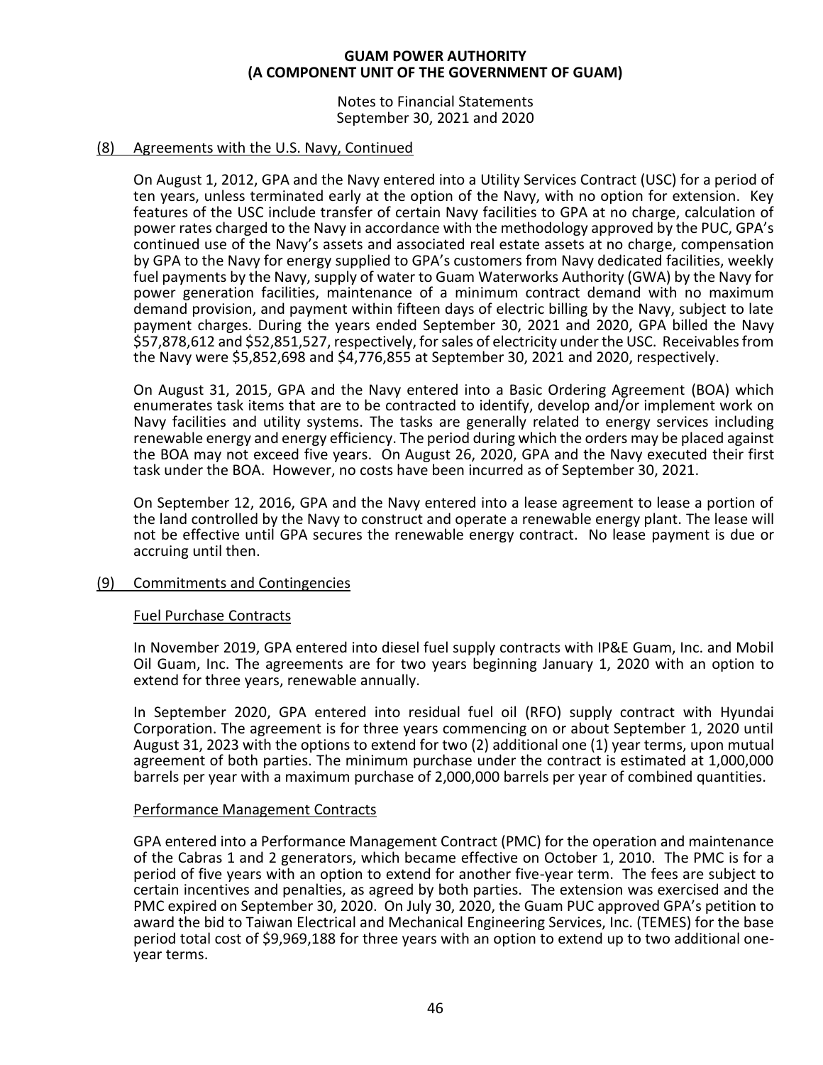## (8) Agreements with the U.S. Navy, Continued

On August 1, 2012, GPA and the Navy entered into a Utility Services Contract (USC) for a period of ten years, unless terminated early at the option of the Navy, with no option for extension. Key features of the USC include transfer of certain Navy facilities to GPA at no charge, calculation of power rates charged to the Navy in accordance with the methodology approved by the PUC, GPA's continued use of the Navy's assets and associated real estate assets at no charge, compensation by GPA to the Navy for energy supplied to GPA's customers from Navy dedicated facilities, weekly fuel payments by the Navy, supply of water to Guam Waterworks Authority (GWA) by the Navy for power generation facilities, maintenance of a minimum contract demand with no maximum demand provision, and payment within fifteen days of electric billing by the Navy, subject to late payment charges. During the years ended September 30, 2021 and 2020, GPA billed the Navy $57,878,612 and $52,851,527, respectively, for sales of electricity under the USC. Receivables from the Navy were $5,852,698 and $4,776,855 at September 30, 2021 and 2020, respectively.

On August 31, 2015, GPA and the Navy entered into a Basic Ordering Agreement (BOA) which enumerates task items that are to be contracted to identify, develop and/or implement work on Navy facilities and utility systems. The tasks are generally related to energy services including renewable energy and energy efficiency. The period during which the orders may be placed against the BOA may not exceed five years. On August 26, 2020, GPA and the Navy executed their first task under the BOA. However, no costs have been incurred as of September 30, 2021.

On September 12, 2016, GPA and the Navy entered into a lease agreement to lease a portion of the land controlled by the Navy to construct and operate a renewable energy plant. The lease will not be effective until GPA secures the renewable energy contract. No lease payment is due or accruing until then.

## (9) Commitments and Contingencies

### Fuel Purchase Contracts

In November 2019, GPA entered into diesel fuel supply contracts with IP&E Guam, Inc. and Mobil Oil Guam, Inc. The agreements are for two years beginning January 1, 2020 with an option to extend for three years, renewable annually.

In September 2020, GPA entered into residual fuel oil (RFO) supply contract with Hyundai Corporation. The agreement is for three years commencing on or about September 1, 2020 until August 31, 2023 with the options to extend for two (2) additional one (1) year terms, upon mutual agreement of both parties. The minimum purchase under the contract is estimated at 1,000,000 barrels per year with a maximum purchase of 2,000,000 barrels per year of combined quantities.

### Performance Management Contracts

GPA entered into a Performance Management Contract (PMC) for the operation and maintenance of the Cabras 1 and 2 generators, which became effective on October 1, 2010. The PMC is for a period of five years with an option to extend for another five-year term. The fees are subject to certain incentives and penalties, as agreed by both parties. The extension was exercised and the PMC expired on September 30, 2020. On July 30, 2020, the Guam PUC approved GPA's petition to award the bid to Taiwan Electrical and Mechanical Engineering Services, Inc. (TEMES) for the base period total cost of $9,969,188 for three years with an option to extend up to two additional one-year terms.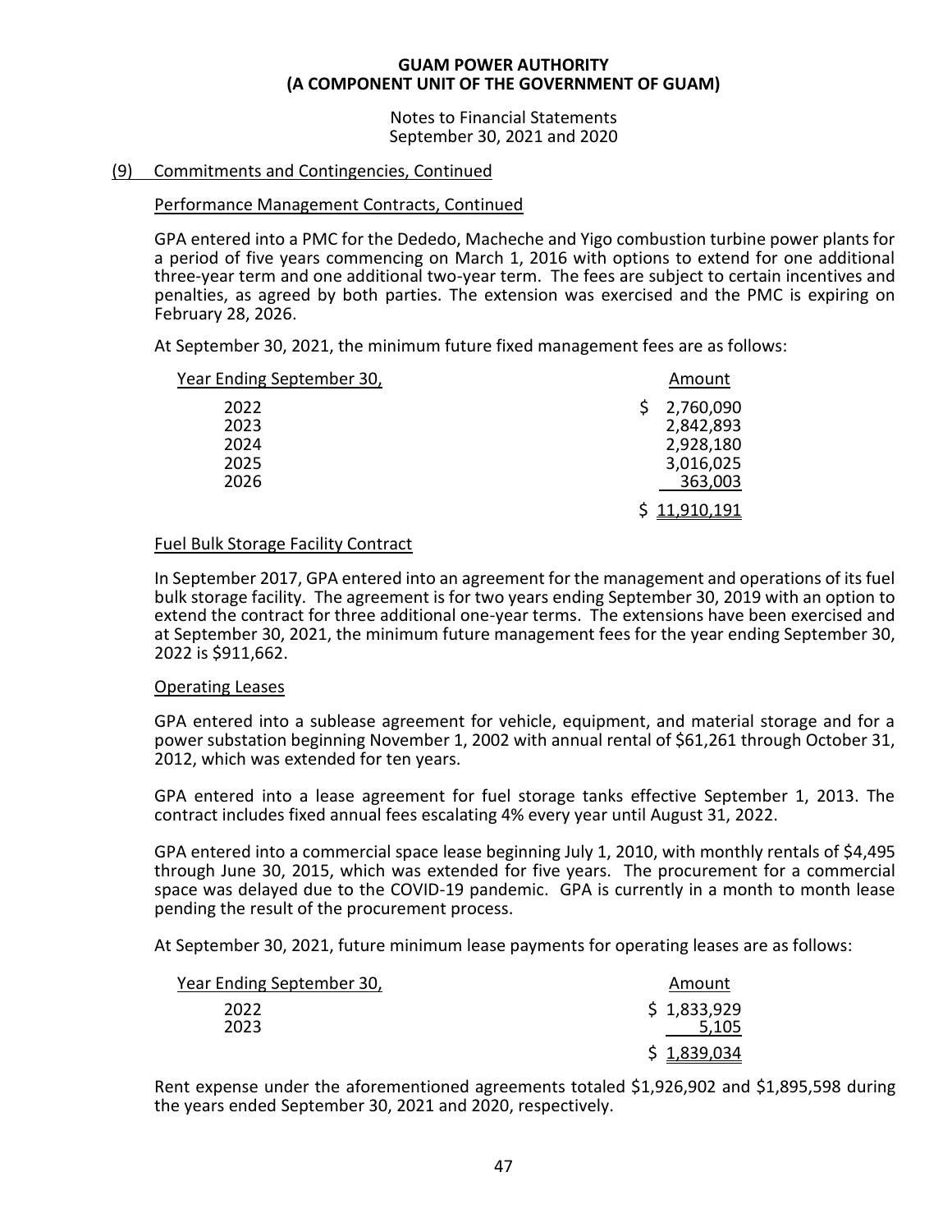**GUAM POWER AUTHORITY**
**(A COMPONENT UNIT OF THE GOVERNMENT OF GUAM)**

Notes to Financial Statements
September 30, 2021 and 2020

(9) Commitments and Contingencies, Continued

Performance Management Contracts, Continued

GPA entered into a PMC for the Dededo, Macheche and Yigo combustion turbine power plants for a period of five years commencing on March 1, 2016 with options to extend for one additional three-year term and one additional two-year term. The fees are subject to certain incentives and penalties, as agreed by both parties. The extension was exercised and the PMC is expiring on February 28, 2026.

At September 30, 2021, the minimum future fixed management fees are as follows:

| Year Ending September 30, | Amount |
|---|---|
| 2022 | $ 2,760,090 |
| 2023 | 2,842,893 |
| 2024 | 2,928,180 |
| 2025 | 3,016,025 |
| 2026 | 363,003 |
| | $ 11,910,191 |

Fuel Bulk Storage Facility Contract

In September 2017, GPA entered into an agreement for the management and operations of its fuel bulk storage facility. The agreement is for two years ending September 30, 2019 with an option to extend the contract for three additional one-year terms. The extensions have been exercised and at September 30, 2021, the minimum future management fees for the year ending September 30, 2022 is $911,662.

Operating Leases

GPA entered into a sublease agreement for vehicle, equipment, and material storage and for a power substation beginning November 1, 2002 with annual rental of $61,261 through October 31, 2012, which was extended for ten years.

GPA entered into a lease agreement for fuel storage tanks effective September 1, 2013. The contract includes fixed annual fees escalating 4% every year until August 31, 2022.

GPA entered into a commercial space lease beginning July 1, 2010, with monthly rentals of $4,495 through June 30, 2015, which was extended for five years. The procurement for a commercial space was delayed due to the COVID-19 pandemic. GPA is currently in a month to month lease pending the result of the procurement process.

At September 30, 2021, future minimum lease payments for operating leases are as follows:

| Year Ending September 30, | Amount |
|---|---|
| 2022 | $ 1,833,929 |
| 2023 | 5,105 |
| | $ 1,839,034 |

Rent expense under the aforementioned agreements totaled $1,926,902 and $1,895,598 during the years ended September 30, 2021 and 2020, respectively.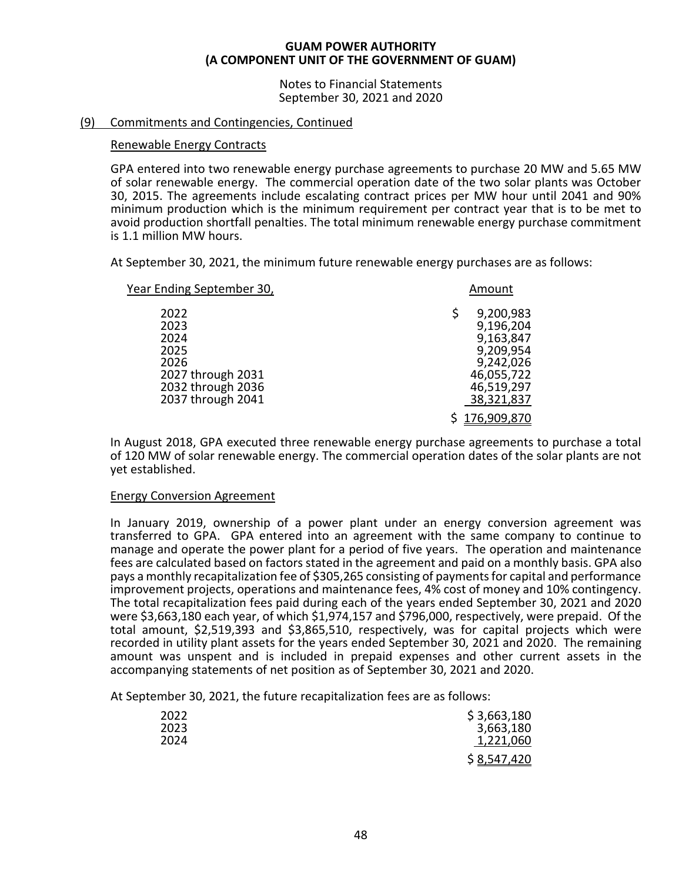# GUAM POWER AUTHORITY
# (A COMPONENT UNIT OF THE GOVERNMENT OF GUAM)

Notes to Financial Statements
September 30, 2021 and 2020

## (9) Commitments and Contingencies, Continued

### Renewable Energy Contracts

GPA entered into two renewable energy purchase agreements to purchase 20 MW and 5.65 MW of solar renewable energy. The commercial operation date of the two solar plants was October 30, 2015. The agreements include escalating contract prices per MW hour until 2041 and 90% minimum production which is the minimum requirement per contract year that is to be met to avoid production shortfall penalties. The total minimum renewable energy purchase commitment is 1.1 million MW hours.

At September 30, 2021, the minimum future renewable energy purchases are as follows:

| Year Ending September 30, | Amount |
|---|---|
| 2022 | $ 9,200,983 |
| 2023 | 9,196,204 |
| 2024 | 9,163,847 |
| 2025 | 9,209,954 |
| 2026 | 9,242,026 |
| 2027 through 2031 | 46,055,722 |
| 2032 through 2036 | 46,519,297 |
| 2037 through 2041 | 38,321,837 |
| | $ 176,909,870 |

In August 2018, GPA executed three renewable energy purchase agreements to purchase a total of 120 MW of solar renewable energy. The commercial operation dates of the solar plants are not yet established.

### Energy Conversion Agreement

In January 2019, ownership of a power plant under an energy conversion agreement was transferred to GPA. GPA entered into an agreement with the same company to continue to manage and operate the power plant for a period of five years. The operation and maintenance fees are calculated based on factors stated in the agreement and paid on a monthly basis. GPA also pays a monthly recapitalization fee of $305,265 consisting of payments for capital and performance improvement projects, operations and maintenance fees, 4% cost of money and 10% contingency. The total recapitalization fees paid during each of the years ended September 30, 2021 and 2020 were $3,663,180 each year, of which $1,974,157 and $796,000, respectively, were prepaid. Of the total amount, $2,519,393 and $3,865,510, respectively, was for capital projects which were recorded in utility plant assets for the years ended September 30, 2021 and 2020. The remaining amount was unspent and is included in prepaid expenses and other current assets in the accompanying statements of net position as of September 30, 2021 and 2020.

At September 30, 2021, the future recapitalization fees are as follows:

| Year | Amount |
|---|---|
| 2022 | $ 3,663,180 |
| 2023 | 3,663,180 |
| 2024 | 1,221,060 |
| | $ 8,547,420 |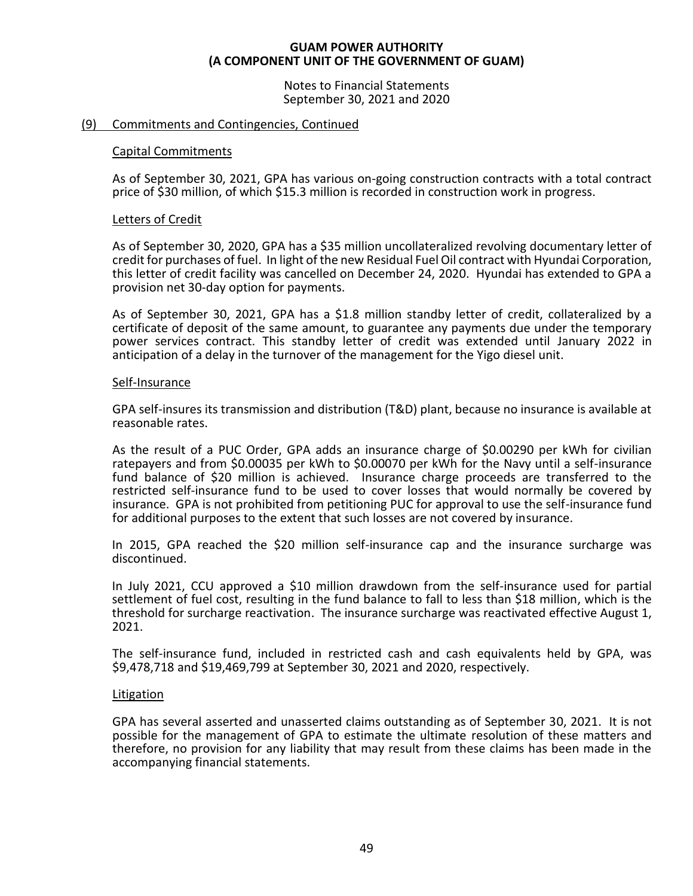## (9) Commitments and Contingencies, Continued

### Capital Commitments

As of September 30, 2021, GPA has various on-going construction contracts with a total contract price of $30 million, of which $15.3 million is recorded in construction work in progress.

### Letters of Credit

As of September 30, 2020, GPA has a $35 million uncollateralized revolving documentary letter of credit for purchases of fuel. In light of the new Residual Fuel Oil contract with Hyundai Corporation, this letter of credit facility was cancelled on December 24, 2020. Hyundai has extended to GPA a provision net 30-day option for payments.

As of September 30, 2021, GPA has a $1.8 million standby letter of credit, collateralized by a certificate of deposit of the same amount, to guarantee any payments due under the temporary power services contract. This standby letter of credit was extended until January 2022 in anticipation of a delay in the turnover of the management for the Yigo diesel unit.

### Self-Insurance

GPA self-insures its transmission and distribution (T&D) plant, because no insurance is available at reasonable rates.

As the result of a PUC Order, GPA adds an insurance charge of $0.00290 per kWh for civilian ratepayers and from $0.00035 per kWh to $0.00070 per kWh for the Navy until a self-insurance fund balance of $20 million is achieved. Insurance charge proceeds are transferred to the restricted self-insurance fund to be used to cover losses that would normally be covered by insurance. GPA is not prohibited from petitioning PUC for approval to use the self-insurance fund for additional purposes to the extent that such losses are not covered by insurance.

In 2015, GPA reached the $20 million self-insurance cap and the insurance surcharge was discontinued.

In July 2021, CCU approved a $10 million drawdown from the self-insurance used for partial settlement of fuel cost, resulting in the fund balance to fall to less than $18 million, which is the threshold for surcharge reactivation. The insurance surcharge was reactivated effective August 1, 2021.

The self-insurance fund, included in restricted cash and cash equivalents held by GPA, was $9,478,718 and $19,469,799 at September 30, 2021 and 2020, respectively.

### Litigation

GPA has several asserted and unasserted claims outstanding as of September 30, 2021. It is not possible for the management of GPA to estimate the ultimate resolution of these matters and therefore, no provision for any liability that may result from these claims has been made in the accompanying financial statements.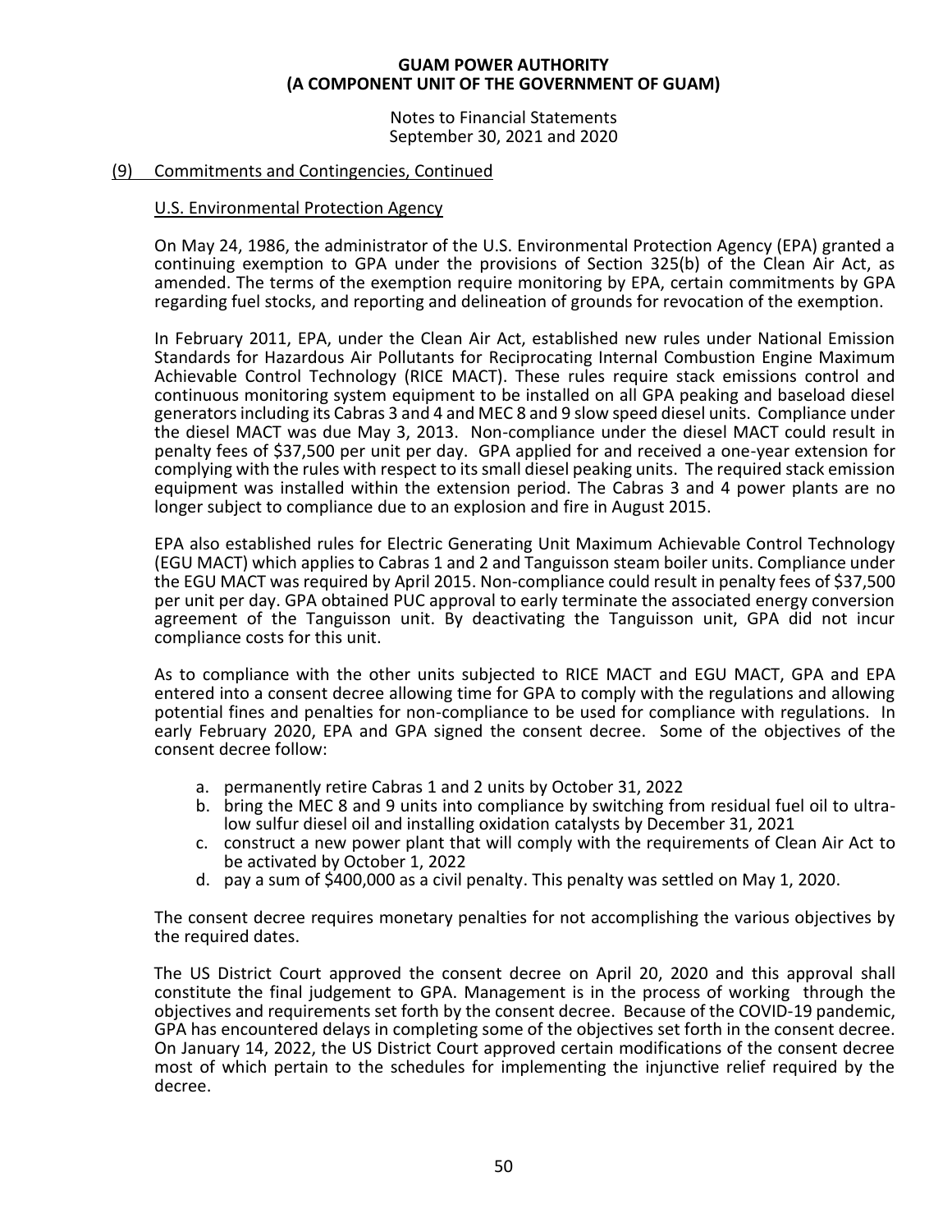## (9) Commitments and Contingencies, Continued

### U.S. Environmental Protection Agency

On May 24, 1986, the administrator of the U.S. Environmental Protection Agency (EPA) granted a continuing exemption to GPA under the provisions of Section 325(b) of the Clean Air Act, as amended. The terms of the exemption require monitoring by EPA, certain commitments by GPA regarding fuel stocks, and reporting and delineation of grounds for revocation of the exemption.

In February 2011, EPA, under the Clean Air Act, established new rules under National Emission Standards for Hazardous Air Pollutants for Reciprocating Internal Combustion Engine Maximum Achievable Control Technology (RICE MACT). These rules require stack emissions control and continuous monitoring system equipment to be installed on all GPA peaking and baseload diesel generators including its Cabras 3 and 4 and MEC 8 and 9 slow speed diesel units. Compliance under the diesel MACT was due May 3, 2013. Non-compliance under the diesel MACT could result in penalty fees of $37,500 per unit per day. GPA applied for and received a one-year extension for complying with the rules with respect to its small diesel peaking units. The required stack emission equipment was installed within the extension period. The Cabras 3 and 4 power plants are no longer subject to compliance due to an explosion and fire in August 2015.

EPA also established rules for Electric Generating Unit Maximum Achievable Control Technology (EGU MACT) which applies to Cabras 1 and 2 and Tanguisson steam boiler units. Compliance under the EGU MACT was required by April 2015. Non-compliance could result in penalty fees of $37,500 per unit per day. GPA obtained PUC approval to early terminate the associated energy conversion agreement of the Tanguisson unit. By deactivating the Tanguisson unit, GPA did not incur compliance costs for this unit.

As to compliance with the other units subjected to RICE MACT and EGU MACT, GPA and EPA entered into a consent decree allowing time for GPA to comply with the regulations and allowing potential fines and penalties for non-compliance to be used for compliance with regulations. In early February 2020, EPA and GPA signed the consent decree. Some of the objectives of the consent decree follow:

a. permanently retire Cabras 1 and 2 units by October 31, 2022
b. bring the MEC 8 and 9 units into compliance by switching from residual fuel oil to ultra-low sulfur diesel oil and installing oxidation catalysts by December 31, 2021
c. construct a new power plant that will comply with the requirements of Clean Air Act to be activated by October 1, 2022
d. pay a sum of $400,000 as a civil penalty. This penalty was settled on May 1, 2020.

The consent decree requires monetary penalties for not accomplishing the various objectives by the required dates.

The US District Court approved the consent decree on April 20, 2020 and this approval shall constitute the final judgement to GPA. Management is in the process of working through the objectives and requirements set forth by the consent decree. Because of the COVID-19 pandemic, GPA has encountered delays in completing some of the objectives set forth in the consent decree. On January 14, 2022, the US District Court approved certain modifications of the consent decree most of which pertain to the schedules for implementing the injunctive relief required by the decree.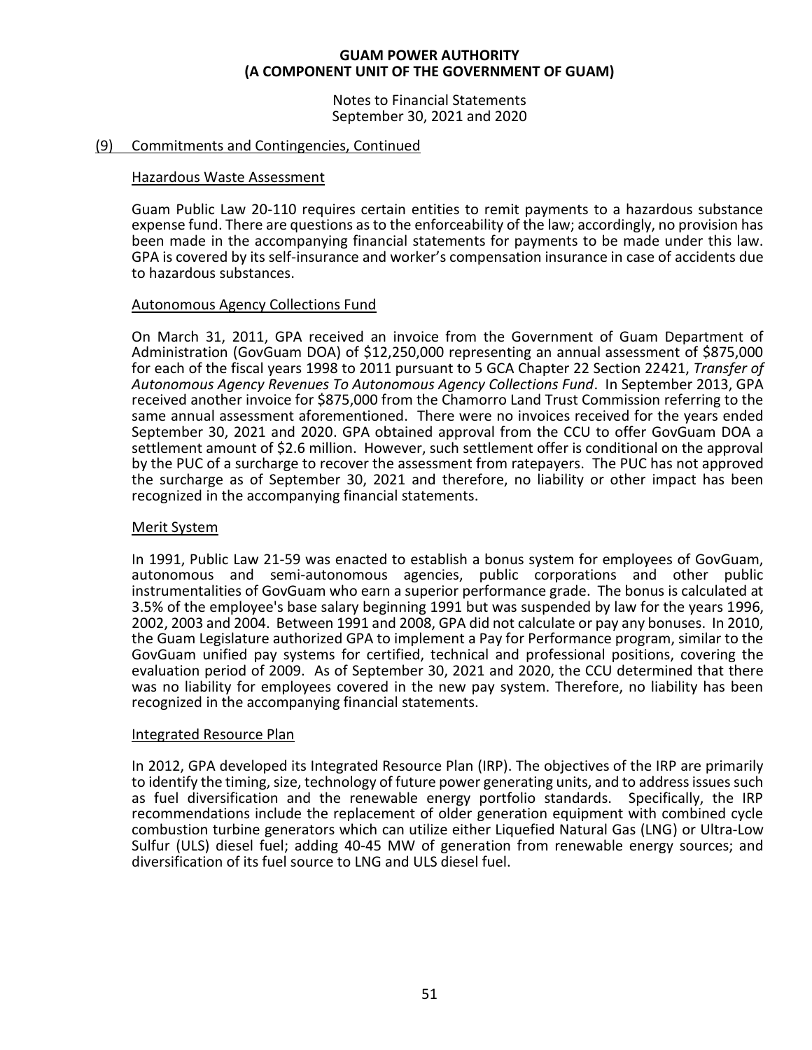## (9) Commitments and Contingencies, Continued

### Hazardous Waste Assessment

Guam Public Law 20-110 requires certain entities to remit payments to a hazardous substance expense fund. There are questions as to the enforceability of the law; accordingly, no provision has been made in the accompanying financial statements for payments to be made under this law. GPA is covered by its self-insurance and worker's compensation insurance in case of accidents due to hazardous substances.

### Autonomous Agency Collections Fund

On March 31, 2011, GPA received an invoice from the Government of Guam Department of Administration (GovGuam DOA) of $12,250,000 representing an annual assessment of $875,000 for each of the fiscal years 1998 to 2011 pursuant to 5 GCA Chapter 22 Section 22421, *Transfer of Autonomous Agency Revenues To Autonomous Agency Collections Fund*. In September 2013, GPA received another invoice for $875,000 from the Chamorro Land Trust Commission referring to the same annual assessment aforementioned. There were no invoices received for the years ended September 30, 2021 and 2020. GPA obtained approval from the CCU to offer GovGuam DOA a settlement amount of $2.6 million. However, such settlement offer is conditional on the approval by the PUC of a surcharge to recover the assessment from ratepayers. The PUC has not approved the surcharge as of September 30, 2021 and therefore, no liability or other impact has been recognized in the accompanying financial statements.

### Merit System

In 1991, Public Law 21-59 was enacted to establish a bonus system for employees of GovGuam, autonomous and semi-autonomous agencies, public corporations and other public instrumentalities of GovGuam who earn a superior performance grade. The bonus is calculated at 3.5% of the employee's base salary beginning 1991 but was suspended by law for the years 1996, 2002, 2003 and 2004. Between 1991 and 2008, GPA did not calculate or pay any bonuses. In 2010, the Guam Legislature authorized GPA to implement a Pay for Performance program, similar to the GovGuam unified pay systems for certified, technical and professional positions, covering the evaluation period of 2009. As of September 30, 2021 and 2020, the CCU determined that there was no liability for employees covered in the new pay system. Therefore, no liability has been recognized in the accompanying financial statements.

### Integrated Resource Plan

In 2012, GPA developed its Integrated Resource Plan (IRP). The objectives of the IRP are primarily to identify the timing, size, technology of future power generating units, and to address issues such as fuel diversification and the renewable energy portfolio standards. Specifically, the IRP recommendations include the replacement of older generation equipment with combined cycle combustion turbine generators which can utilize either Liquefied Natural Gas (LNG) or Ultra-Low Sulfur (ULS) diesel fuel; adding 40-45 MW of generation from renewable energy sources; and diversification of its fuel source to LNG and ULS diesel fuel.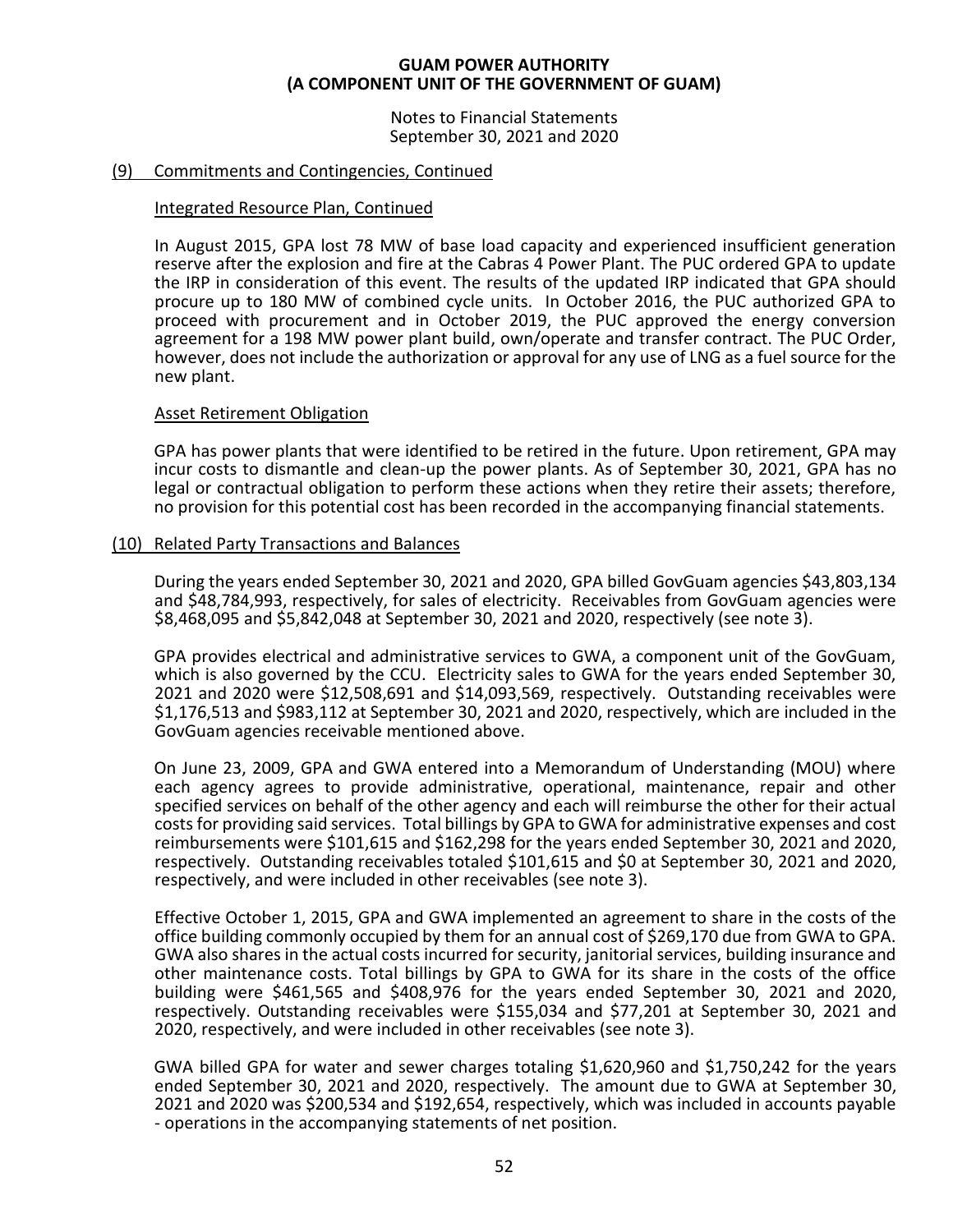## (9) Commitments and Contingencies, Continued

### Integrated Resource Plan, Continued

In August 2015, GPA lost 78 MW of base load capacity and experienced insufficient generation reserve after the explosion and fire at the Cabras 4 Power Plant. The PUC ordered GPA to update the IRP in consideration of this event. The results of the updated IRP indicated that GPA should procure up to 180 MW of combined cycle units. In October 2016, the PUC authorized GPA to proceed with procurement and in October 2019, the PUC approved the energy conversion agreement for a 198 MW power plant build, own/operate and transfer contract. The PUC Order, however, does not include the authorization or approval for any use of LNG as a fuel source for the new plant.

### Asset Retirement Obligation

GPA has power plants that were identified to be retired in the future. Upon retirement, GPA may incur costs to dismantle and clean-up the power plants. As of September 30, 2021, GPA has no legal or contractual obligation to perform these actions when they retire their assets; therefore, no provision for this potential cost has been recorded in the accompanying financial statements.

## (10) Related Party Transactions and Balances

During the years ended September 30, 2021 and 2020, GPA billed GovGuam agencies $43,803,134 and $48,784,993, respectively, for sales of electricity. Receivables from GovGuam agencies were $8,468,095 and $5,842,048 at September 30, 2021 and 2020, respectively (see note 3).

GPA provides electrical and administrative services to GWA, a component unit of the GovGuam, which is also governed by the CCU. Electricity sales to GWA for the years ended September 30, 2021 and 2020 were $12,508,691 and $14,093,569, respectively. Outstanding receivables were $1,176,513 and $983,112 at September 30, 2021 and 2020, respectively, which are included in the GovGuam agencies receivable mentioned above.

On June 23, 2009, GPA and GWA entered into a Memorandum of Understanding (MOU) where each agency agrees to provide administrative, operational, maintenance, repair and other specified services on behalf of the other agency and each will reimburse the other for their actual costs for providing said services. Total billings by GPA to GWA for administrative expenses and cost reimbursements were $101,615 and $162,298 for the years ended September 30, 2021 and 2020, respectively. Outstanding receivables totaled $101,615 and $0 at September 30, 2021 and 2020, respectively, and were included in other receivables (see note 3).

Effective October 1, 2015, GPA and GWA implemented an agreement to share in the costs of the office building commonly occupied by them for an annual cost of $269,170 due from GWA to GPA. GWA also shares in the actual costs incurred for security, janitorial services, building insurance and other maintenance costs. Total billings by GPA to GWA for its share in the costs of the office building were $461,565 and $408,976 for the years ended September 30, 2021 and 2020, respectively. Outstanding receivables were $155,034 and $77,201 at September 30, 2021 and 2020, respectively, and were included in other receivables (see note 3).

GWA billed GPA for water and sewer charges totaling $1,620,960 and $1,750,242 for the years ended September 30, 2021 and 2020, respectively. The amount due to GWA at September 30, 2021 and 2020 was $200,534 and $192,654, respectively, which was included in accounts payable - operations in the accompanying statements of net position.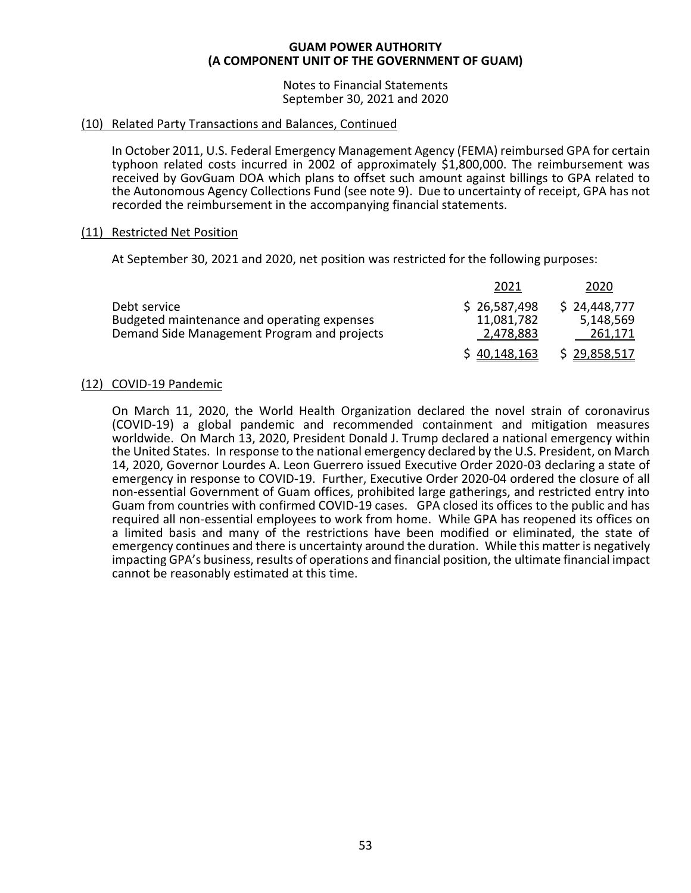# GUAM POWER AUTHORITY
## (A COMPONENT UNIT OF THE GOVERNMENT OF GUAM)

Notes to Financial Statements
September 30, 2021 and 2020

## (10) Related Party Transactions and Balances, Continued

In October 2011, U.S. Federal Emergency Management Agency (FEMA) reimbursed GPA for certain typhoon related costs incurred in 2002 of approximately $1,800,000. The reimbursement was received by GovGuam DOA which plans to offset such amount against billings to GPA related to the Autonomous Agency Collections Fund (see note 9). Due to uncertainty of receipt, GPA has not recorded the reimbursement in the accompanying financial statements.

## (11) Restricted Net Position

At September 30, 2021 and 2020, net position was restricted for the following purposes:

| | 2021 | 2020 |
|---|---|---|
| Debt service | $ 26,587,498 | $ 24,448,777 |
| Budgeted maintenance and operating expenses | 11,081,782 | 5,148,569 |
| Demand Side Management Program and projects | 2,478,883 | 261,171 |
| | $ 40,148,163 | $ 29,858,517 |

## (12) COVID-19 Pandemic

On March 11, 2020, the World Health Organization declared the novel strain of coronavirus (COVID-19) a global pandemic and recommended containment and mitigation measures worldwide. On March 13, 2020, President Donald J. Trump declared a national emergency within the United States. In response to the national emergency declared by the U.S. President, on March 14, 2020, Governor Lourdes A. Leon Guerrero issued Executive Order 2020-03 declaring a state of emergency in response to COVID-19. Further, Executive Order 2020-04 ordered the closure of all non-essential Government of Guam offices, prohibited large gatherings, and restricted entry into Guam from countries with confirmed COVID-19 cases. GPA closed its offices to the public and has required all non-essential employees to work from home. While GPA has reopened its offices on a limited basis and many of the restrictions have been modified or eliminated, the state of emergency continues and there is uncertainty around the duration. While this matter is negatively impacting GPA's business, results of operations and financial position, the ultimate financial impact cannot be reasonably estimated at this time.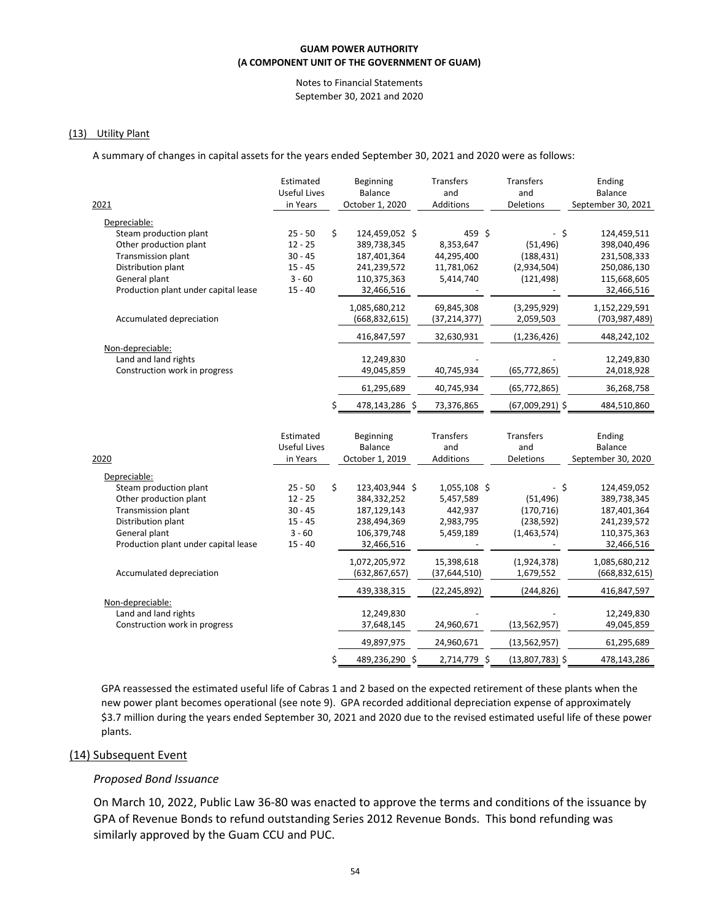## (13) Utility Plant

A summary of changes in capital assets for the years ended September 30, 2021 and 2020 were as follows:

| 2021 | Estimated Useful Lives in Years | Beginning Balance October 1, 2020 | Transfers and Additions | Transfers and Deletions | Ending Balance September 30, 2021 |
|---|---|---|---|---|---|
| Depreciable: | | | | | |
| Steam production plant | 25 - 50 | $ 124,459,052 | $ 459 | $ - | $ 124,459,511 |
| Other production plant | 12 - 25 | 389,738,345 | 8,353,647 | (51,496) | 398,040,496 |
| Transmission plant | 30 - 45 | 187,401,364 | 44,295,400 | (188,431) | 231,508,333 |
| Distribution plant | 15 - 45 | 241,239,572 | 11,781,062 | (2,934,504) | 250,086,130 |
| General plant | 3 - 60 | 110,375,363 | 5,414,740 | (121,498) | 115,668,605 |
| Production plant under capital lease | 15 - 40 | 32,466,516 | - | - | 32,466,516 |
| | | 1,085,680,212 | 69,845,308 | (3,295,929) | 1,152,229,591 |
| Accumulated depreciation | | (668,832,615) | (37,214,377) | 2,059,503 | (703,987,489) |
| | | 416,847,597 | 32,630,931 | (1,236,426) | 448,242,102 |
| Non-depreciable: | | | | | |
| Land and land rights | | 12,249,830 | - | - | 12,249,830 |
| Construction work in progress | | 49,045,859 | 40,745,934 | (65,772,865) | 24,018,928 |
| | | 61,295,689 | 40,745,934 | (65,772,865) | 36,268,758 |
| | | $ 478,143,286 | $ 73,376,865 | $ (67,009,291) | $ 484,510,860 |

| 2020 | Estimated Useful Lives in Years | Beginning Balance October 1, 2019 | Transfers and Additions | Transfers and Deletions | Ending Balance September 30, 2020 |
|---|---|---|---|---|---|
| Depreciable: | | | | | |
| Steam production plant | 25 - 50 | $ 123,403,944 | $ 1,055,108 | $ - | $ 124,459,052 |
| Other production plant | 12 - 25 | 384,332,252 | 5,457,589 | (51,496) | 389,738,345 |
| Transmission plant | 30 - 45 | 187,129,143 | 442,937 | (170,716) | 187,401,364 |
| Distribution plant | 15 - 45 | 238,494,369 | 2,983,795 | (238,592) | 241,239,572 |
| General plant | 3 - 60 | 106,379,748 | 5,459,189 | (1,463,574) | 110,375,363 |
| Production plant under capital lease | 15 - 40 | 32,466,516 | - | - | 32,466,516 |
| | | 1,072,205,972 | 15,398,618 | (1,924,378) | 1,085,680,212 |
| Accumulated depreciation | | (632,867,657) | (37,644,510) | 1,679,552 | (668,832,615) |
| | | 439,338,315 | (22,245,892) | (244,826) | 416,847,597 |
| Non-depreciable: | | | | | |
| Land and land rights | | 12,249,830 | - | - | 12,249,830 |
| Construction work in progress | | 37,648,145 | 24,960,671 | (13,562,957) | 49,045,859 |
| | | 49,897,975 | 24,960,671 | (13,562,957) | 61,295,689 |
| | | $ 489,236,290 | $ 2,714,779 | $ (13,807,783) | $ 478,143,286 |

GPA reassessed the estimated useful life of Cabras 1 and 2 based on the expected retirement of these plants when the new power plant becomes operational (see note 9). GPA recorded additional depreciation expense of approximately $3.7 million during the years ended September 30, 2021 and 2020 due to the revised estimated useful life of these power plants.

## (14) Subsequent Event

### *Proposed Bond Issuance*

On March 10, 2022, Public Law 36-80 was enacted to approve the terms and conditions of the issuance by GPA of Revenue Bonds to refund outstanding Series 2012 Revenue Bonds. This bond refunding was similarly approved by the Guam CCU and PUC.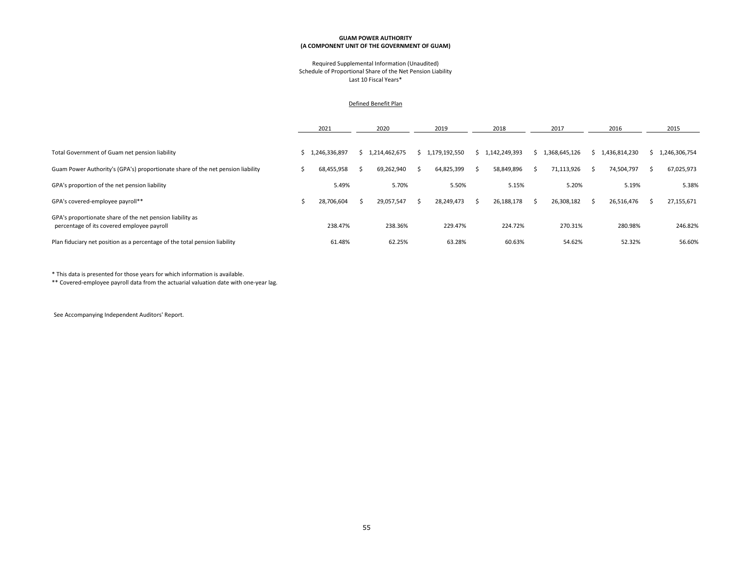**GUAM POWER AUTHORITY**
**(A COMPONENT UNIT OF THE GOVERNMENT OF GUAM)**

Required Supplemental Information (Unaudited)
Schedule of Proportional Share of the Net Pension Liability
Last 10 Fiscal Years*

Defined Benefit Plan

| | 2021 | 2020 | 2019 | 2018 | 2017 | 2016 | 2015 |
|---|---|---|---|---|---|---|---|
| Total Government of Guam net pension liability | $ 1,246,336,897 | $ 1,214,462,675 | $ 1,179,192,550 | $ 1,142,249,393 | $ 1,368,645,126 | $ 1,436,814,230 | $ 1,246,306,754 |
| Guam Power Authority's (GPA's) proportionate share of the net pension liability | $ 68,455,958 | $ 69,262,940 | $ 64,825,399 | $ 58,849,896 | $ 71,113,926 | $ 74,504,797 | $ 67,025,973 |
| GPA's proportion of the net pension liability | 5.49% | 5.70% | 5.50% | 5.15% | 5.20% | 5.19% | 5.38% |
| GPA's covered-employee payroll** | $ 28,706,604 | $ 29,057,547 | $ 28,249,473 | $ 26,188,178 | $ 26,308,182 | $ 26,516,476 | $ 27,155,671 |
| GPA's proportionate share of the net pension liability as percentage of its covered employee payroll | 238.47% | 238.36% | 229.47% | 224.72% | 270.31% | 280.98% | 246.82% |
| Plan fiduciary net position as a percentage of the total pension liability | 61.48% | 62.25% | 63.28% | 60.63% | 54.62% | 52.32% | 56.60% |

* This data is presented for those years for which information is available.
** Covered-employee payroll data from the actuarial valuation date with one-year lag.

See Accompanying Independent Auditors' Report.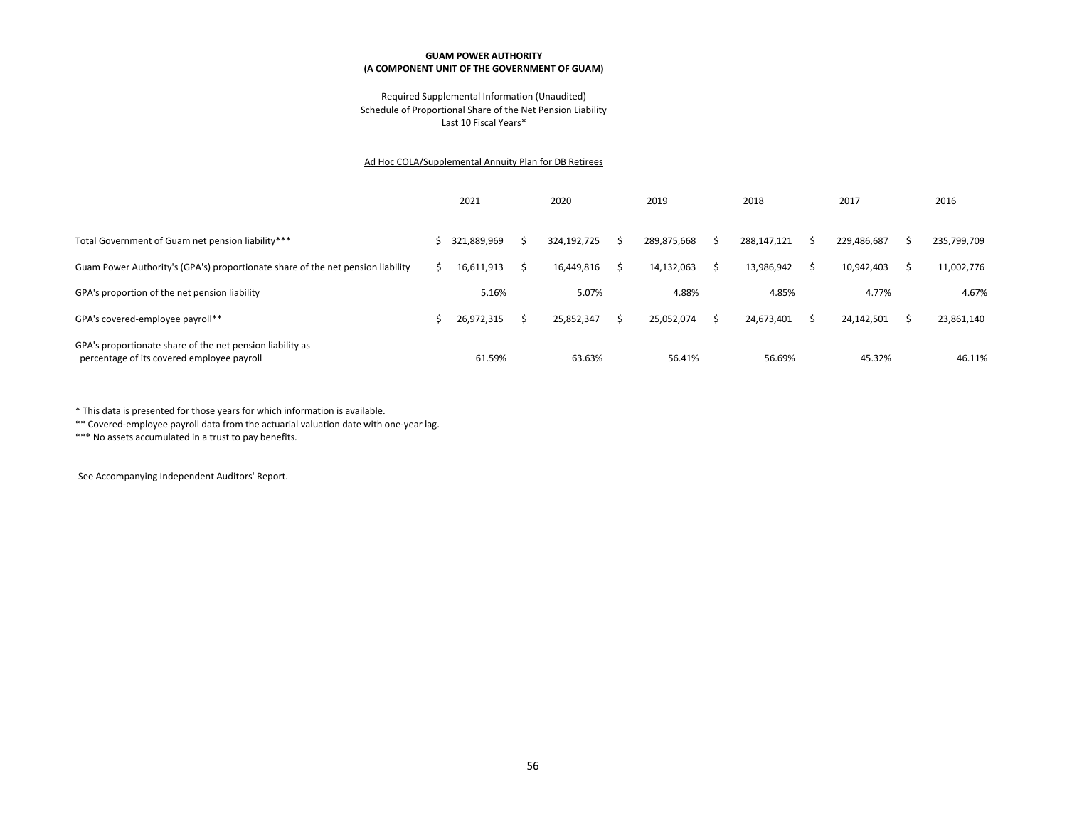**GUAM POWER AUTHORITY**
**(A COMPONENT UNIT OF THE GOVERNMENT OF GUAM)**

Required Supplemental Information (Unaudited)
Schedule of Proportional Share of the Net Pension Liability
Last 10 Fiscal Years*

Ad Hoc COLA/Supplemental Annuity Plan for DB Retirees

| | 2021 | 2020 | 2019 | 2018 | 2017 | 2016 |
|---|---|---|---|---|---|---|
| Total Government of Guam net pension liability*** | $ 321,889,969 | $ 324,192,725 | $ 289,875,668 | $ 288,147,121 | $ 229,486,687 | $ 235,799,709 |
| Guam Power Authority's (GPA's) proportionate share of the net pension liability | $ 16,611,913 | $ 16,449,816 | $ 14,132,063 | $ 13,986,942 | $ 10,942,403 | $ 11,002,776 |
| GPA's proportion of the net pension liability | 5.16% | 5.07% | 4.88% | 4.85% | 4.77% | 4.67% |
| GPA's covered-employee payroll** | $ 26,972,315 | $ 25,852,347 | $ 25,052,074 | $ 24,673,401 | $ 24,142,501 | $ 23,861,140 |
| GPA's proportionate share of the net pension liability as percentage of its covered employee payroll | 61.59% | 63.63% | 56.41% | 56.69% | 45.32% | 46.11% |

\* This data is presented for those years for which information is available.
** Covered-employee payroll data from the actuarial valuation date with one-year lag.
*** No assets accumulated in a trust to pay benefits.

See Accompanying Independent Auditors' Report.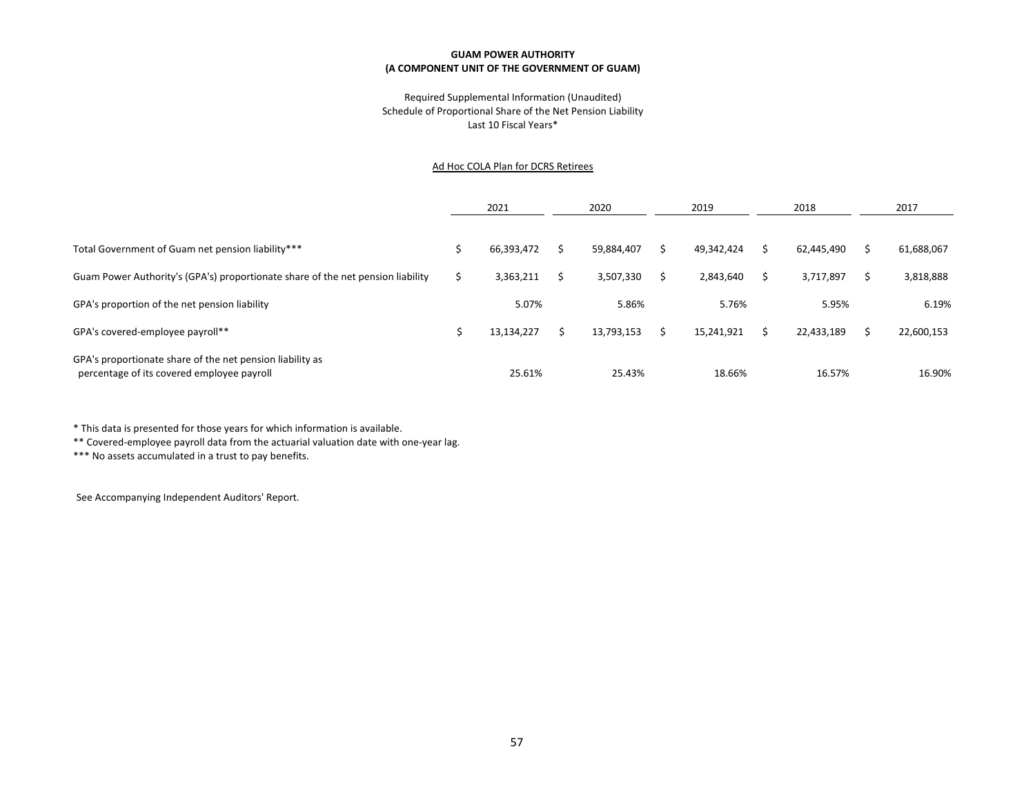**GUAM POWER AUTHORITY**
**(A COMPONENT UNIT OF THE GOVERNMENT OF GUAM)**

Required Supplemental Information (Unaudited)
Schedule of Proportional Share of the Net Pension Liability
Last 10 Fiscal Years*

Ad Hoc COLA Plan for DCRS Retirees

| | 2021 | 2020 | 2019 | 2018 | 2017 |
|---|---|---|---|---|---|
| Total Government of Guam net pension liability*** | $ 66,393,472 | $ 59,884,407 | $ 49,342,424 | $ 62,445,490 | $ 61,688,067 |
| Guam Power Authority's (GPA's) proportionate share of the net pension liability | $ 3,363,211 | $ 3,507,330 | $ 2,843,640 | $ 3,717,897 | $ 3,818,888 |
| GPA's proportion of the net pension liability | 5.07% | 5.86% | 5.76% | 5.95% | 6.19% |
| GPA's covered-employee payroll** | $ 13,134,227 | $ 13,793,153 | $ 15,241,921 | $ 22,433,189 | $ 22,600,153 |
| GPA's proportionate share of the net pension liability as percentage of its covered employee payroll | 25.61% | 25.43% | 18.66% | 16.57% | 16.90% |

* This data is presented for those years for which information is available.
** Covered-employee payroll data from the actuarial valuation date with one-year lag.
*** No assets accumulated in a trust to pay benefits.

See Accompanying Independent Auditors' Report.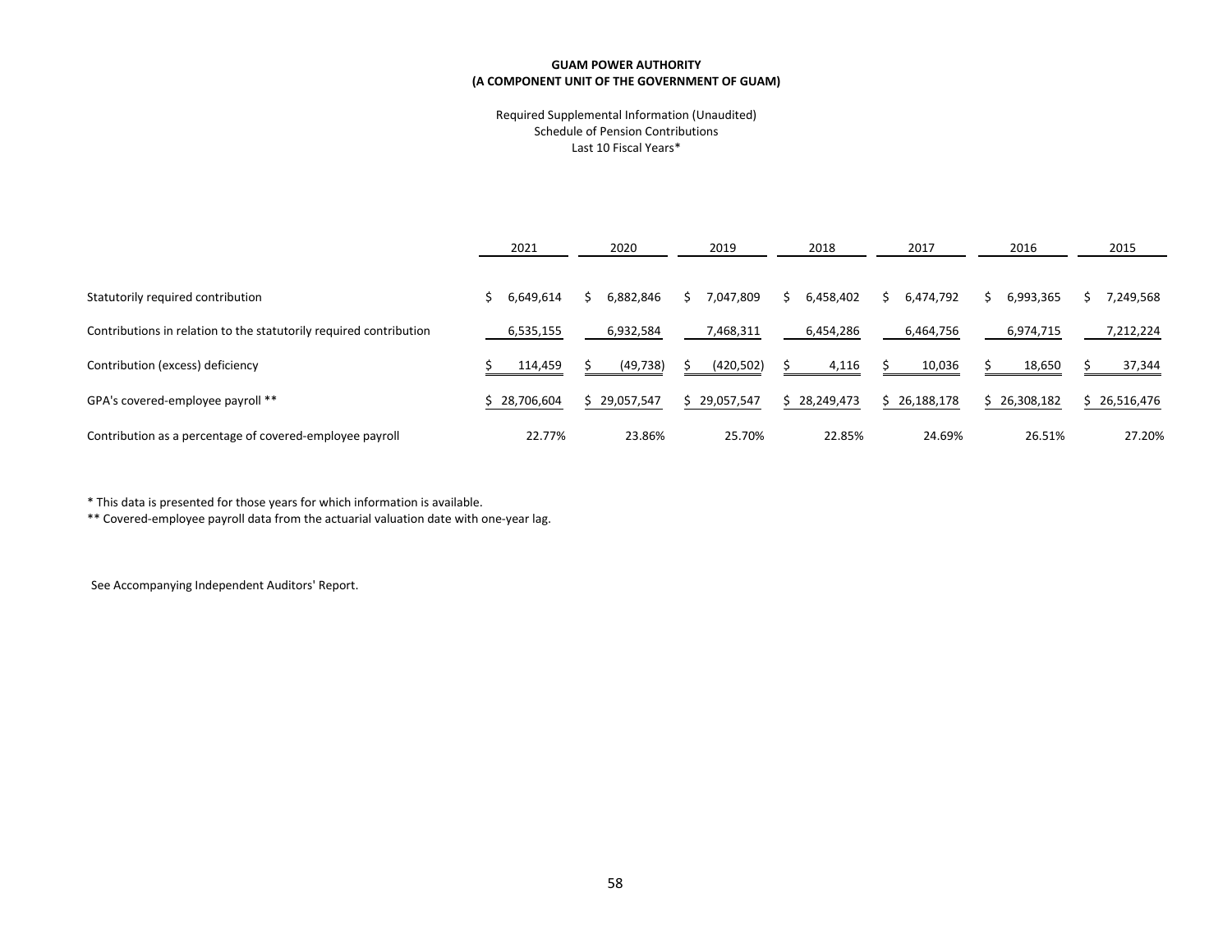**GUAM POWER AUTHORITY**
**(A COMPONENT UNIT OF THE GOVERNMENT OF GUAM)**

Required Supplemental Information (Unaudited)
Schedule of Pension Contributions
Last 10 Fiscal Years*

| | 2021 | 2020 | 2019 | 2018 | 2017 | 2016 | 2015 |
|---|---|---|---|---|---|---|---|
| Statutorily required contribution | $ 6,649,614 | $ 6,882,846 | $ 7,047,809 | $ 6,458,402 | $ 6,474,792 | $ 6,993,365 | $ 7,249,568 |
| Contributions in relation to the statutorily required contribution | 6,535,155 | 6,932,584 | 7,468,311 | 6,454,286 | 6,464,756 | 6,974,715 | 7,212,224 |
| Contribution (excess) deficiency | $ 114,459 | $ (49,738) | $ (420,502) | $ 4,116 | $ 10,036 | $ 18,650 | $ 37,344 |
| GPA's covered-employee payroll ** | $ 28,706,604 | $ 29,057,547 | $ 29,057,547 | $ 28,249,473 | $ 26,188,178 | $ 26,308,182 | $ 26,516,476 |
| Contribution as a percentage of covered-employee payroll | 22.77% | 23.86% | 25.70% | 22.85% | 24.69% | 26.51% | 27.20% |

* This data is presented for those years for which information is available.
** Covered-employee payroll data from the actuarial valuation date with one-year lag.

See Accompanying Independent Auditors' Report.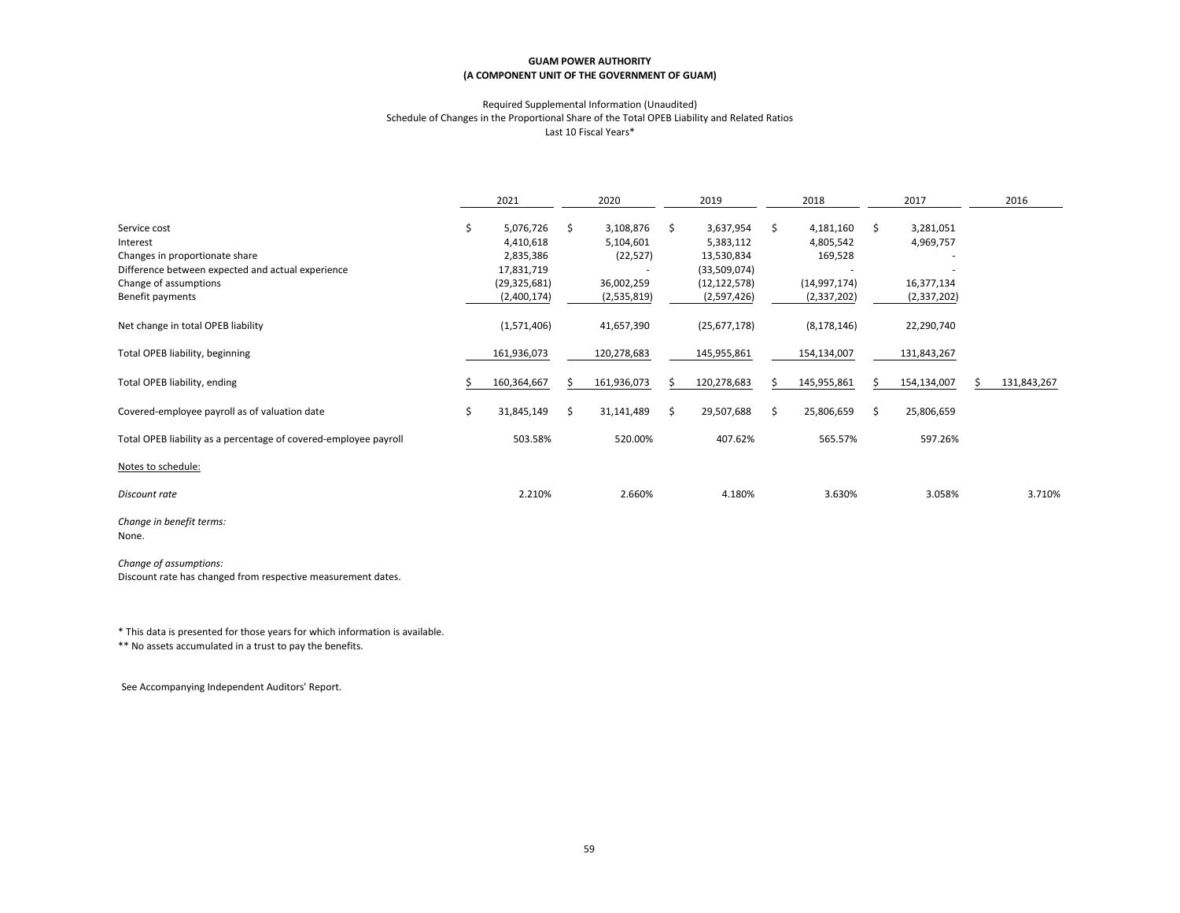**GUAM POWER AUTHORITY**
**(A COMPONENT UNIT OF THE GOVERNMENT OF GUAM)**

Required Supplemental Information (Unaudited)
Schedule of Changes in the Proportional Share of the Total OPEB Liability and Related Ratios
Last 10 Fiscal Years*

| | 2021 | 2020 | 2019 | 2018 | 2017 | 2016 |
|---|---|---|---|---|---|---|
| Service cost | $ 5,076,726 | $ 3,108,876 | $ 3,637,954 | $ 4,181,160 | $ 3,281,051 | |
| Interest | 4,410,618 | 5,104,601 | 5,383,112 | 4,805,542 | 4,969,757 | |
| Changes in proportionate share | 2,835,386 | (22,527) | 13,530,834 | 169,528 | - | |
| Difference between expected and actual experience | 17,831,719 | - | (33,509,074) | - | - | |
| Change of assumptions | (29,325,681) | 36,002,259 | (12,122,578) | (14,997,174) | 16,377,134 | |
| Benefit payments | (2,400,174) | (2,535,819) | (2,597,426) | (2,337,202) | (2,337,202) | |
| Net change in total OPEB liability | (1,571,406) | 41,657,390 | (25,677,178) | (8,178,146) | 22,290,740 | |
| Total OPEB liability, beginning | 161,936,073 | 120,278,683 | 145,955,861 | 154,134,007 | 131,843,267 | |
| Total OPEB liability, ending | $ 160,364,667 | $ 161,936,073 | $ 120,278,683 | $ 145,955,861 | $ 154,134,007 | $ 131,843,267 |
| Covered-employee payroll as of valuation date | $ 31,845,149 | $ 31,141,489 | $ 29,507,688 | $ 25,806,659 | $ 25,806,659 | |
| Total OPEB liability as a percentage of covered-employee payroll | 503.58% | 520.00% | 407.62% | 565.57% | 597.26% | |
| Notes to schedule: | | | | | | |
| *Discount rate* | 2.210% | 2.660% | 4.180% | 3.630% | 3.058% | 3.710% |

*Change in benefit terms:*
None.

*Change of assumptions:*
Discount rate has changed from respective measurement dates.

\* This data is presented for those years for which information is available.
\** No assets accumulated in a trust to pay the benefits.

See Accompanying Independent Auditors' Report.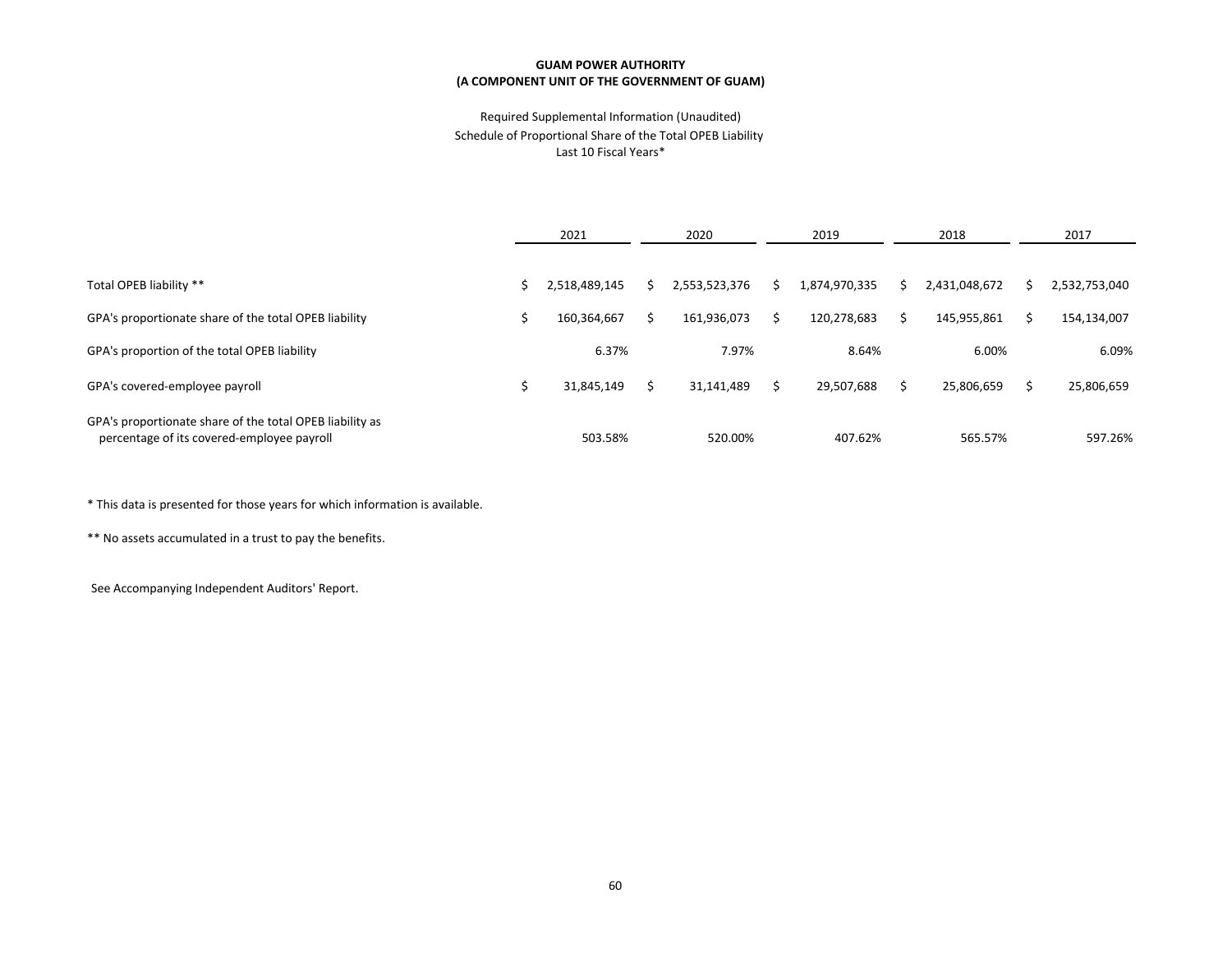**GUAM POWER AUTHORITY**
**(A COMPONENT UNIT OF THE GOVERNMENT OF GUAM)**

Required Supplemental Information (Unaudited)
Schedule of Proportional Share of the Total OPEB Liability
Last 10 Fiscal Years*

| | 2021 | 2020 | 2019 | 2018 | 2017 |
|---|---|---|---|---|---|
| Total OPEB liability ** | $ 2,518,489,145 | $ 2,553,523,376 | $ 1,874,970,335 | $ 2,431,048,672 | $ 2,532,753,040 |
| GPA's proportionate share of the total OPEB liability | $ 160,364,667 | $ 161,936,073 | $ 120,278,683 | $ 145,955,861 | $ 154,134,007 |
| GPA's proportion of the total OPEB liability | 6.37% | 7.97% | 8.64% | 6.00% | 6.09% |
| GPA's covered-employee payroll | $ 31,845,149 | $ 31,141,489 | $ 29,507,688 | $ 25,806,659 | $ 25,806,659 |
| GPA's proportionate share of the total OPEB liability as percentage of its covered-employee payroll | 503.58% | 520.00% | 407.62% | 565.57% | 597.26% |

* This data is presented for those years for which information is available.

** No assets accumulated in a trust to pay the benefits.

See Accompanying Independent Auditors' Report.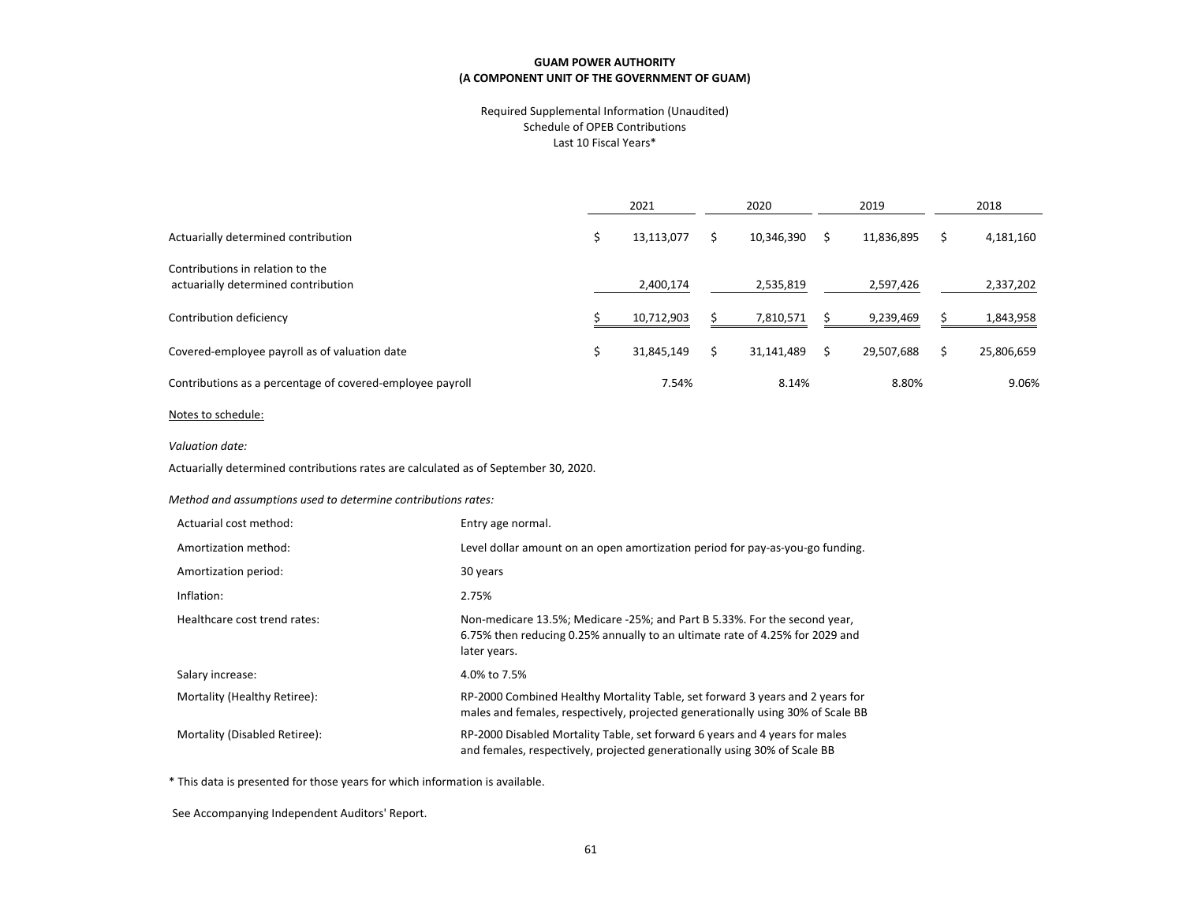**GUAM POWER AUTHORITY**
**(A COMPONENT UNIT OF THE GOVERNMENT OF GUAM)**

Required Supplemental Information (Unaudited)
Schedule of OPEB Contributions
Last 10 Fiscal Years*

| | 2021 | 2020 | 2019 | 2018 |
|---|---|---|---|---|
| Actuarially determined contribution | $ 13,113,077 | $ 10,346,390 | $ 11,836,895 | $ 4,181,160 |
| Contributions in relation to the actuarially determined contribution | 2,400,174 | 2,535,819 | 2,597,426 | 2,337,202 |
| Contribution deficiency | $ 10,712,903 | $ 7,810,571 | $ 9,239,469 | $ 1,843,958 |
| Covered-employee payroll as of valuation date | $ 31,845,149 | $ 31,141,489 | $ 29,507,688 | $ 25,806,659 |
| Contributions as a percentage of covered-employee payroll | 7.54% | 8.14% | 8.80% | 9.06% |

Notes to schedule:

*Valuation date:*

Actuarially determined contributions rates are calculated as of September 30, 2020.

*Method and assumptions used to determine contributions rates:*

| | |
|---|---|
| Actuarial cost method: | Entry age normal. |
| Amortization method: | Level dollar amount on an open amortization period for pay-as-you-go funding. |
| Amortization period: | 30 years |
| Inflation: | 2.75% |
| Healthcare cost trend rates: | Non-medicare 13.5%; Medicare -25%; and Part B 5.33%. For the second year, 6.75% then reducing 0.25% annually to an ultimate rate of 4.25% for 2029 and later years. |
| Salary increase: | 4.0% to 7.5% |
| Mortality (Healthy Retiree): | RP-2000 Combined Healthy Mortality Table, set forward 3 years and 2 years for males and females, respectively, projected generationally using 30% of Scale BB |
| Mortality (Disabled Retiree): | RP-2000 Disabled Mortality Table, set forward 6 years and 4 years for males and females, respectively, projected generationally using 30% of Scale BB |

* This data is presented for those years for which information is available.

See Accompanying Independent Auditors' Report.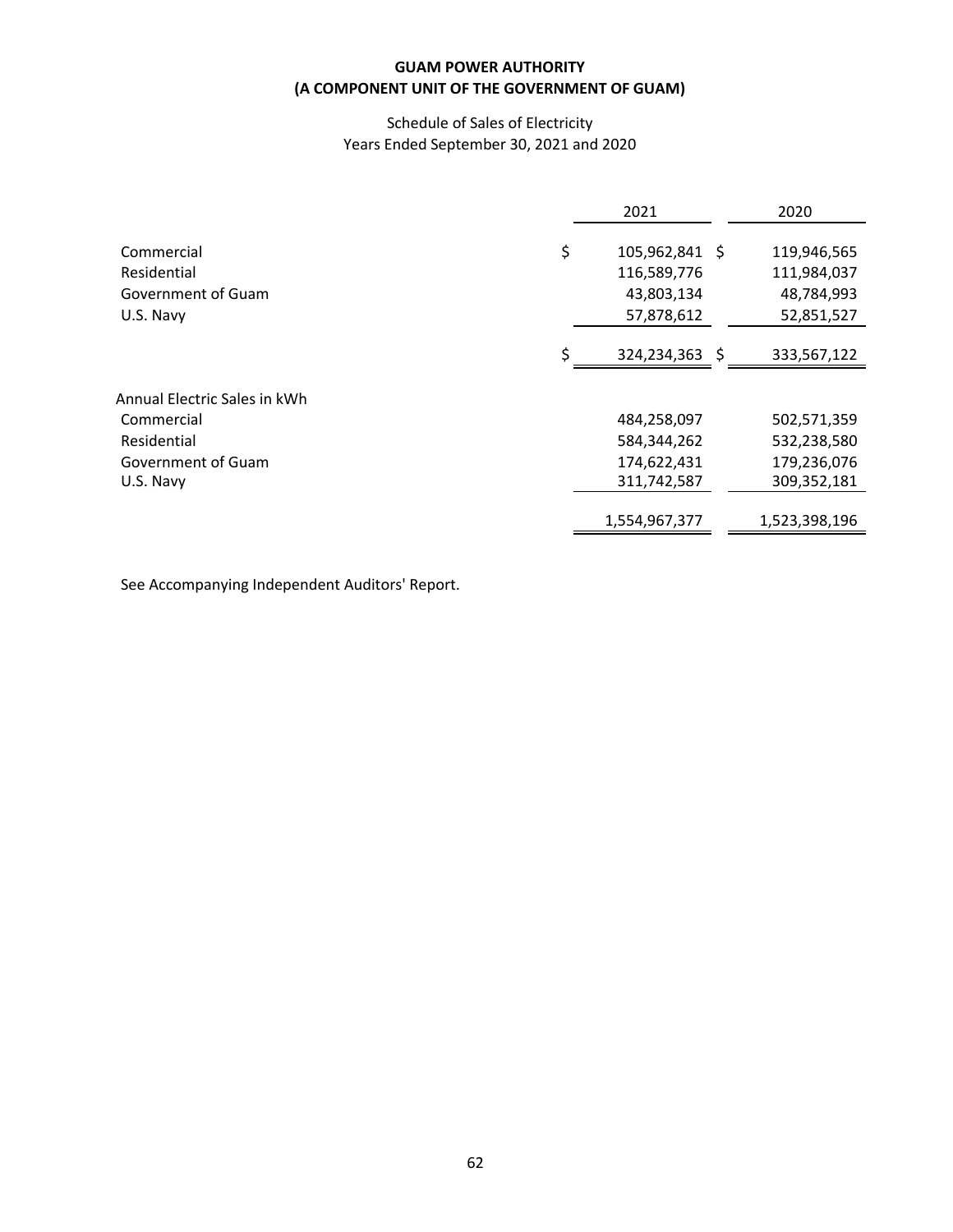**GUAM POWER AUTHORITY**
**(A COMPONENT UNIT OF THE GOVERNMENT OF GUAM)**

Schedule of Sales of Electricity
Years Ended September 30, 2021 and 2020

| | 2021 | 2020 |
|---|---|---|
| Commercial | $ 105,962,841 | $ 119,946,565 |
| Residential | 116,589,776 | 111,984,037 |
| Government of Guam | 43,803,134 | 48,784,993 |
| U.S. Navy | 57,878,612 | 52,851,527 |
| | $ 324,234,363 | $ 333,567,122 |
| Annual Electric Sales in kWh | | |
| Commercial | 484,258,097 | 502,571,359 |
| Residential | 584,344,262 | 532,238,580 |
| Government of Guam | 174,622,431 | 179,236,076 |
| U.S. Navy | 311,742,587 | 309,352,181 |
| | 1,554,967,377 | 1,523,398,196 |

See Accompanying Independent Auditors' Report.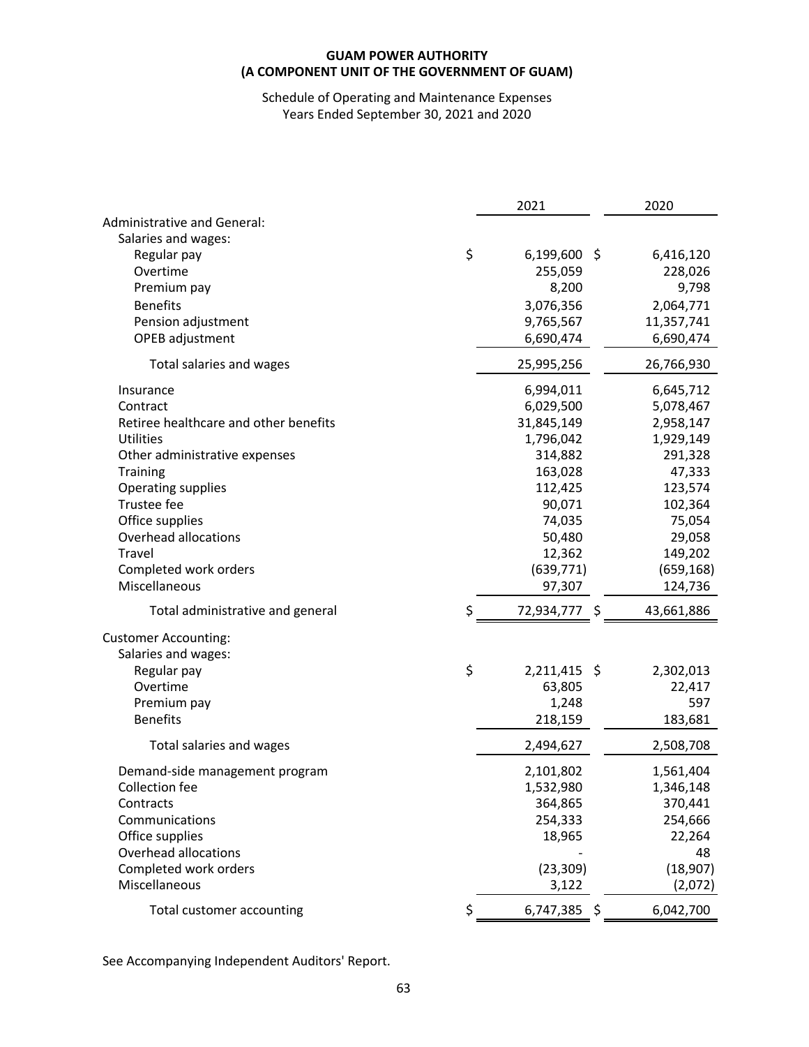**GUAM POWER AUTHORITY**
**(A COMPONENT UNIT OF THE GOVERNMENT OF GUAM)**

Schedule of Operating and Maintenance Expenses
Years Ended September 30, 2021 and 2020

| | 2021 | 2020 |
|---|---|---|
| Administrative and General: | | |
| Salaries and wages: | | |
| Regular pay | $ 6,199,600 | $ 6,416,120 |
| Overtime | 255,059 | 228,026 |
| Premium pay | 8,200 | 9,798 |
| Benefits | 3,076,356 | 2,064,771 |
| Pension adjustment | 9,765,567 | 11,357,741 |
| OPEB adjustment | 6,690,474 | 6,690,474 |
| Total salaries and wages | 25,995,256 | 26,766,930 |
| Insurance | 6,994,011 | 6,645,712 |
| Contract | 6,029,500 | 5,078,467 |
| Retiree healthcare and other benefits | 31,845,149 | 2,958,147 |
| Utilities | 1,796,042 | 1,929,149 |
| Other administrative expenses | 314,882 | 291,328 |
| Training | 163,028 | 47,333 |
| Operating supplies | 112,425 | 123,574 |
| Trustee fee | 90,071 | 102,364 |
| Office supplies | 74,035 | 75,054 |
| Overhead allocations | 50,480 | 29,058 |
| Travel | 12,362 | 149,202 |
| Completed work orders | (639,771) | (659,168) |
| Miscellaneous | 97,307 | 124,736 |
| Total administrative and general | $ 72,934,777 | $ 43,661,886 |
| Customer Accounting: | | |
| Salaries and wages: | | |
| Regular pay | $ 2,211,415 | $ 2,302,013 |
| Overtime | 63,805 | 22,417 |
| Premium pay | 1,248 | 597 |
| Benefits | 218,159 | 183,681 |
| Total salaries and wages | 2,494,627 | 2,508,708 |
| Demand-side management program | 2,101,802 | 1,561,404 |
| Collection fee | 1,532,980 | 1,346,148 |
| Contracts | 364,865 | 370,441 |
| Communications | 254,333 | 254,666 |
| Office supplies | 18,965 | 22,264 |
| Overhead allocations | - | 48 |
| Completed work orders | (23,309) | (18,907) |
| Miscellaneous | 3,122 | (2,072) |
| Total customer accounting | $ 6,747,385 | $ 6,042,700 |

See Accompanying Independent Auditors' Report.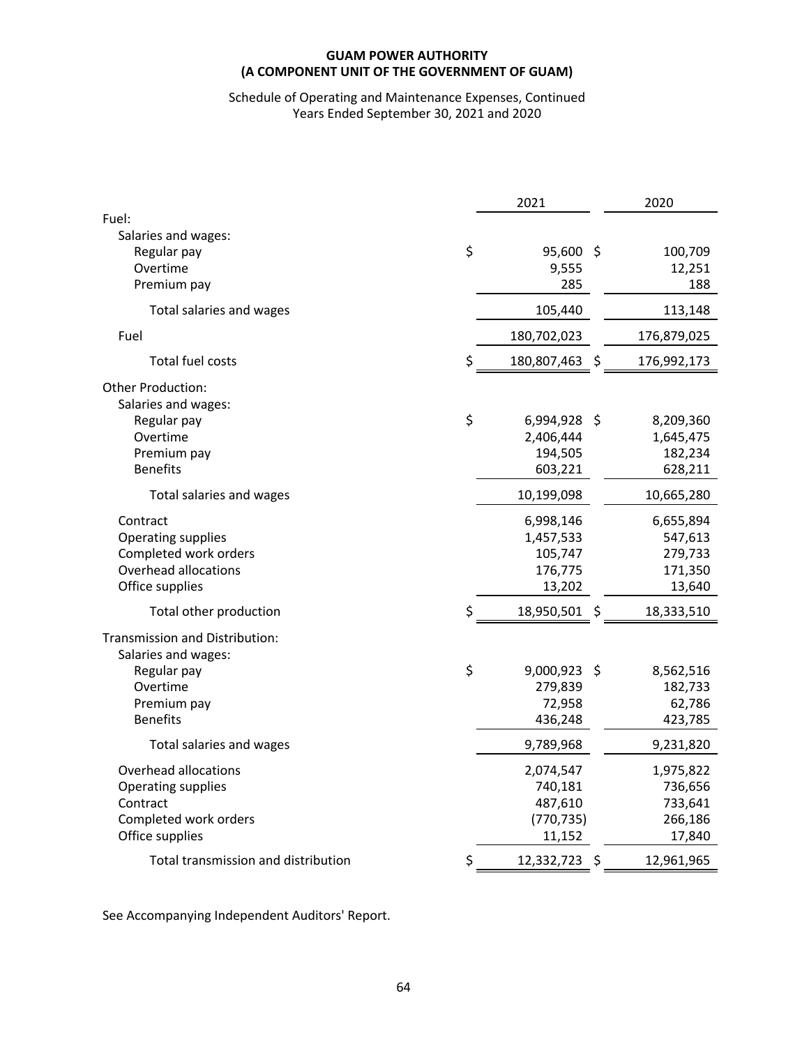**GUAM POWER AUTHORITY**
**(A COMPONENT UNIT OF THE GOVERNMENT OF GUAM)**

Schedule of Operating and Maintenance Expenses, Continued
Years Ended September 30, 2021 and 2020

| | 2021 | 2020 |
|---|---|---|
| Fuel: | | |
| Salaries and wages: | | |
| Regular pay | $ 95,600 | $ 100,709 |
| Overtime | 9,555 | 12,251 |
| Premium pay | 285 | 188 |
| Total salaries and wages | 105,440 | 113,148 |
| Fuel | 180,702,023 | 176,879,025 |
| Total fuel costs | $ 180,807,463 | $ 176,992,173 |
| Other Production: | | |
| Salaries and wages: | | |
| Regular pay | $ 6,994,928 | $ 8,209,360 |
| Overtime | 2,406,444 | 1,645,475 |
| Premium pay | 194,505 | 182,234 |
| Benefits | 603,221 | 628,211 |
| Total salaries and wages | 10,199,098 | 10,665,280 |
| Contract | 6,998,146 | 6,655,894 |
| Operating supplies | 1,457,533 | 547,613 |
| Completed work orders | 105,747 | 279,733 |
| Overhead allocations | 176,775 | 171,350 |
| Office supplies | 13,202 | 13,640 |
| Total other production | $ 18,950,501 | $ 18,333,510 |
| Transmission and Distribution: | | |
| Salaries and wages: | | |
| Regular pay | $ 9,000,923 | $ 8,562,516 |
| Overtime | 279,839 | 182,733 |
| Premium pay | 72,958 | 62,786 |
| Benefits | 436,248 | 423,785 |
| Total salaries and wages | 9,789,968 | 9,231,820 |
| Overhead allocations | 2,074,547 | 1,975,822 |
| Operating supplies | 740,181 | 736,656 |
| Contract | 487,610 | 733,641 |
| Completed work orders | (770,735) | 266,186 |
| Office supplies | 11,152 | 17,840 |
| Total transmission and distribution | $ 12,332,723 | $ 12,961,965 |

See Accompanying Independent Auditors' Report.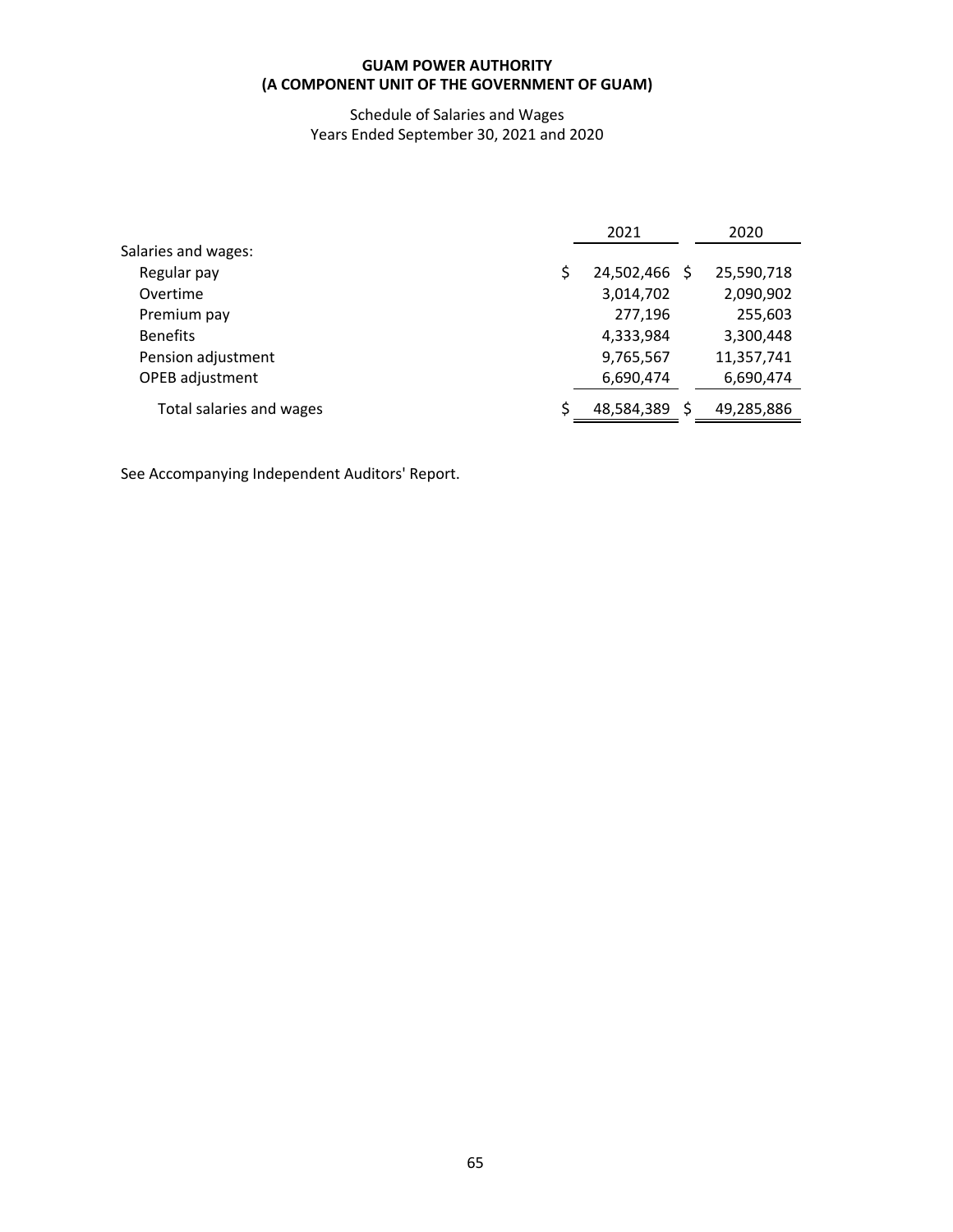**GUAM POWER AUTHORITY**
**(A COMPONENT UNIT OF THE GOVERNMENT OF GUAM)**

Schedule of Salaries and Wages
Years Ended September 30, 2021 and 2020

| | 2021 | 2020 |
|---|---|---|
| Salaries and wages: | | |
| Regular pay | $ 24,502,466 | $ 25,590,718 |
| Overtime | 3,014,702 | 2,090,902 |
| Premium pay | 277,196 | 255,603 |
| Benefits | 4,333,984 | 3,300,448 |
| Pension adjustment | 9,765,567 | 11,357,741 |
| OPEB adjustment | 6,690,474 | 6,690,474 |
| Total salaries and wages | $ 48,584,389 | $ 49,285,886 |

See Accompanying Independent Auditors' Report.